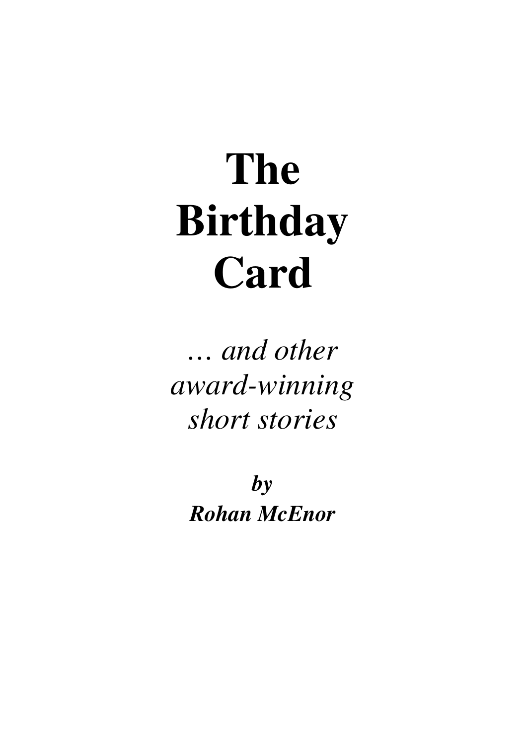# The Birthday Card

*… and other award-winning short stories*

***by Rohan McEnor***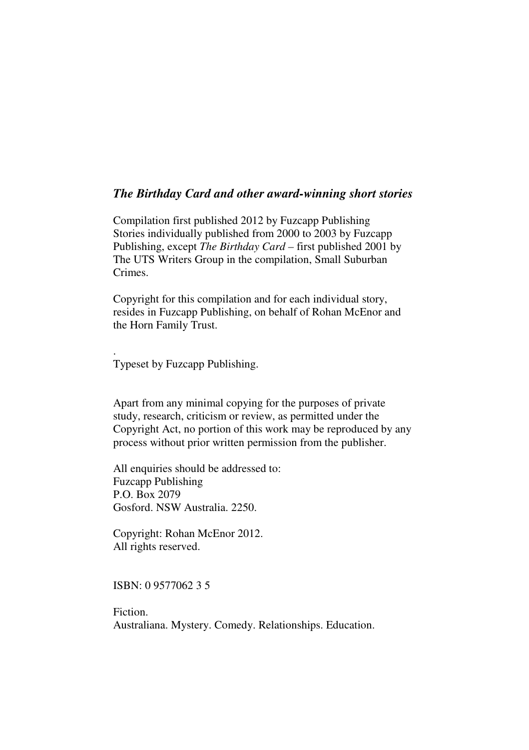***The Birthday Card and other award-winning short stories***

Compilation first published 2012 by Fuzcapp Publishing
Stories individually published from 2000 to 2003 by Fuzcapp Publishing, except *The Birthday Card* – first published 2001 by The UTS Writers Group in the compilation, Small Suburban Crimes.

Copyright for this compilation and for each individual story, resides in Fuzcapp Publishing, on behalf of Rohan McEnor and the Horn Family Trust.

.
Typeset by Fuzcapp Publishing.

Apart from any minimal copying for the purposes of private study, research, criticism or review, as permitted under the Copyright Act, no portion of this work may be reproduced by any process without prior written permission from the publisher.

All enquiries should be addressed to:
Fuzcapp Publishing
P.O. Box 2079
Gosford. NSW Australia. 2250.

Copyright: Rohan McEnor 2012.
All rights reserved.

ISBN: 0 9577062 3 5

Fiction.
Australiana. Mystery. Comedy. Relationships. Education.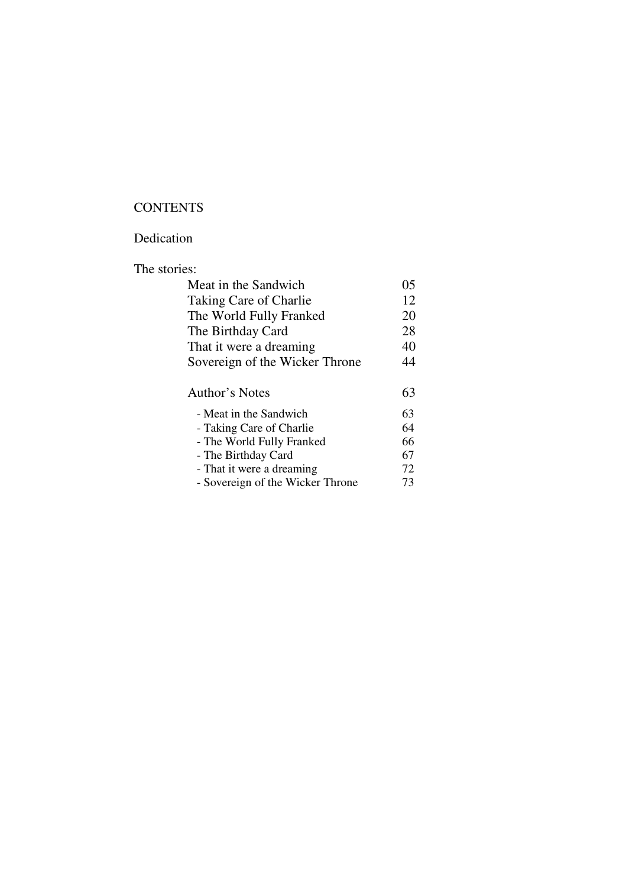# CONTENTS

Dedication

The stories:

| | |
|---|---|
| Meat in the Sandwich | 05 |
| Taking Care of Charlie | 12 |
| The World Fully Franked | 20 |
| The Birthday Card | 28 |
| That it were a dreaming | 40 |
| Sovereign of the Wicker Throne | 44 |
| | |
| Author's Notes | 63 |
| - Meat in the Sandwich | 63 |
| - Taking Care of Charlie | 64 |
| - The World Fully Franked | 66 |
| - The Birthday Card | 67 |
| - That it were a dreaming | 72 |
| - Sovereign of the Wicker Throne | 73 |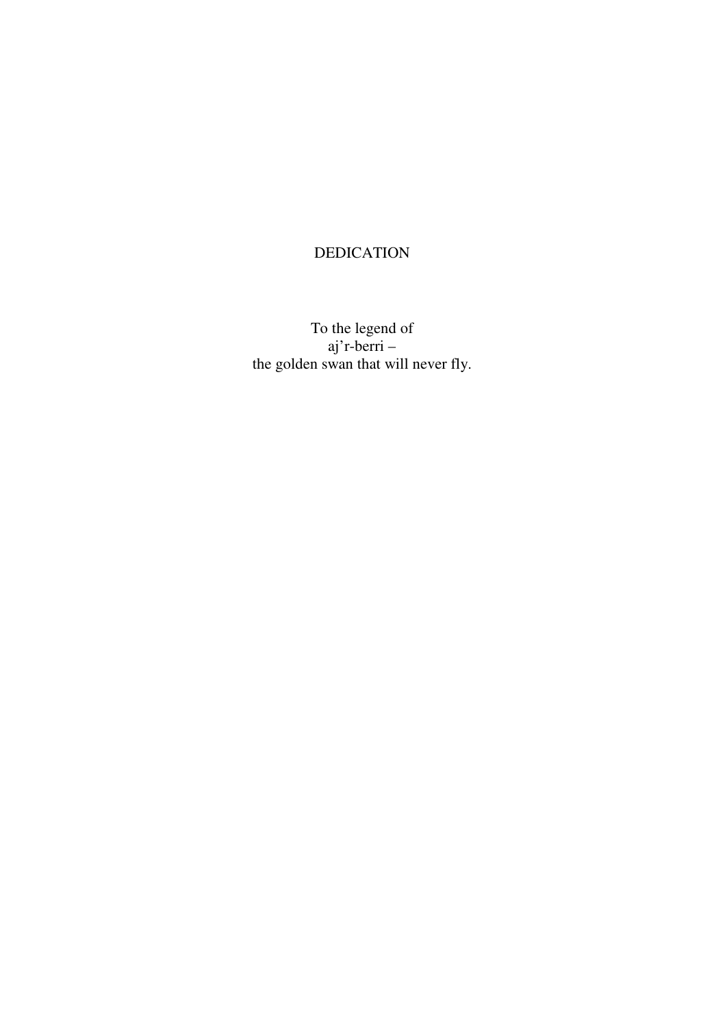# DEDICATION

To the legend of
aj'r-berri –
the golden swan that will never fly.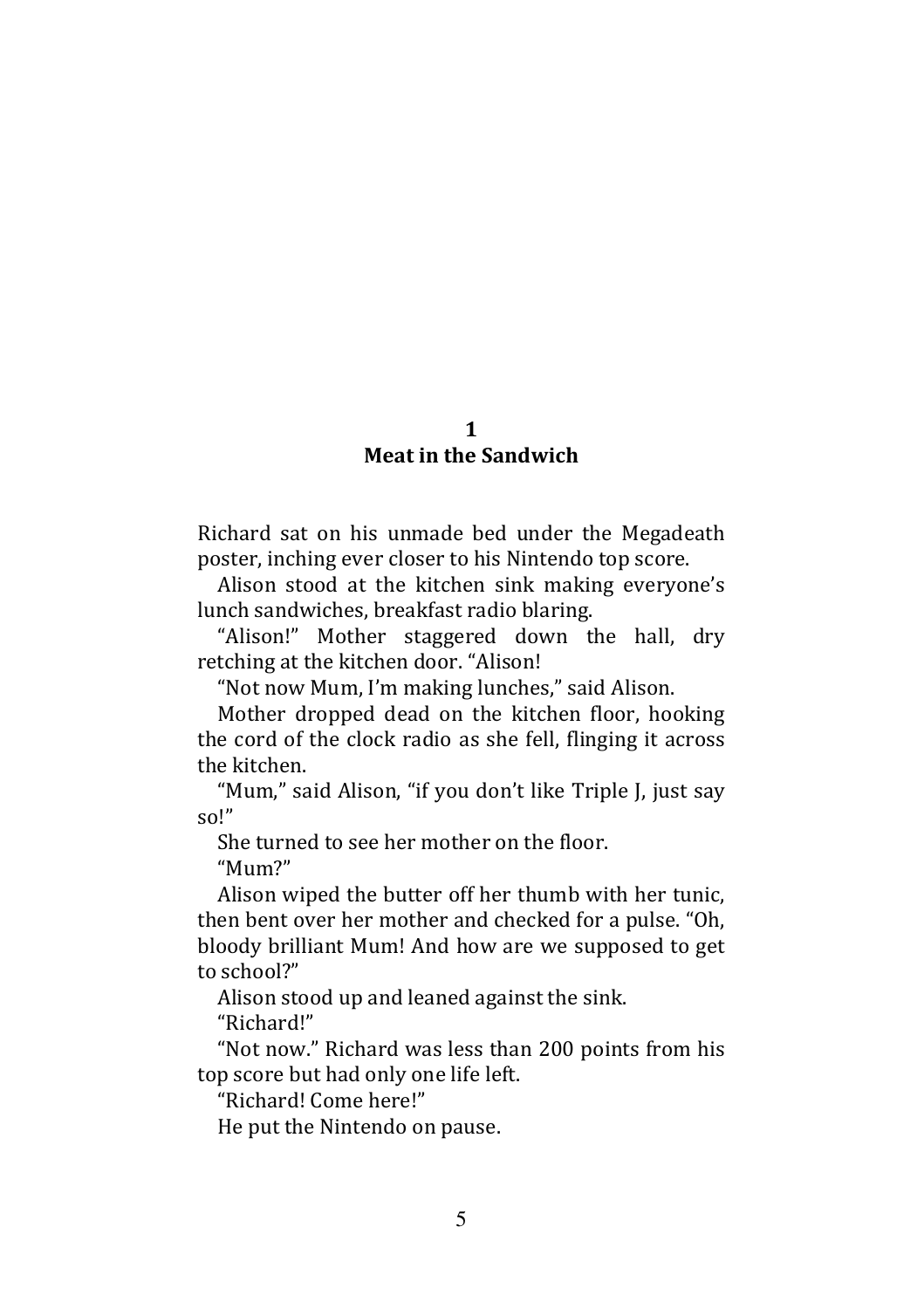# 1
# Meat in the Sandwich

Richard sat on his unmade bed under the Megadeath poster, inching ever closer to his Nintendo top score.

Alison stood at the kitchen sink making everyone's lunch sandwiches, breakfast radio blaring.

"Alison!" Mother staggered down the hall, dry retching at the kitchen door. "Alison!

"Not now Mum, I'm making lunches," said Alison.

Mother dropped dead on the kitchen floor, hooking the cord of the clock radio as she fell, flinging it across the kitchen.

"Mum," said Alison, "if you don't like Triple J, just say so!"

She turned to see her mother on the floor.

"Mum?"

Alison wiped the butter off her thumb with her tunic, then bent over her mother and checked for a pulse. "Oh, bloody brilliant Mum! And how are we supposed to get to school?"

Alison stood up and leaned against the sink.

"Richard!"

"Not now." Richard was less than 200 points from his top score but had only one life left.

"Richard! Come here!"

He put the Nintendo on pause.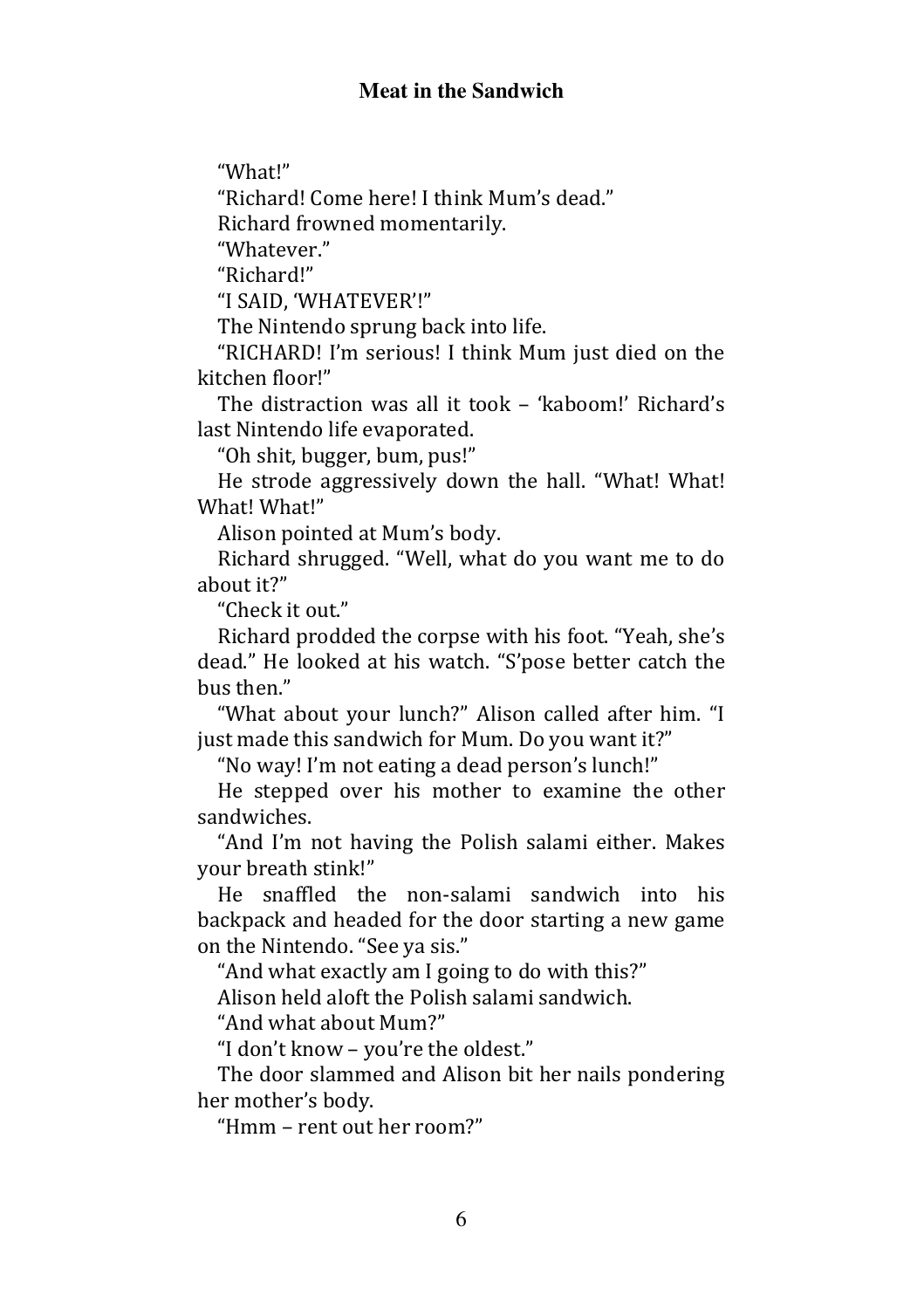"What!"

"Richard! Come here! I think Mum's dead."

Richard frowned momentarily.

"Whatever."

"Richard!"

"I SAID, 'WHATEVER'!"

The Nintendo sprung back into life.

"RICHARD! I'm serious! I think Mum just died on the kitchen floor!"

The distraction was all it took – 'kaboom!' Richard's last Nintendo life evaporated.

"Oh shit, bugger, bum, pus!"

He strode aggressively down the hall. "What! What! What! What!"

Alison pointed at Mum's body.

Richard shrugged. "Well, what do you want me to do about it?"

"Check it out."

Richard prodded the corpse with his foot. "Yeah, she's dead." He looked at his watch. "S'pose better catch the bus then."

"What about your lunch?" Alison called after him. "I just made this sandwich for Mum. Do you want it?"

"No way! I'm not eating a dead person's lunch!"

He stepped over his mother to examine the other sandwiches.

"And I'm not having the Polish salami either. Makes your breath stink!"

He snaffled the non-salami sandwich into his backpack and headed for the door starting a new game on the Nintendo. "See ya sis."

"And what exactly am I going to do with this?"

Alison held aloft the Polish salami sandwich.

"And what about Mum?"

"I don't know – you're the oldest."

The door slammed and Alison bit her nails pondering her mother's body.

"Hmm – rent out her room?"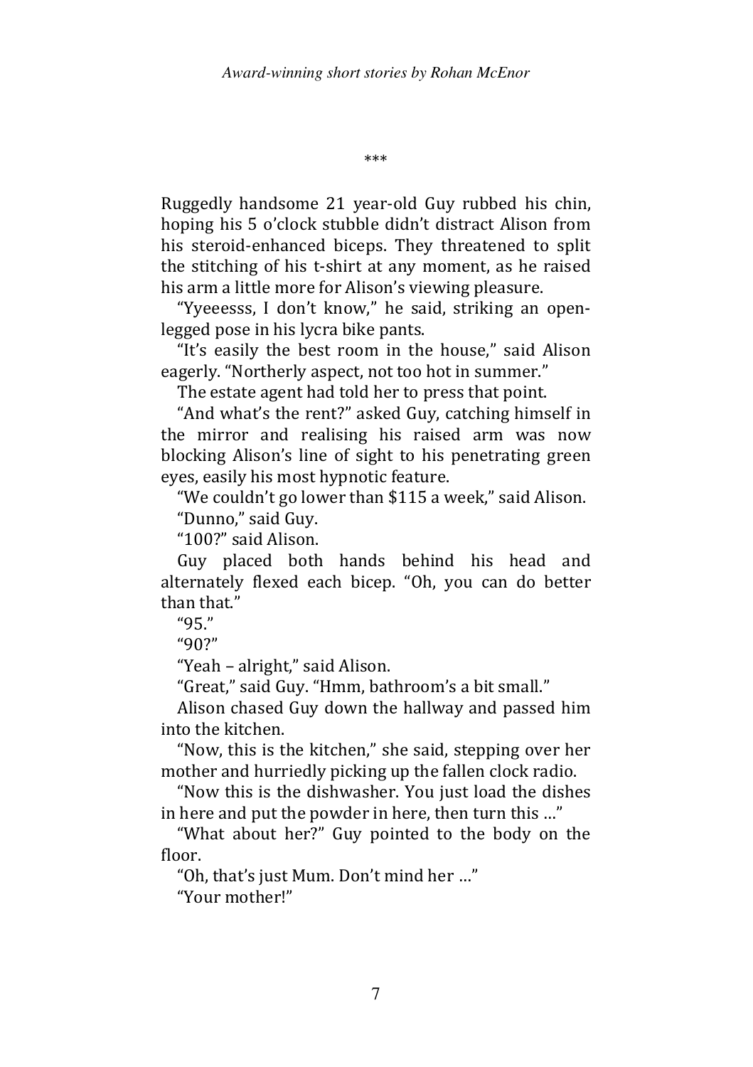\*\*\*

Ruggedly handsome 21 year-old Guy rubbed his chin, hoping his 5 o'clock stubble didn't distract Alison from his steroid-enhanced biceps. They threatened to split the stitching of his t-shirt at any moment, as he raised his arm a little more for Alison's viewing pleasure.

"Yyeeesss, I don't know," he said, striking an open-legged pose in his lycra bike pants.

"It's easily the best room in the house," said Alison eagerly. "Northerly aspect, not too hot in summer."

The estate agent had told her to press that point.

"And what's the rent?" asked Guy, catching himself in the mirror and realising his raised arm was now blocking Alison's line of sight to his penetrating green eyes, easily his most hypnotic feature.

"We couldn't go lower than $115 a week," said Alison.

"Dunno," said Guy.

"100?" said Alison.

Guy placed both hands behind his head and alternately flexed each bicep. "Oh, you can do better than that."

"95."

"90?"

"Yeah – alright," said Alison.

"Great," said Guy. "Hmm, bathroom's a bit small."

Alison chased Guy down the hallway and passed him into the kitchen.

"Now, this is the kitchen," she said, stepping over her mother and hurriedly picking up the fallen clock radio.

"Now this is the dishwasher. You just load the dishes in here and put the powder in here, then turn this …"

"What about her?" Guy pointed to the body on the floor.

"Oh, that's just Mum. Don't mind her …"

"Your mother!"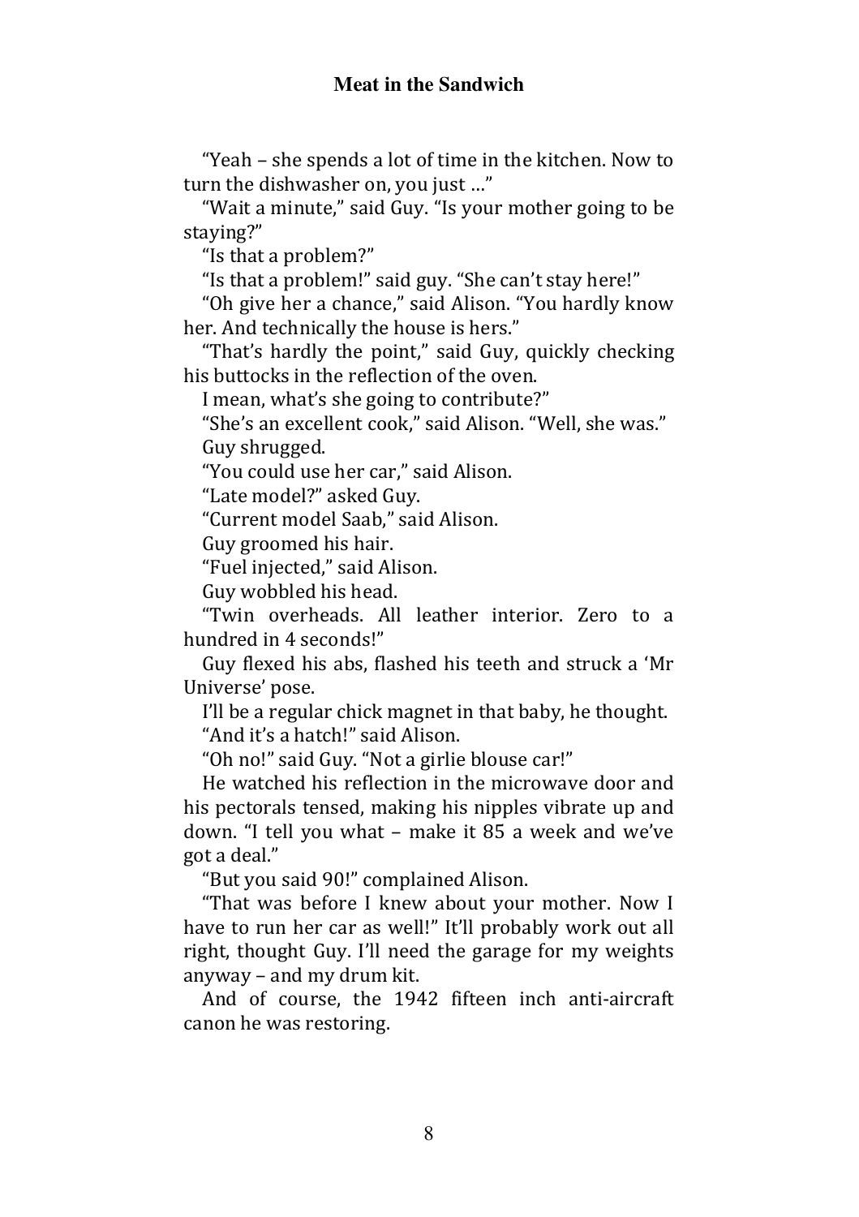"Yeah – she spends a lot of time in the kitchen. Now to turn the dishwasher on, you just …"

"Wait a minute," said Guy. "Is your mother going to be staying?"

"Is that a problem?"

"Is that a problem!" said guy. "She can't stay here!"

"Oh give her a chance," said Alison. "You hardly know her. And technically the house is hers."

"That's hardly the point," said Guy, quickly checking his buttocks in the reflection of the oven.

I mean, what's she going to contribute?"

"She's an excellent cook," said Alison. "Well, she was."

Guy shrugged.

"You could use her car," said Alison.

"Late model?" asked Guy.

"Current model Saab," said Alison.

Guy groomed his hair.

"Fuel injected," said Alison.

Guy wobbled his head.

"Twin overheads. All leather interior. Zero to a hundred in 4 seconds!"

Guy flexed his abs, flashed his teeth and struck a 'Mr Universe' pose.

I'll be a regular chick magnet in that baby, he thought.

"And it's a hatch!" said Alison.

"Oh no!" said Guy. "Not a girlie blouse car!"

He watched his reflection in the microwave door and his pectorals tensed, making his nipples vibrate up and down. "I tell you what – make it 85 a week and we've got a deal."

"But you said 90!" complained Alison.

"That was before I knew about your mother. Now I have to run her car as well!" It'll probably work out all right, thought Guy. I'll need the garage for my weights anyway – and my drum kit.

And of course, the 1942 fifteen inch anti-aircraft canon he was restoring.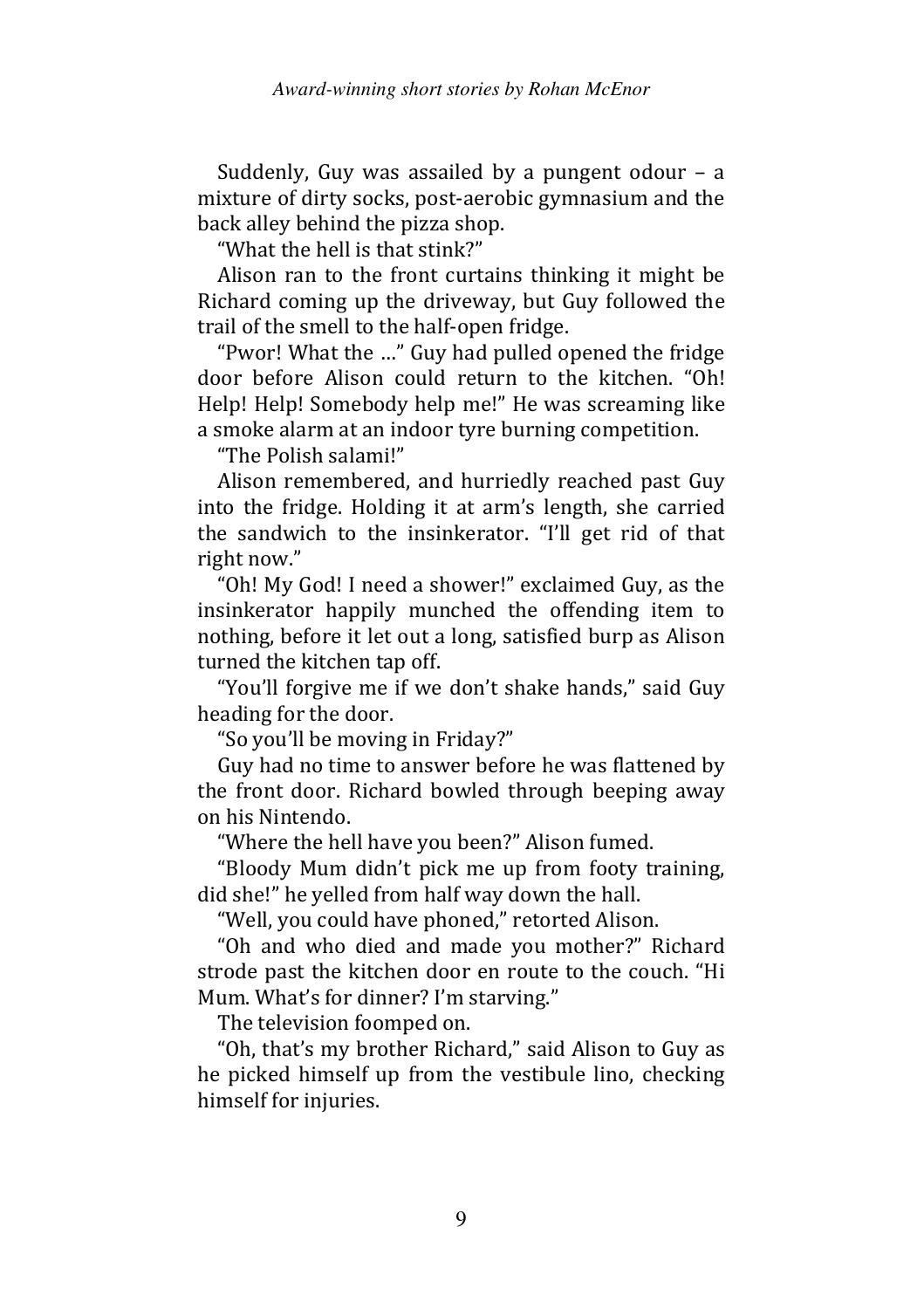Suddenly, Guy was assailed by a pungent odour – a mixture of dirty socks, post-aerobic gymnasium and the back alley behind the pizza shop.

"What the hell is that stink?"

Alison ran to the front curtains thinking it might be Richard coming up the driveway, but Guy followed the trail of the smell to the half-open fridge.

"Pwor! What the …" Guy had pulled opened the fridge door before Alison could return to the kitchen. "Oh! Help! Help! Somebody help me!" He was screaming like a smoke alarm at an indoor tyre burning competition.

"The Polish salami!"

Alison remembered, and hurriedly reached past Guy into the fridge. Holding it at arm's length, she carried the sandwich to the insinkerator. "I'll get rid of that right now."

"Oh! My God! I need a shower!" exclaimed Guy, as the insinkerator happily munched the offending item to nothing, before it let out a long, satisfied burp as Alison turned the kitchen tap off.

"You'll forgive me if we don't shake hands," said Guy heading for the door.

"So you'll be moving in Friday?"

Guy had no time to answer before he was flattened by the front door. Richard bowled through beeping away on his Nintendo.

"Where the hell have you been?" Alison fumed.

"Bloody Mum didn't pick me up from footy training, did she!" he yelled from half way down the hall.

"Well, you could have phoned," retorted Alison.

"Oh and who died and made you mother?" Richard strode past the kitchen door en route to the couch. "Hi Mum. What's for dinner? I'm starving."

The television foomped on.

"Oh, that's my brother Richard," said Alison to Guy as he picked himself up from the vestibule lino, checking himself for injuries.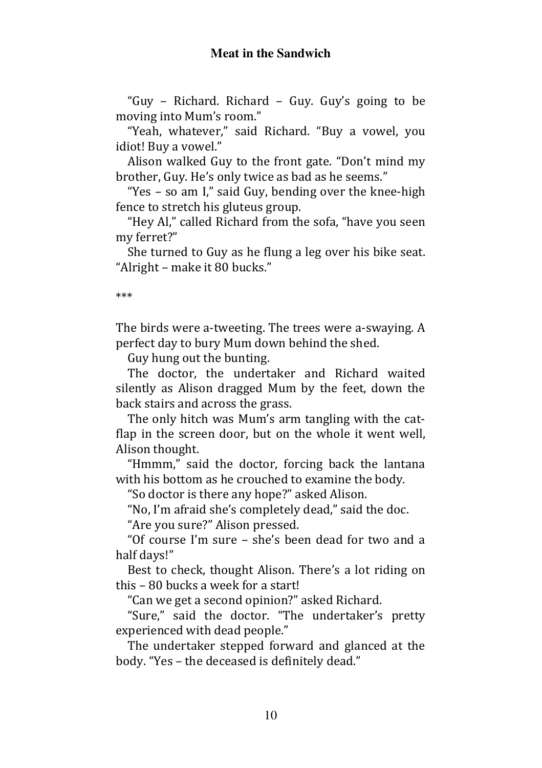"Guy – Richard. Richard – Guy. Guy's going to be moving into Mum's room."

"Yeah, whatever," said Richard. "Buy a vowel, you idiot! Buy a vowel."

Alison walked Guy to the front gate. "Don't mind my brother, Guy. He's only twice as bad as he seems."

"Yes – so am I," said Guy, bending over the knee-high fence to stretch his gluteus group.

"Hey Al," called Richard from the sofa, "have you seen my ferret?"

She turned to Guy as he flung a leg over his bike seat. "Alright – make it 80 bucks."

***

The birds were a-tweeting. The trees were a-swaying. A perfect day to bury Mum down behind the shed.

Guy hung out the bunting.

The doctor, the undertaker and Richard waited silently as Alison dragged Mum by the feet, down the back stairs and across the grass.

The only hitch was Mum's arm tangling with the cat-flap in the screen door, but on the whole it went well, Alison thought.

"Hmmm," said the doctor, forcing back the lantana with his bottom as he crouched to examine the body.

"So doctor is there any hope?" asked Alison.

"No, I'm afraid she's completely dead," said the doc.

"Are you sure?" Alison pressed.

"Of course I'm sure – she's been dead for two and a half days!"

Best to check, thought Alison. There's a lot riding on this – 80 bucks a week for a start!

"Can we get a second opinion?" asked Richard.

"Sure," said the doctor. "The undertaker's pretty experienced with dead people."

The undertaker stepped forward and glanced at the body. "Yes – the deceased is definitely dead."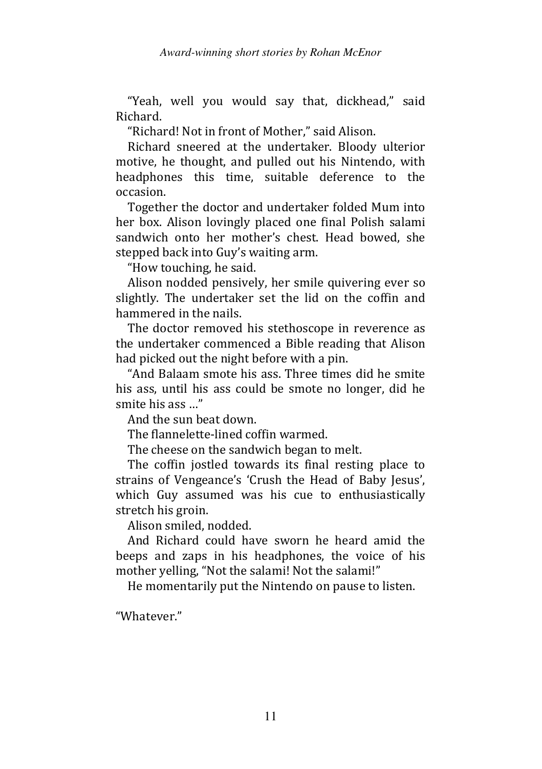"Yeah, well you would say that, dickhead," said Richard.

"Richard! Not in front of Mother," said Alison.

Richard sneered at the undertaker. Bloody ulterior motive, he thought, and pulled out his Nintendo, with headphones this time, suitable deference to the occasion.

Together the doctor and undertaker folded Mum into her box. Alison lovingly placed one final Polish salami sandwich onto her mother's chest. Head bowed, she stepped back into Guy's waiting arm.

"How touching, he said.

Alison nodded pensively, her smile quivering ever so slightly. The undertaker set the lid on the coffin and hammered in the nails.

The doctor removed his stethoscope in reverence as the undertaker commenced a Bible reading that Alison had picked out the night before with a pin.

"And Balaam smote his ass. Three times did he smite his ass, until his ass could be smote no longer, did he smite his ass …"

And the sun beat down.

The flannelette-lined coffin warmed.

The cheese on the sandwich began to melt.

The coffin jostled towards its final resting place to strains of Vengeance's 'Crush the Head of Baby Jesus', which Guy assumed was his cue to enthusiastically stretch his groin.

Alison smiled, nodded.

And Richard could have sworn he heard amid the beeps and zaps in his headphones, the voice of his mother yelling, "Not the salami! Not the salami!"

He momentarily put the Nintendo on pause to listen.

"Whatever."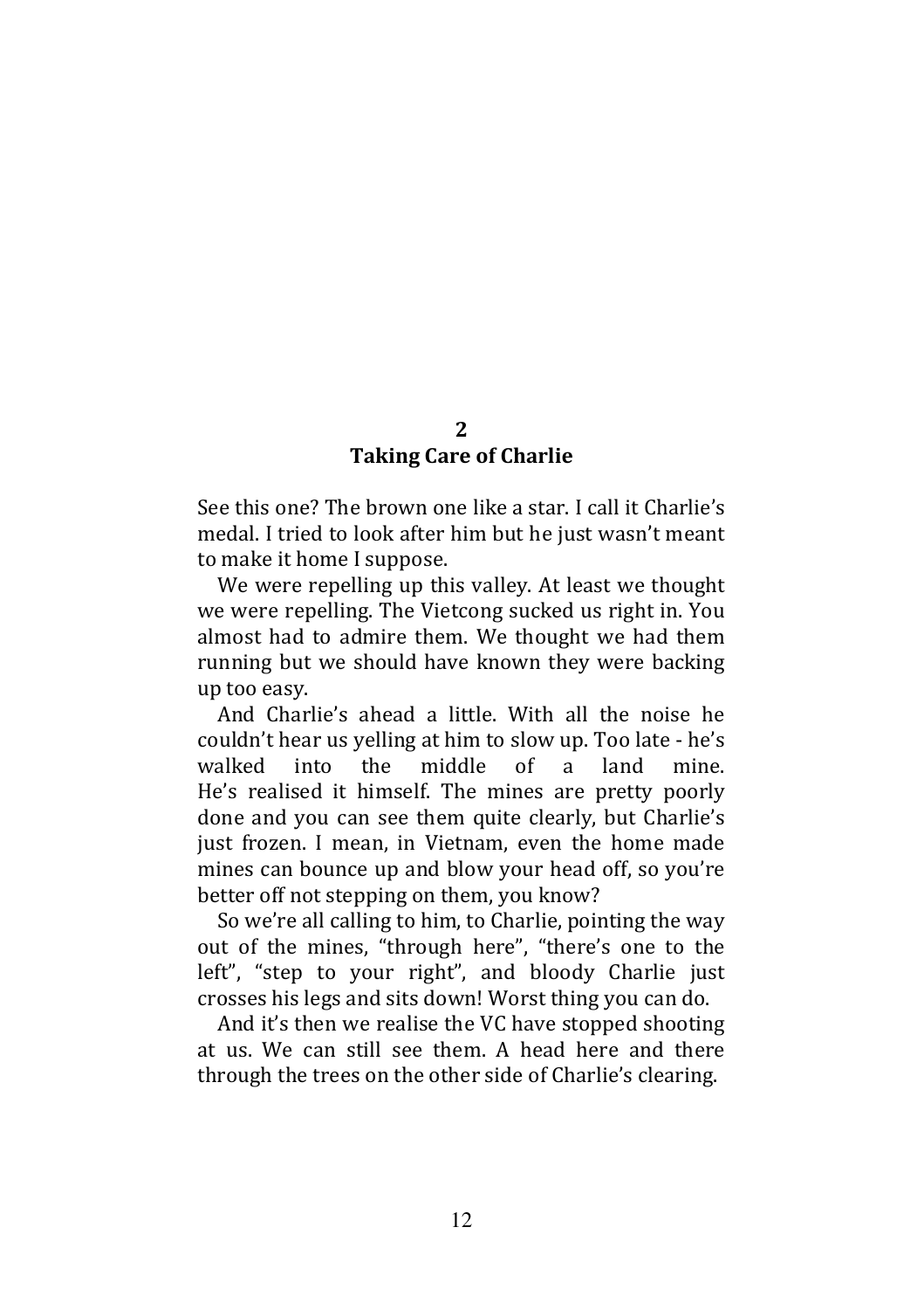## 2
## Taking Care of Charlie

See this one? The brown one like a star. I call it Charlie's medal. I tried to look after him but he just wasn't meant to make it home I suppose.

We were repelling up this valley. At least we thought we were repelling. The Vietcong sucked us right in. You almost had to admire them. We thought we had them running but we should have known they were backing up too easy.

And Charlie's ahead a little. With all the noise he couldn't hear us yelling at him to slow up. Too late - he's walked into the middle of a land mine. He's realised it himself. The mines are pretty poorly done and you can see them quite clearly, but Charlie's just frozen. I mean, in Vietnam, even the home made mines can bounce up and blow your head off, so you're better off not stepping on them, you know?

So we're all calling to him, to Charlie, pointing the way out of the mines, "through here", "there's one to the left", "step to your right", and bloody Charlie just crosses his legs and sits down! Worst thing you can do.

And it's then we realise the VC have stopped shooting at us. We can still see them. A head here and there through the trees on the other side of Charlie's clearing.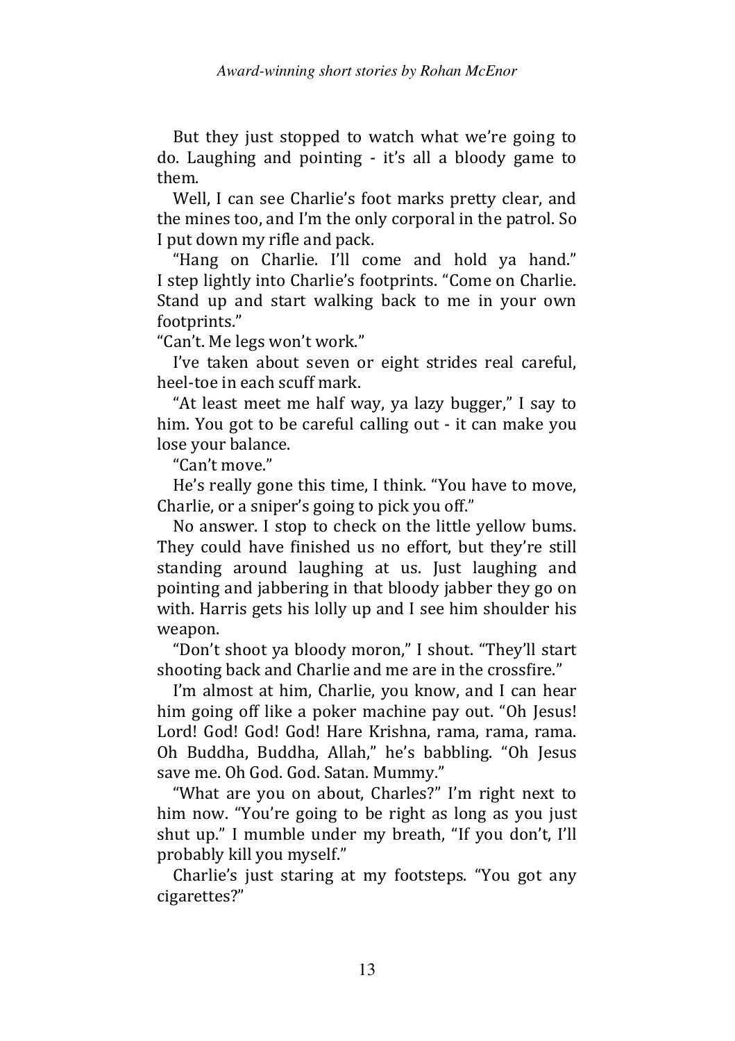But they just stopped to watch what we're going to do. Laughing and pointing - it's all a bloody game to them.

Well, I can see Charlie's foot marks pretty clear, and the mines too, and I'm the only corporal in the patrol. So I put down my rifle and pack.

"Hang on Charlie. I'll come and hold ya hand." I step lightly into Charlie's footprints. "Come on Charlie. Stand up and start walking back to me in your own footprints."

"Can't. Me legs won't work."

I've taken about seven or eight strides real careful, heel-toe in each scuff mark.

"At least meet me half way, ya lazy bugger," I say to him. You got to be careful calling out - it can make you lose your balance.

"Can't move."

He's really gone this time, I think. "You have to move, Charlie, or a sniper's going to pick you off."

No answer. I stop to check on the little yellow bums. They could have finished us no effort, but they're still standing around laughing at us. Just laughing and pointing and jabbering in that bloody jabber they go on with. Harris gets his lolly up and I see him shoulder his weapon.

"Don't shoot ya bloody moron," I shout. "They'll start shooting back and Charlie and me are in the crossfire."

I'm almost at him, Charlie, you know, and I can hear him going off like a poker machine pay out. "Oh Jesus! Lord! God! God! God! Hare Krishna, rama, rama, rama. Oh Buddha, Buddha, Allah," he's babbling. "Oh Jesus save me. Oh God. God. Satan. Mummy."

"What are you on about, Charles?" I'm right next to him now. "You're going to be right as long as you just shut up." I mumble under my breath, "If you don't, I'll probably kill you myself."

Charlie's just staring at my footsteps. "You got any cigarettes?"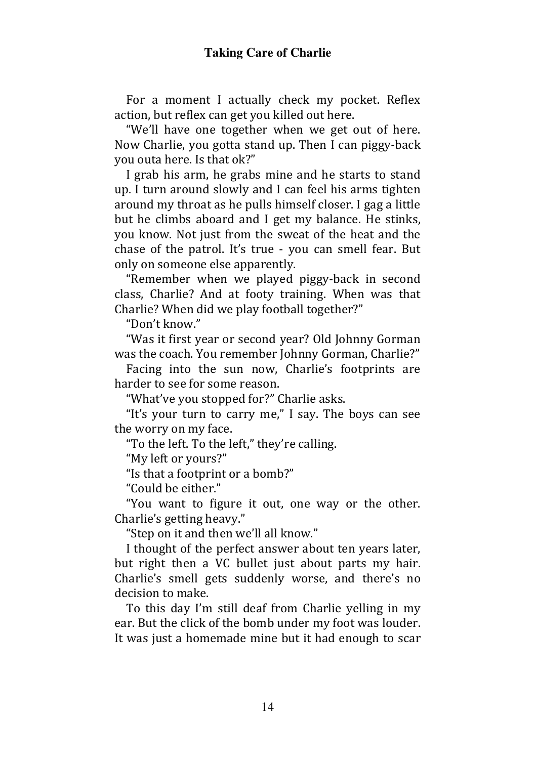For a moment I actually check my pocket. Reflex action, but reflex can get you killed out here.

"We'll have one together when we get out of here. Now Charlie, you gotta stand up. Then I can piggy-back you outa here. Is that ok?"

I grab his arm, he grabs mine and he starts to stand up. I turn around slowly and I can feel his arms tighten around my throat as he pulls himself closer. I gag a little but he climbs aboard and I get my balance. He stinks, you know. Not just from the sweat of the heat and the chase of the patrol. It's true - you can smell fear. But only on someone else apparently.

"Remember when we played piggy-back in second class, Charlie? And at footy training. When was that Charlie? When did we play football together?"

"Don't know."

"Was it first year or second year? Old Johnny Gorman was the coach. You remember Johnny Gorman, Charlie?"

Facing into the sun now, Charlie's footprints are harder to see for some reason.

"What've you stopped for?" Charlie asks.

"It's your turn to carry me," I say. The boys can see the worry on my face.

"To the left. To the left," they're calling.

"My left or yours?"

"Is that a footprint or a bomb?"

"Could be either."

"You want to figure it out, one way or the other. Charlie's getting heavy."

"Step on it and then we'll all know."

I thought of the perfect answer about ten years later, but right then a VC bullet just about parts my hair. Charlie's smell gets suddenly worse, and there's no decision to make.

To this day I'm still deaf from Charlie yelling in my ear. But the click of the bomb under my foot was louder. It was just a homemade mine but it had enough to scar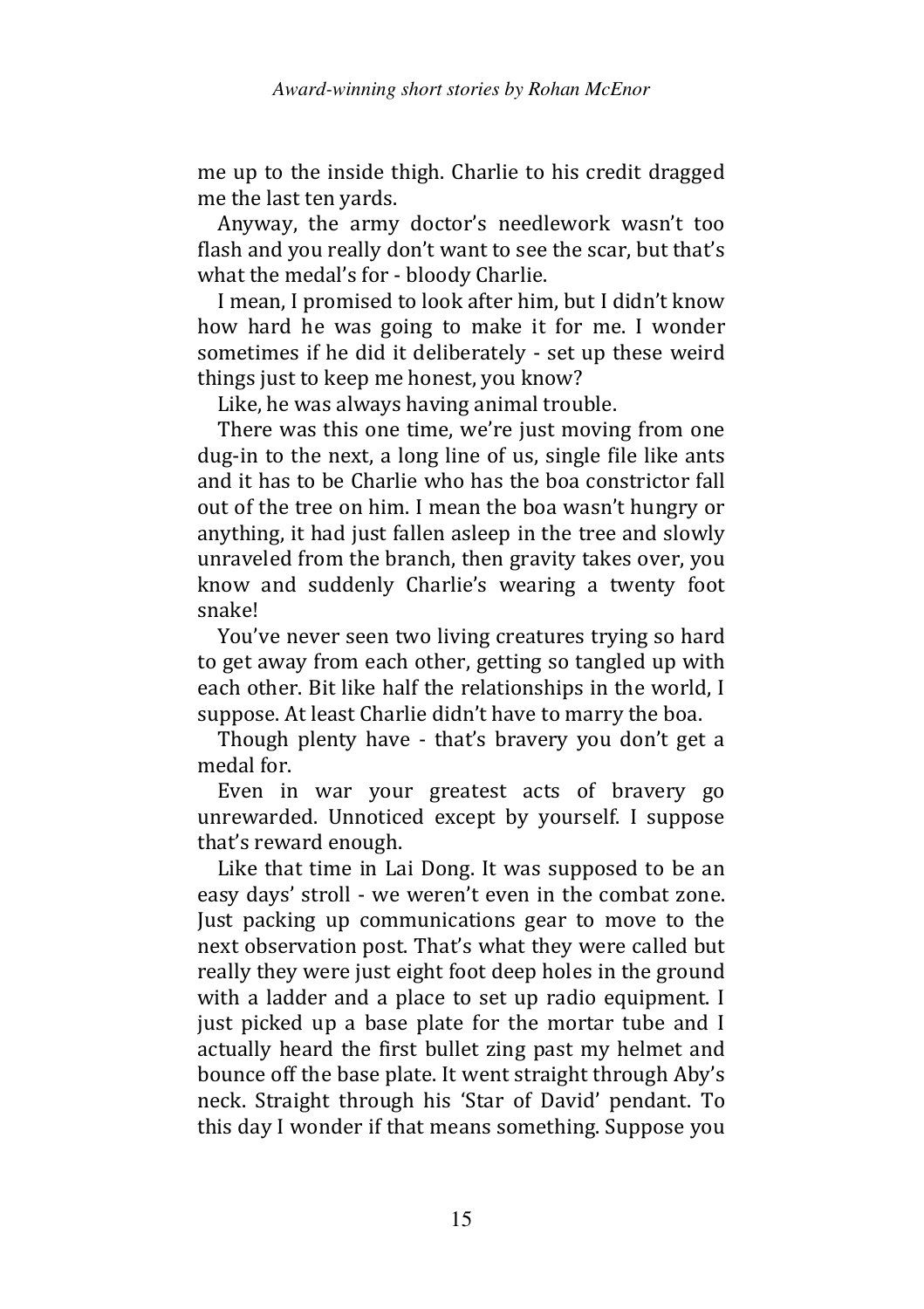me up to the inside thigh. Charlie to his credit dragged me the last ten yards.

Anyway, the army doctor's needlework wasn't too flash and you really don't want to see the scar, but that's what the medal's for - bloody Charlie.

I mean, I promised to look after him, but I didn't know how hard he was going to make it for me. I wonder sometimes if he did it deliberately - set up these weird things just to keep me honest, you know?

Like, he was always having animal trouble.

There was this one time, we're just moving from one dug-in to the next, a long line of us, single file like ants and it has to be Charlie who has the boa constrictor fall out of the tree on him. I mean the boa wasn't hungry or anything, it had just fallen asleep in the tree and slowly unraveled from the branch, then gravity takes over, you know and suddenly Charlie's wearing a twenty foot snake!

You've never seen two living creatures trying so hard to get away from each other, getting so tangled up with each other. Bit like half the relationships in the world, I suppose. At least Charlie didn't have to marry the boa.

Though plenty have - that's bravery you don't get a medal for.

Even in war your greatest acts of bravery go unrewarded. Unnoticed except by yourself. I suppose that's reward enough.

Like that time in Lai Dong. It was supposed to be an easy days' stroll - we weren't even in the combat zone. Just packing up communications gear to move to the next observation post. That's what they were called but really they were just eight foot deep holes in the ground with a ladder and a place to set up radio equipment. I just picked up a base plate for the mortar tube and I actually heard the first bullet zing past my helmet and bounce off the base plate. It went straight through Aby's neck. Straight through his 'Star of David' pendant. To this day I wonder if that means something. Suppose you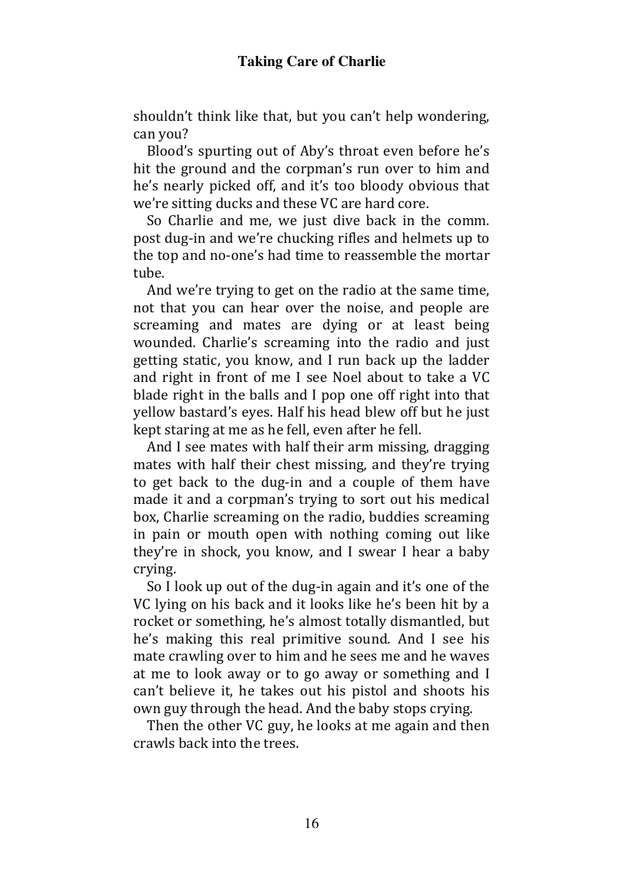shouldn't think like that, but you can't help wondering, can you?

Blood's spurting out of Aby's throat even before he's hit the ground and the corpman's run over to him and he's nearly picked off, and it's too bloody obvious that we're sitting ducks and these VC are hard core.

So Charlie and me, we just dive back in the comm. post dug-in and we're chucking rifles and helmets up to the top and no-one's had time to reassemble the mortar tube.

And we're trying to get on the radio at the same time, not that you can hear over the noise, and people are screaming and mates are dying or at least being wounded. Charlie's screaming into the radio and just getting static, you know, and I run back up the ladder and right in front of me I see Noel about to take a VC blade right in the balls and I pop one off right into that yellow bastard's eyes. Half his head blew off but he just kept staring at me as he fell, even after he fell.

And I see mates with half their arm missing, dragging mates with half their chest missing, and they're trying to get back to the dug-in and a couple of them have made it and a corpman's trying to sort out his medical box, Charlie screaming on the radio, buddies screaming in pain or mouth open with nothing coming out like they're in shock, you know, and I swear I hear a baby crying.

So I look up out of the dug-in again and it's one of the VC lying on his back and it looks like he's been hit by a rocket or something, he's almost totally dismantled, but he's making this real primitive sound. And I see his mate crawling over to him and he sees me and he waves at me to look away or to go away or something and I can't believe it, he takes out his pistol and shoots his own guy through the head. And the baby stops crying.

Then the other VC guy, he looks at me again and then crawls back into the trees.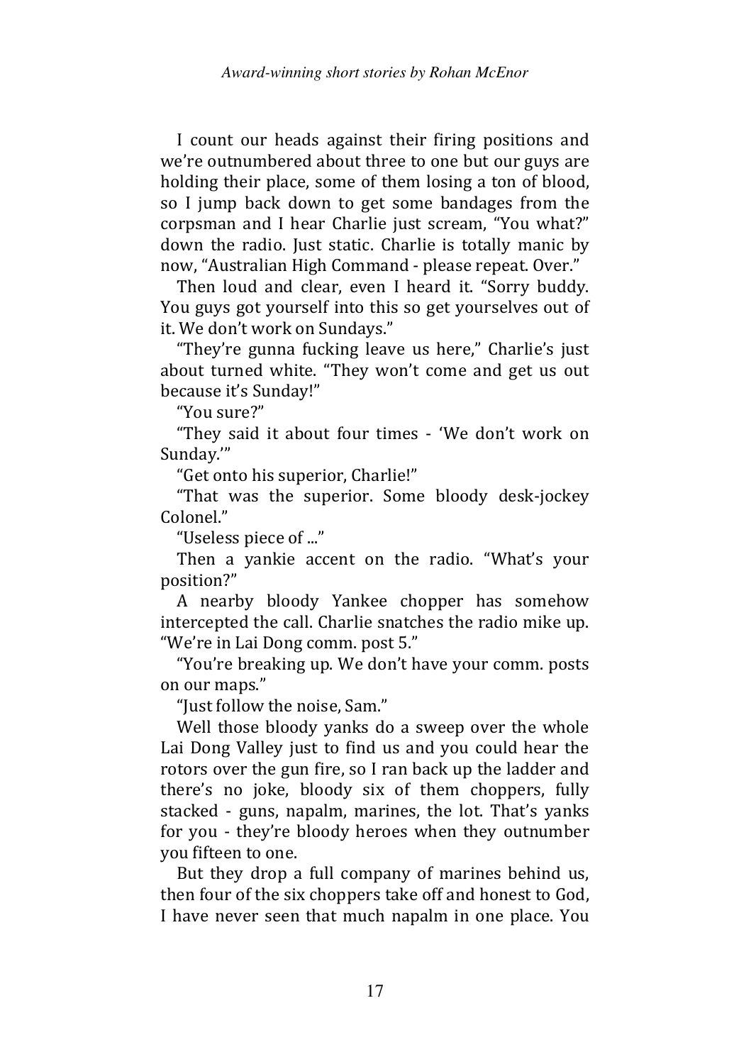I count our heads against their firing positions and we're outnumbered about three to one but our guys are holding their place, some of them losing a ton of blood, so I jump back down to get some bandages from the corpsman and I hear Charlie just scream, "You what?" down the radio. Just static. Charlie is totally manic by now, "Australian High Command - please repeat. Over."

Then loud and clear, even I heard it. "Sorry buddy. You guys got yourself into this so get yourselves out of it. We don't work on Sundays."

"They're gunna fucking leave us here," Charlie's just about turned white. "They won't come and get us out because it's Sunday!"

"You sure?"

"They said it about four times - 'We don't work on Sunday.'"

"Get onto his superior, Charlie!"

"That was the superior. Some bloody desk-jockey Colonel."

"Useless piece of ..."

Then a yankie accent on the radio. "What's your position?"

A nearby bloody Yankee chopper has somehow intercepted the call. Charlie snatches the radio mike up. "We're in Lai Dong comm. post 5."

"You're breaking up. We don't have your comm. posts on our maps."

"Just follow the noise, Sam."

Well those bloody yanks do a sweep over the whole Lai Dong Valley just to find us and you could hear the rotors over the gun fire, so I ran back up the ladder and there's no joke, bloody six of them choppers, fully stacked - guns, napalm, marines, the lot. That's yanks for you - they're bloody heroes when they outnumber you fifteen to one.

But they drop a full company of marines behind us, then four of the six choppers take off and honest to God, I have never seen that much napalm in one place. You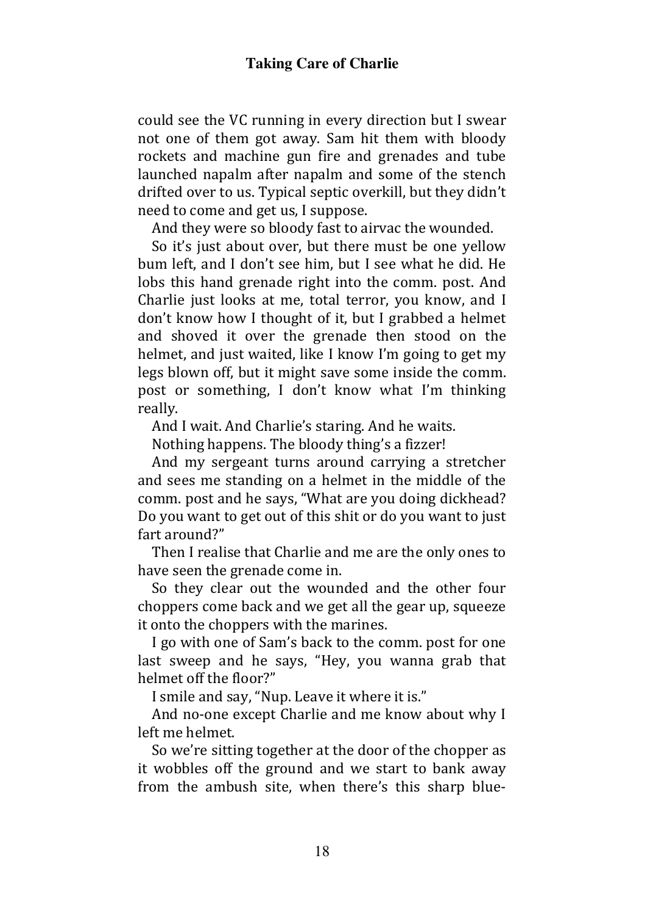could see the VC running in every direction but I swear not one of them got away. Sam hit them with bloody rockets and machine gun fire and grenades and tube launched napalm after napalm and some of the stench drifted over to us. Typical septic overkill, but they didn't need to come and get us, I suppose.

And they were so bloody fast to airvac the wounded.

So it's just about over, but there must be one yellow bum left, and I don't see him, but I see what he did. He lobs this hand grenade right into the comm. post. And Charlie just looks at me, total terror, you know, and I don't know how I thought of it, but I grabbed a helmet and shoved it over the grenade then stood on the helmet, and just waited, like I know I'm going to get my legs blown off, but it might save some inside the comm. post or something, I don't know what I'm thinking really.

And I wait. And Charlie's staring. And he waits.

Nothing happens. The bloody thing's a fizzer!

And my sergeant turns around carrying a stretcher and sees me standing on a helmet in the middle of the comm. post and he says, "What are you doing dickhead? Do you want to get out of this shit or do you want to just fart around?"

Then I realise that Charlie and me are the only ones to have seen the grenade come in.

So they clear out the wounded and the other four choppers come back and we get all the gear up, squeeze it onto the choppers with the marines.

I go with one of Sam's back to the comm. post for one last sweep and he says, "Hey, you wanna grab that helmet off the floor?"

I smile and say, "Nup. Leave it where it is."

And no-one except Charlie and me know about why I left me helmet.

So we're sitting together at the door of the chopper as it wobbles off the ground and we start to bank away from the ambush site, when there's this sharp blue-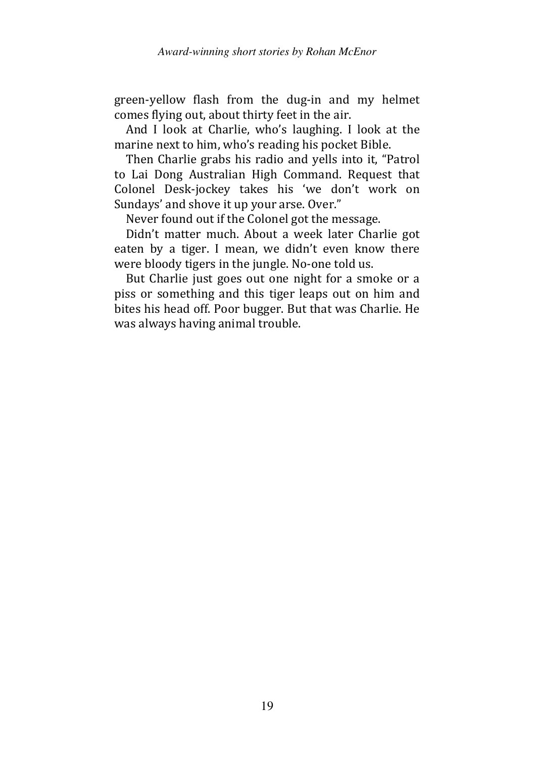green-yellow flash from the dug-in and my helmet comes flying out, about thirty feet in the air.

And I look at Charlie, who's laughing. I look at the marine next to him, who's reading his pocket Bible.

Then Charlie grabs his radio and yells into it, "Patrol to Lai Dong Australian High Command. Request that Colonel Desk-jockey takes his 'we don't work on Sundays' and shove it up your arse. Over."

Never found out if the Colonel got the message.

Didn't matter much. About a week later Charlie got eaten by a tiger. I mean, we didn't even know there were bloody tigers in the jungle. No-one told us.

But Charlie just goes out one night for a smoke or a piss or something and this tiger leaps out on him and bites his head off. Poor bugger. But that was Charlie. He was always having animal trouble.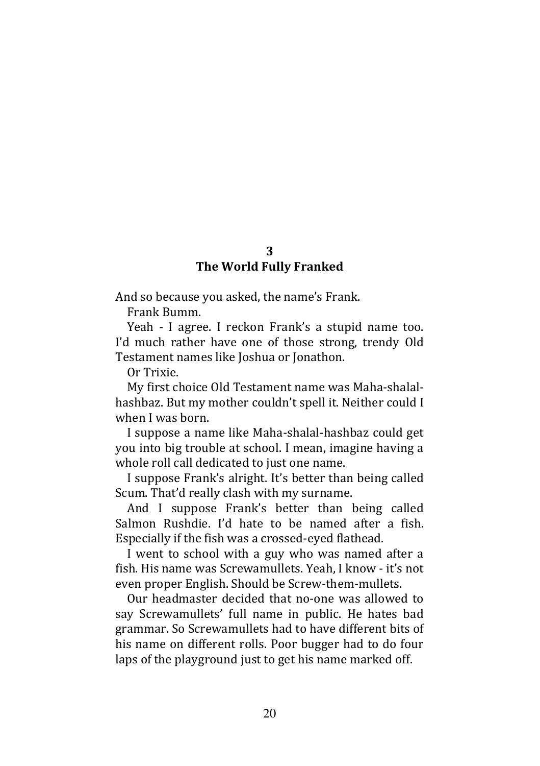## 3
## The World Fully Franked

And so because you asked, the name's Frank.

Frank Bumm.

Yeah - I agree. I reckon Frank's a stupid name too. I'd much rather have one of those strong, trendy Old Testament names like Joshua or Jonathon.

Or Trixie.

My first choice Old Testament name was Maha-shalal-hashbaz. But my mother couldn't spell it. Neither could I when I was born.

I suppose a name like Maha-shalal-hashbaz could get you into big trouble at school. I mean, imagine having a whole roll call dedicated to just one name.

I suppose Frank's alright. It's better than being called Scum. That'd really clash with my surname.

And I suppose Frank's better than being called Salmon Rushdie. I'd hate to be named after a fish. Especially if the fish was a crossed-eyed flathead.

I went to school with a guy who was named after a fish. His name was Screwamullets. Yeah, I know - it's not even proper English. Should be Screw-them-mullets.

Our headmaster decided that no-one was allowed to say Screwamullets' full name in public. He hates bad grammar. So Screwamullets had to have different bits of his name on different rolls. Poor bugger had to do four laps of the playground just to get his name marked off.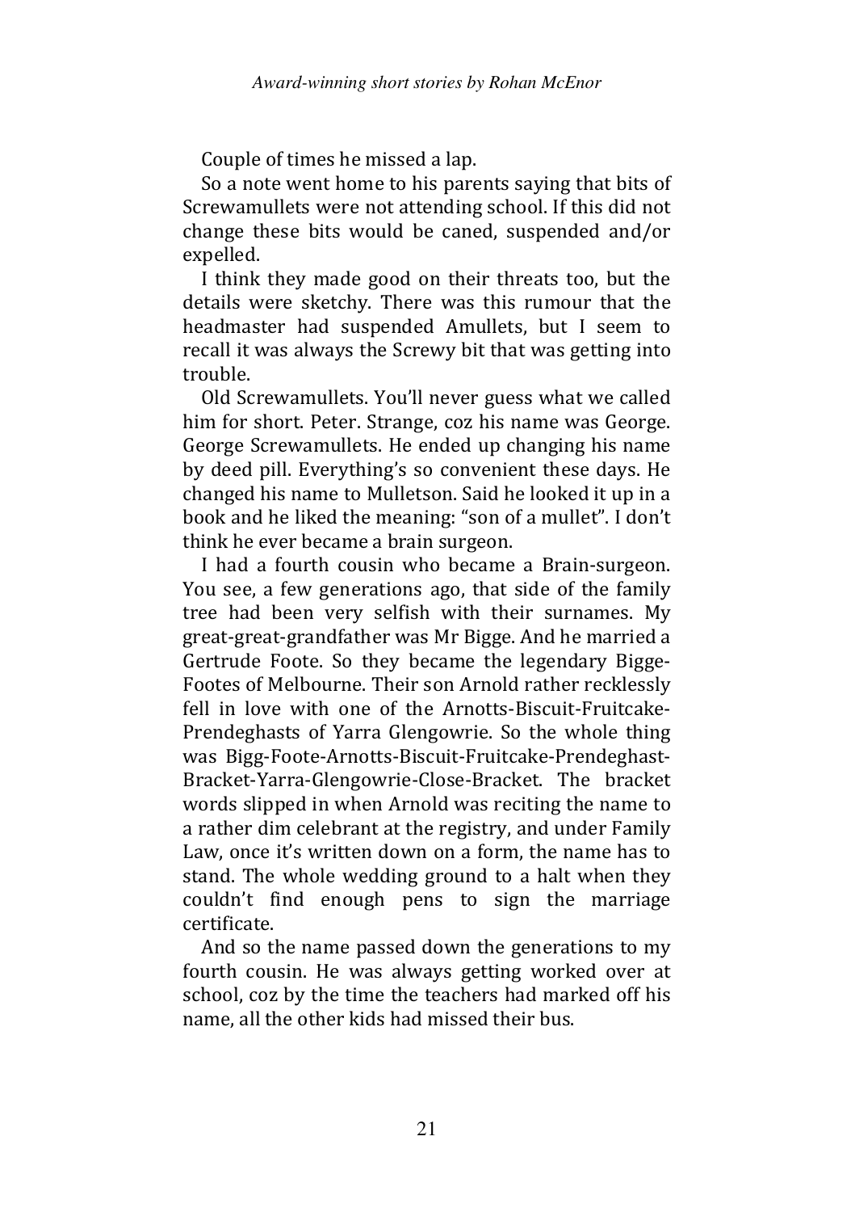Couple of times he missed a lap.

So a note went home to his parents saying that bits of Screwamullets were not attending school. If this did not change these bits would be caned, suspended and/or expelled.

I think they made good on their threats too, but the details were sketchy. There was this rumour that the headmaster had suspended Amullets, but I seem to recall it was always the Screwy bit that was getting into trouble.

Old Screwamullets. You'll never guess what we called him for short. Peter. Strange, coz his name was George. George Screwamullets. He ended up changing his name by deed pill. Everything's so convenient these days. He changed his name to Mulletson. Said he looked it up in a book and he liked the meaning: "son of a mullet". I don't think he ever became a brain surgeon.

I had a fourth cousin who became a Brain-surgeon. You see, a few generations ago, that side of the family tree had been very selfish with their surnames. My great-great-grandfather was Mr Bigge. And he married a Gertrude Foote. So they became the legendary Bigge-Footes of Melbourne. Their son Arnold rather recklessly fell in love with one of the Arnotts-Biscuit-Fruitcake-Prendeghasts of Yarra Glengowrie. So the whole thing was Bigg-Foote-Arnotts-Biscuit-Fruitcake-Prendeghast-Bracket-Yarra-Glengowrie-Close-Bracket. The bracket words slipped in when Arnold was reciting the name to a rather dim celebrant at the registry, and under Family Law, once it's written down on a form, the name has to stand. The whole wedding ground to a halt when they couldn't find enough pens to sign the marriage certificate.

And so the name passed down the generations to my fourth cousin. He was always getting worked over at school, coz by the time the teachers had marked off his name, all the other kids had missed their bus.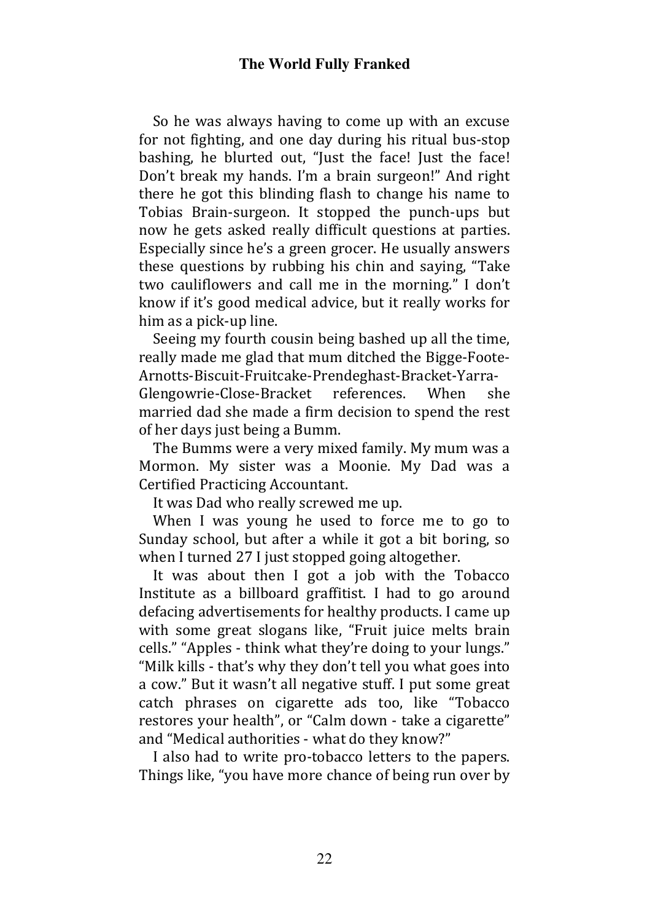So he was always having to come up with an excuse for not fighting, and one day during his ritual bus-stop bashing, he blurted out, "Just the face! Just the face! Don't break my hands. I'm a brain surgeon!" And right there he got this blinding flash to change his name to Tobias Brain-surgeon. It stopped the punch-ups but now he gets asked really difficult questions at parties. Especially since he's a green grocer. He usually answers these questions by rubbing his chin and saying, "Take two cauliflowers and call me in the morning." I don't know if it's good medical advice, but it really works for him as a pick-up line.

Seeing my fourth cousin being bashed up all the time, really made me glad that mum ditched the Bigge-Foote-Arnotts-Biscuit-Fruitcake-Prendeghast-Bracket-Yarra-Glengowrie-Close-Bracket references. When she married dad she made a firm decision to spend the rest of her days just being a Bumm.

The Bumms were a very mixed family. My mum was a Mormon. My sister was a Moonie. My Dad was a Certified Practicing Accountant.

It was Dad who really screwed me up.

When I was young he used to force me to go to Sunday school, but after a while it got a bit boring, so when I turned 27 I just stopped going altogether.

It was about then I got a job with the Tobacco Institute as a billboard graffitist. I had to go around defacing advertisements for healthy products. I came up with some great slogans like, "Fruit juice melts brain cells." "Apples - think what they're doing to your lungs." "Milk kills - that's why they don't tell you what goes into a cow." But it wasn't all negative stuff. I put some great catch phrases on cigarette ads too, like "Tobacco restores your health", or "Calm down - take a cigarette" and "Medical authorities - what do they know?"

I also had to write pro-tobacco letters to the papers. Things like, "you have more chance of being run over by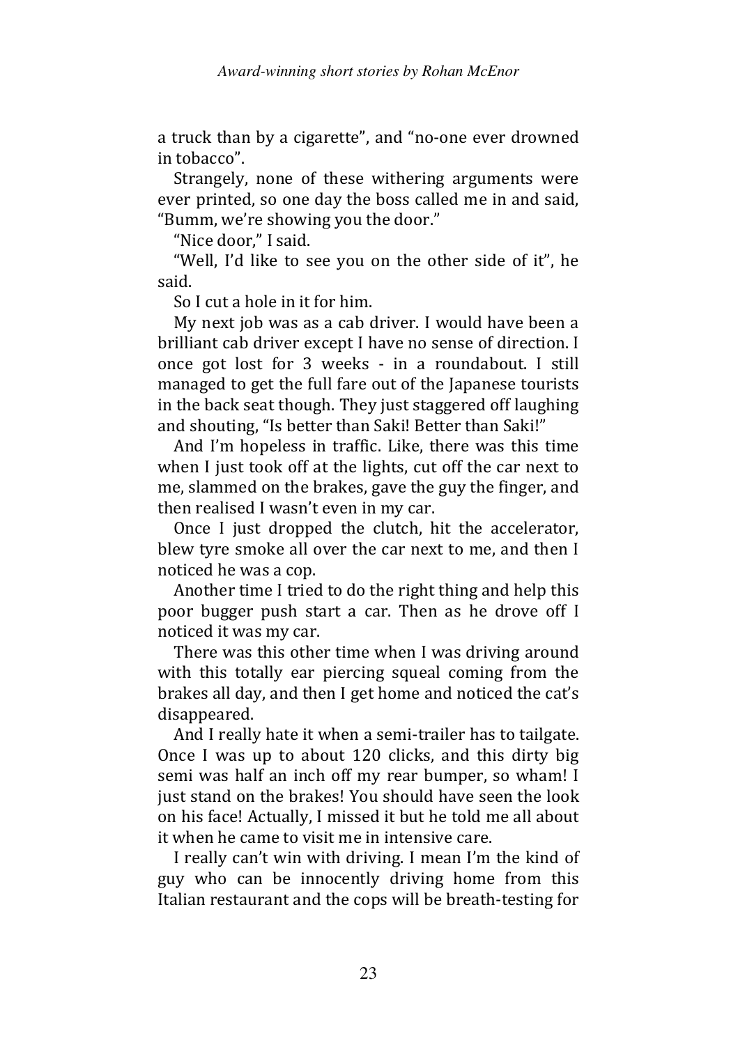a truck than by a cigarette", and "no-one ever drowned in tobacco".

Strangely, none of these withering arguments were ever printed, so one day the boss called me in and said, "Bumm, we're showing you the door."

"Nice door," I said.

"Well, I'd like to see you on the other side of it", he said.

So I cut a hole in it for him.

My next job was as a cab driver. I would have been a brilliant cab driver except I have no sense of direction. I once got lost for 3 weeks - in a roundabout. I still managed to get the full fare out of the Japanese tourists in the back seat though. They just staggered off laughing and shouting, "Is better than Saki! Better than Saki!"

And I'm hopeless in traffic. Like, there was this time when I just took off at the lights, cut off the car next to me, slammed on the brakes, gave the guy the finger, and then realised I wasn't even in my car.

Once I just dropped the clutch, hit the accelerator, blew tyre smoke all over the car next to me, and then I noticed he was a cop.

Another time I tried to do the right thing and help this poor bugger push start a car. Then as he drove off I noticed it was my car.

There was this other time when I was driving around with this totally ear piercing squeal coming from the brakes all day, and then I get home and noticed the cat's disappeared.

And I really hate it when a semi-trailer has to tailgate. Once I was up to about 120 clicks, and this dirty big semi was half an inch off my rear bumper, so wham! I just stand on the brakes! You should have seen the look on his face! Actually, I missed it but he told me all about it when he came to visit me in intensive care.

I really can't win with driving. I mean I'm the kind of guy who can be innocently driving home from this Italian restaurant and the cops will be breath-testing for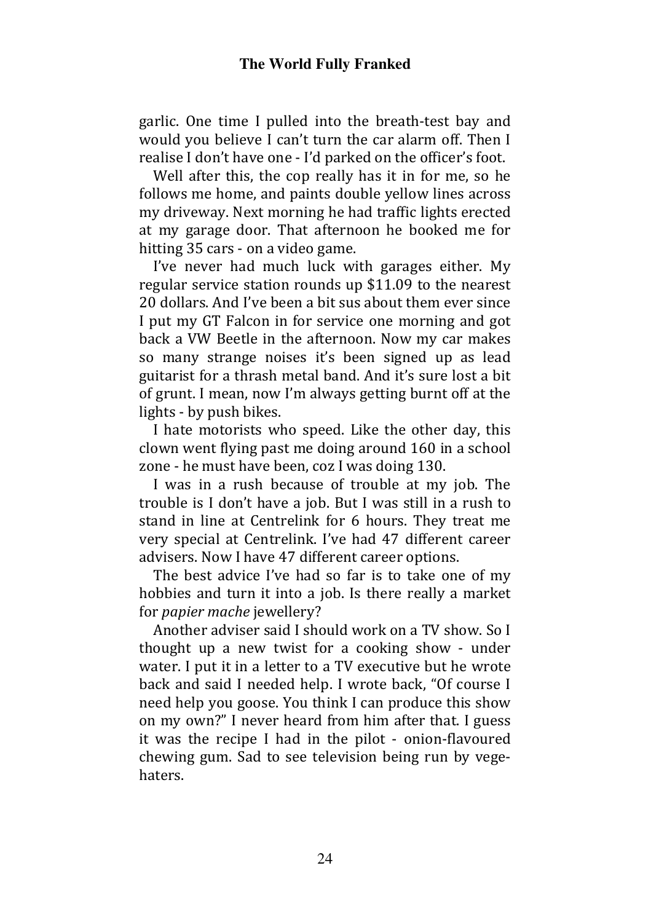garlic. One time I pulled into the breath-test bay and would you believe I can't turn the car alarm off. Then I realise I don't have one - I'd parked on the officer's foot.

Well after this, the cop really has it in for me, so he follows me home, and paints double yellow lines across my driveway. Next morning he had traffic lights erected at my garage door. That afternoon he booked me for hitting 35 cars - on a video game.

I've never had much luck with garages either. My regular service station rounds up $11.09 to the nearest 20 dollars. And I've been a bit sus about them ever since I put my GT Falcon in for service one morning and got back a VW Beetle in the afternoon. Now my car makes so many strange noises it's been signed up as lead guitarist for a thrash metal band. And it's sure lost a bit of grunt. I mean, now I'm always getting burnt off at the lights - by push bikes.

I hate motorists who speed. Like the other day, this clown went flying past me doing around 160 in a school zone - he must have been, coz I was doing 130.

I was in a rush because of trouble at my job. The trouble is I don't have a job. But I was still in a rush to stand in line at Centrelink for 6 hours. They treat me very special at Centrelink. I've had 47 different career advisers. Now I have 47 different career options.

The best advice I've had so far is to take one of my hobbies and turn it into a job. Is there really a market for *papier mache* jewellery?

Another adviser said I should work on a TV show. So I thought up a new twist for a cooking show - under water. I put it in a letter to a TV executive but he wrote back and said I needed help. I wrote back, "Of course I need help you goose. You think I can produce this show on my own?" I never heard from him after that. I guess it was the recipe I had in the pilot - onion-flavoured chewing gum. Sad to see television being run by vege-haters.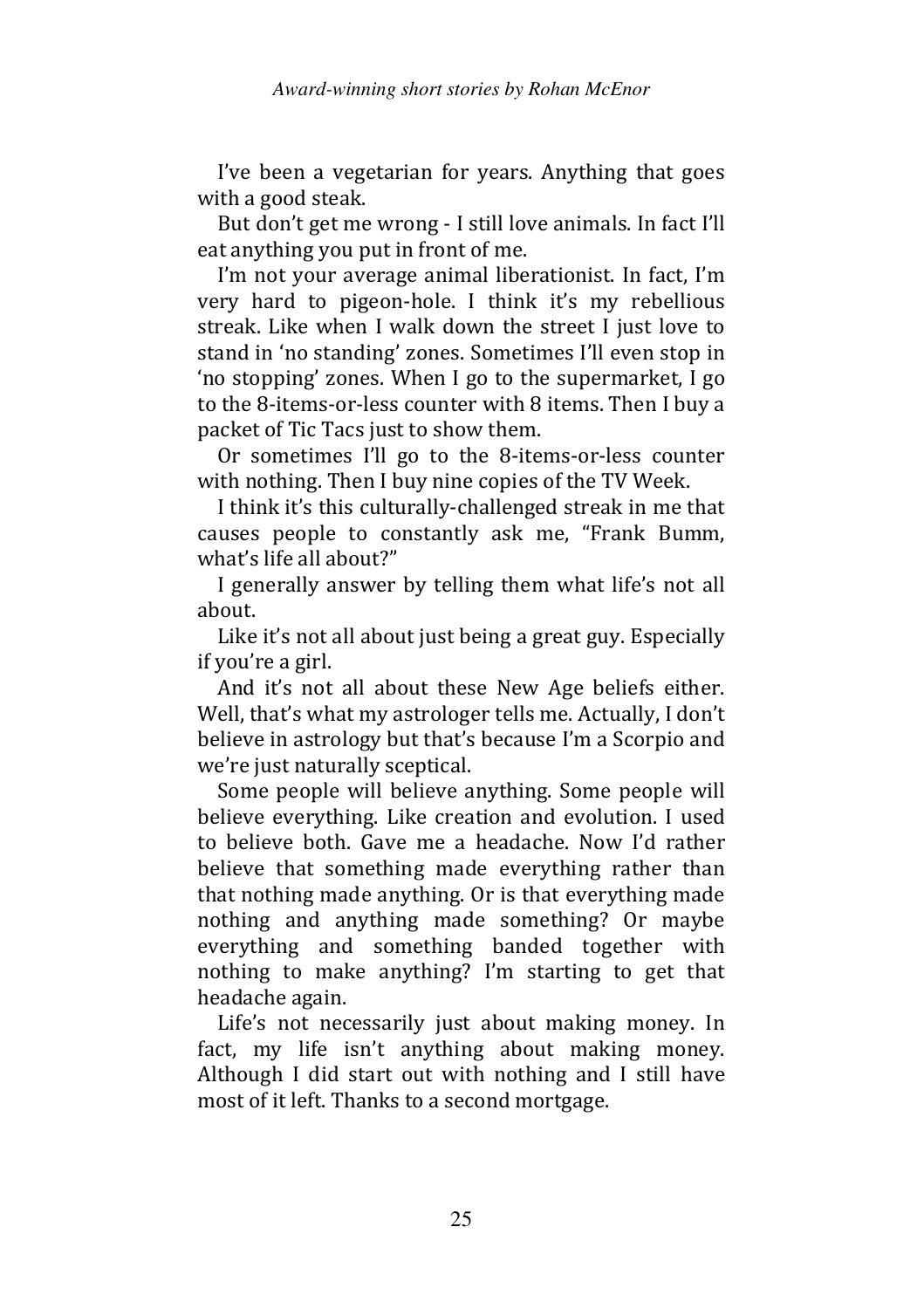I've been a vegetarian for years. Anything that goes with a good steak.

But don't get me wrong - I still love animals. In fact I'll eat anything you put in front of me.

I'm not your average animal liberationist. In fact, I'm very hard to pigeon-hole. I think it's my rebellious streak. Like when I walk down the street I just love to stand in 'no standing' zones. Sometimes I'll even stop in 'no stopping' zones. When I go to the supermarket, I go to the 8-items-or-less counter with 8 items. Then I buy a packet of Tic Tacs just to show them.

Or sometimes I'll go to the 8-items-or-less counter with nothing. Then I buy nine copies of the TV Week.

I think it's this culturally-challenged streak in me that causes people to constantly ask me, "Frank Bumm, what's life all about?"

I generally answer by telling them what life's not all about.

Like it's not all about just being a great guy. Especially if you're a girl.

And it's not all about these New Age beliefs either. Well, that's what my astrologer tells me. Actually, I don't believe in astrology but that's because I'm a Scorpio and we're just naturally sceptical.

Some people will believe anything. Some people will believe everything. Like creation and evolution. I used to believe both. Gave me a headache. Now I'd rather believe that something made everything rather than that nothing made anything. Or is that everything made nothing and anything made something? Or maybe everything and something banded together with nothing to make anything? I'm starting to get that headache again.

Life's not necessarily just about making money. In fact, my life isn't anything about making money. Although I did start out with nothing and I still have most of it left. Thanks to a second mortgage.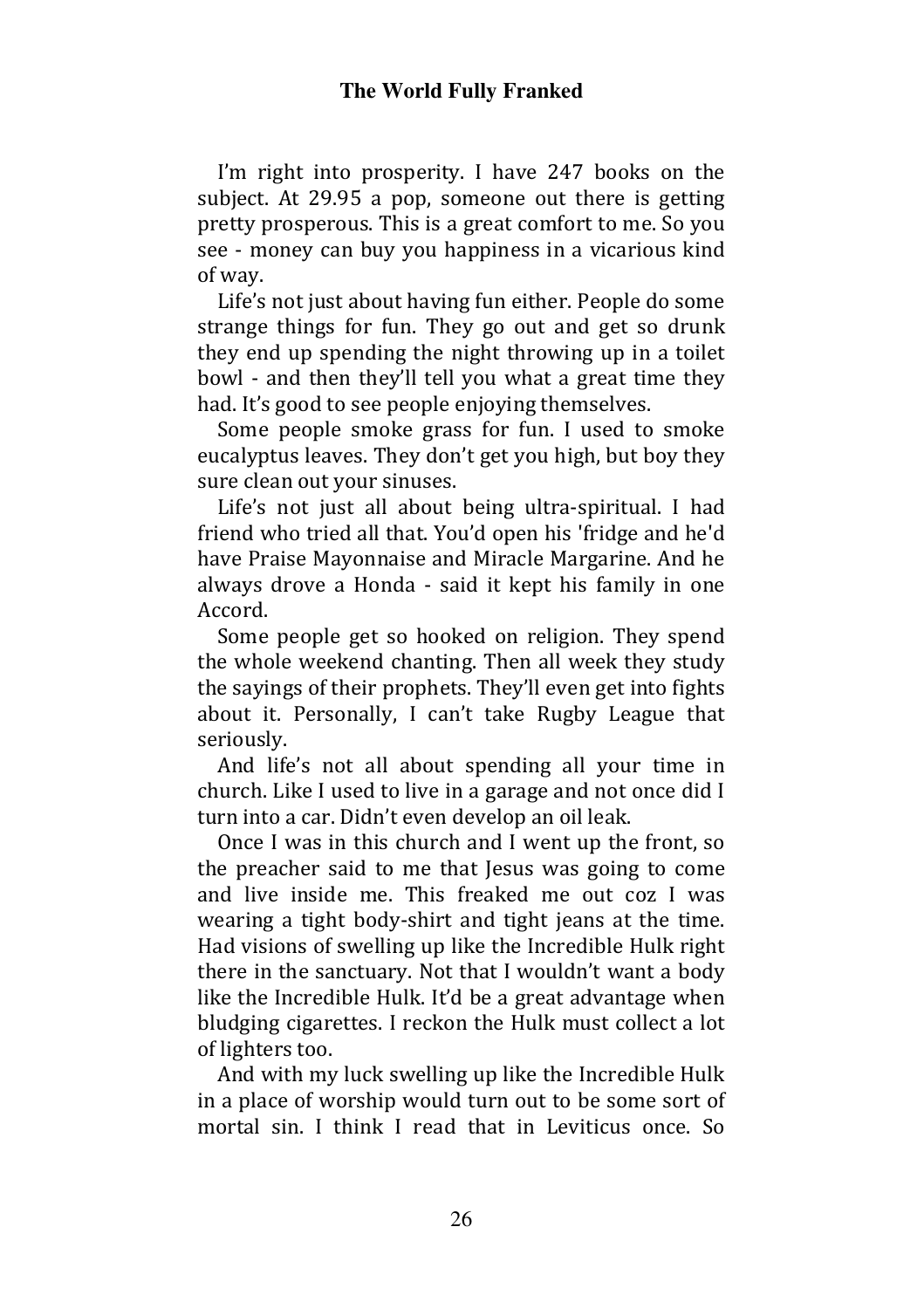I'm right into prosperity. I have 247 books on the subject. At 29.95 a pop, someone out there is getting pretty prosperous. This is a great comfort to me. So you see - money can buy you happiness in a vicarious kind of way.

Life's not just about having fun either. People do some strange things for fun. They go out and get so drunk they end up spending the night throwing up in a toilet bowl - and then they'll tell you what a great time they had. It's good to see people enjoying themselves.

Some people smoke grass for fun. I used to smoke eucalyptus leaves. They don't get you high, but boy they sure clean out your sinuses.

Life's not just all about being ultra-spiritual. I had friend who tried all that. You'd open his 'fridge and he'd have Praise Mayonnaise and Miracle Margarine. And he always drove a Honda - said it kept his family in one Accord.

Some people get so hooked on religion. They spend the whole weekend chanting. Then all week they study the sayings of their prophets. They'll even get into fights about it. Personally, I can't take Rugby League that seriously.

And life's not all about spending all your time in church. Like I used to live in a garage and not once did I turn into a car. Didn't even develop an oil leak.

Once I was in this church and I went up the front, so the preacher said to me that Jesus was going to come and live inside me. This freaked me out coz I was wearing a tight body-shirt and tight jeans at the time. Had visions of swelling up like the Incredible Hulk right there in the sanctuary. Not that I wouldn't want a body like the Incredible Hulk. It'd be a great advantage when bludging cigarettes. I reckon the Hulk must collect a lot of lighters too.

And with my luck swelling up like the Incredible Hulk in a place of worship would turn out to be some sort of mortal sin. I think I read that in Leviticus once. So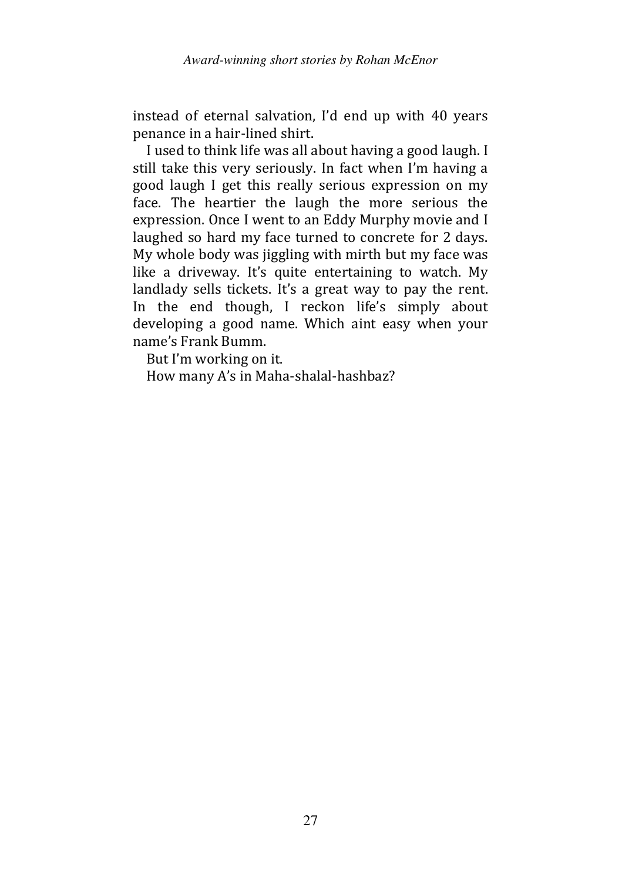instead of eternal salvation, I'd end up with 40 years penance in a hair-lined shirt.

I used to think life was all about having a good laugh. I still take this very seriously. In fact when I'm having a good laugh I get this really serious expression on my face. The heartier the laugh the more serious the expression. Once I went to an Eddy Murphy movie and I laughed so hard my face turned to concrete for 2 days. My whole body was jiggling with mirth but my face was like a driveway. It's quite entertaining to watch. My landlady sells tickets. It's a great way to pay the rent. In the end though, I reckon life's simply about developing a good name. Which aint easy when your name's Frank Bumm.

But I'm working on it.

How many A's in Maha-shalal-hashbaz?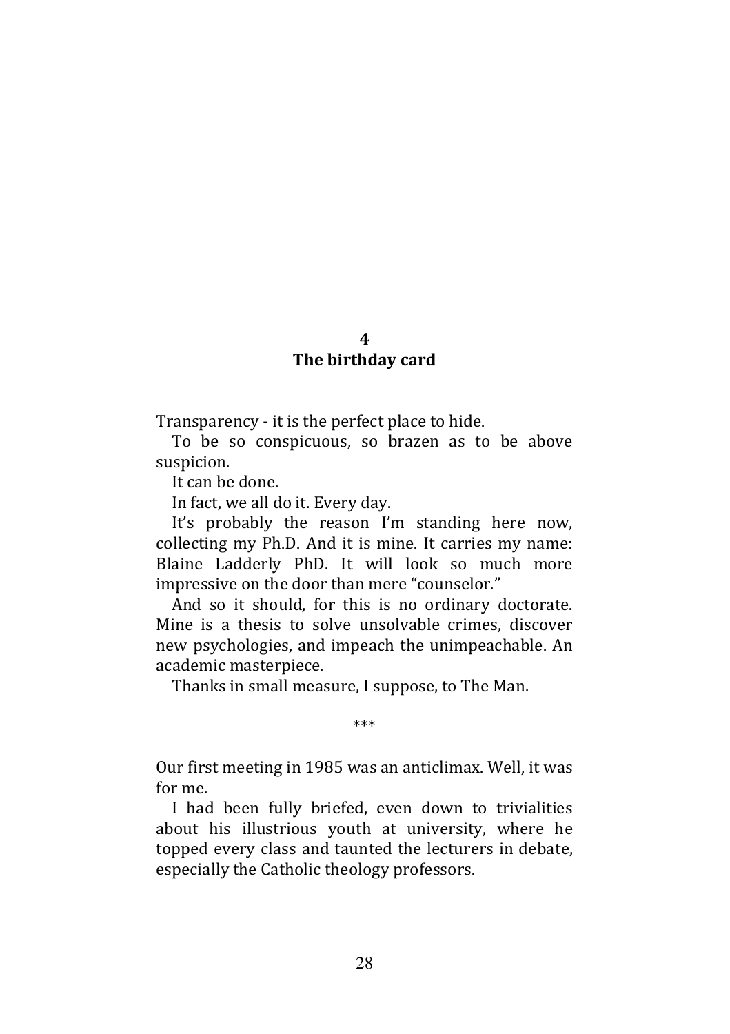# 4
# The birthday card

Transparency - it is the perfect place to hide.

To be so conspicuous, so brazen as to be above suspicion.

It can be done.

In fact, we all do it. Every day.

It's probably the reason I'm standing here now, collecting my Ph.D. And it is mine. It carries my name: Blaine Ladderly PhD. It will look so much more impressive on the door than mere "counselor."

And so it should, for this is no ordinary doctorate. Mine is a thesis to solve unsolvable crimes, discover new psychologies, and impeach the unimpeachable. An academic masterpiece.

Thanks in small measure, I suppose, to The Man.

\*\*\*

Our first meeting in 1985 was an anticlimax. Well, it was for me.

I had been fully briefed, even down to trivialities about his illustrious youth at university, where he topped every class and taunted the lecturers in debate, especially the Catholic theology professors.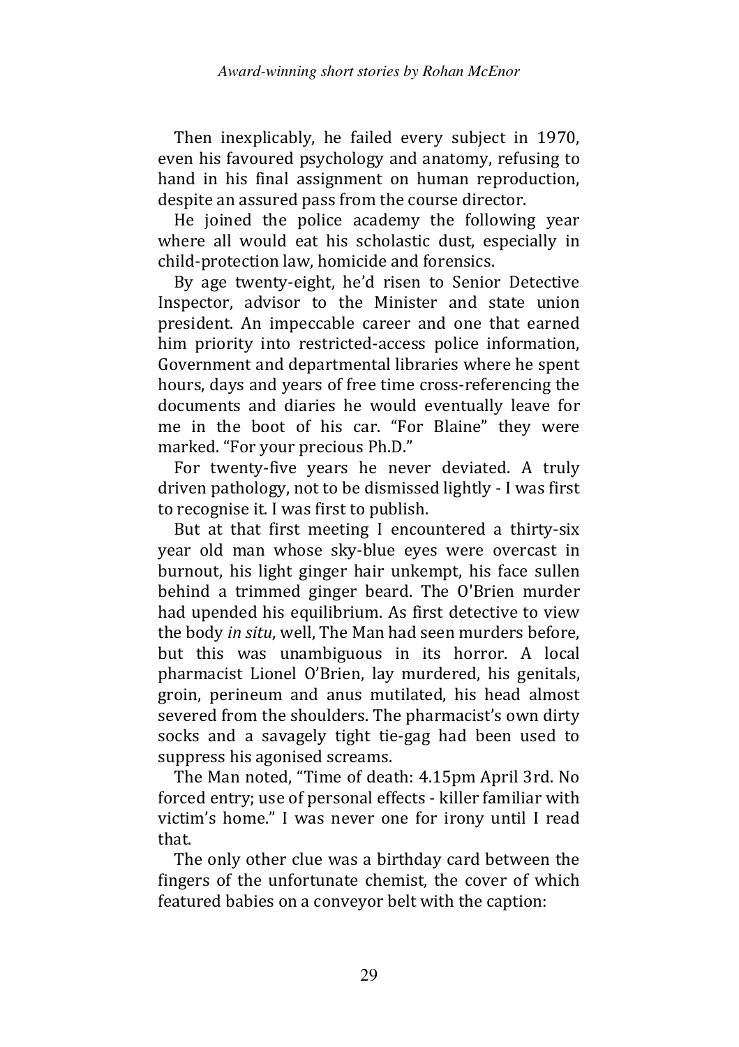Then inexplicably, he failed every subject in 1970, even his favoured psychology and anatomy, refusing to hand in his final assignment on human reproduction, despite an assured pass from the course director.

He joined the police academy the following year where all would eat his scholastic dust, especially in child-protection law, homicide and forensics.

By age twenty-eight, he'd risen to Senior Detective Inspector, advisor to the Minister and state union president. An impeccable career and one that earned him priority into restricted-access police information, Government and departmental libraries where he spent hours, days and years of free time cross-referencing the documents and diaries he would eventually leave for me in the boot of his car. "For Blaine" they were marked. "For your precious Ph.D."

For twenty-five years he never deviated. A truly driven pathology, not to be dismissed lightly - I was first to recognise it. I was first to publish.

But at that first meeting I encountered a thirty-six year old man whose sky-blue eyes were overcast in burnout, his light ginger hair unkempt, his face sullen behind a trimmed ginger beard. The O'Brien murder had upended his equilibrium. As first detective to view the body *in situ*, well, The Man had seen murders before, but this was unambiguous in its horror. A local pharmacist Lionel O'Brien, lay murdered, his genitals, groin, perineum and anus mutilated, his head almost severed from the shoulders. The pharmacist's own dirty socks and a savagely tight tie-gag had been used to suppress his agonised screams.

The Man noted, "Time of death: 4.15pm April 3rd. No forced entry; use of personal effects - killer familiar with victim's home." I was never one for irony until I read that.

The only other clue was a birthday card between the fingers of the unfortunate chemist, the cover of which featured babies on a conveyor belt with the caption: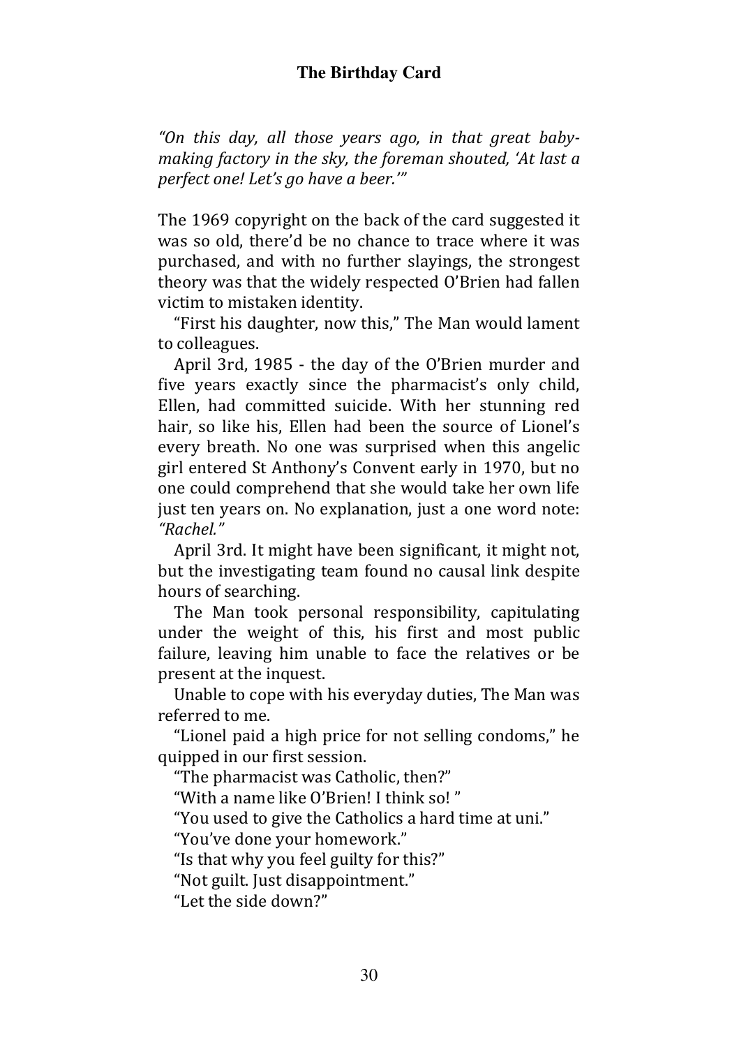## The Birthday Card

*"On this day, all those years ago, in that great baby-making factory in the sky, the foreman shouted, 'At last a perfect one! Let's go have a beer.'"*

The 1969 copyright on the back of the card suggested it was so old, there'd be no chance to trace where it was purchased, and with no further slayings, the strongest theory was that the widely respected O'Brien had fallen victim to mistaken identity.

"First his daughter, now this," The Man would lament to colleagues.

April 3rd, 1985 - the day of the O'Brien murder and five years exactly since the pharmacist's only child, Ellen, had committed suicide. With her stunning red hair, so like his, Ellen had been the source of Lionel's every breath. No one was surprised when this angelic girl entered St Anthony's Convent early in 1970, but no one could comprehend that she would take her own life just ten years on. No explanation, just a one word note: *"Rachel."*

April 3rd. It might have been significant, it might not, but the investigating team found no causal link despite hours of searching.

The Man took personal responsibility, capitulating under the weight of this, his first and most public failure, leaving him unable to face the relatives or be present at the inquest.

Unable to cope with his everyday duties, The Man was referred to me.

"Lionel paid a high price for not selling condoms," he quipped in our first session.

"The pharmacist was Catholic, then?"

"With a name like O'Brien! I think so! "

"You used to give the Catholics a hard time at uni."

"You've done your homework."

"Is that why you feel guilty for this?"

"Not guilt. Just disappointment."

"Let the side down?"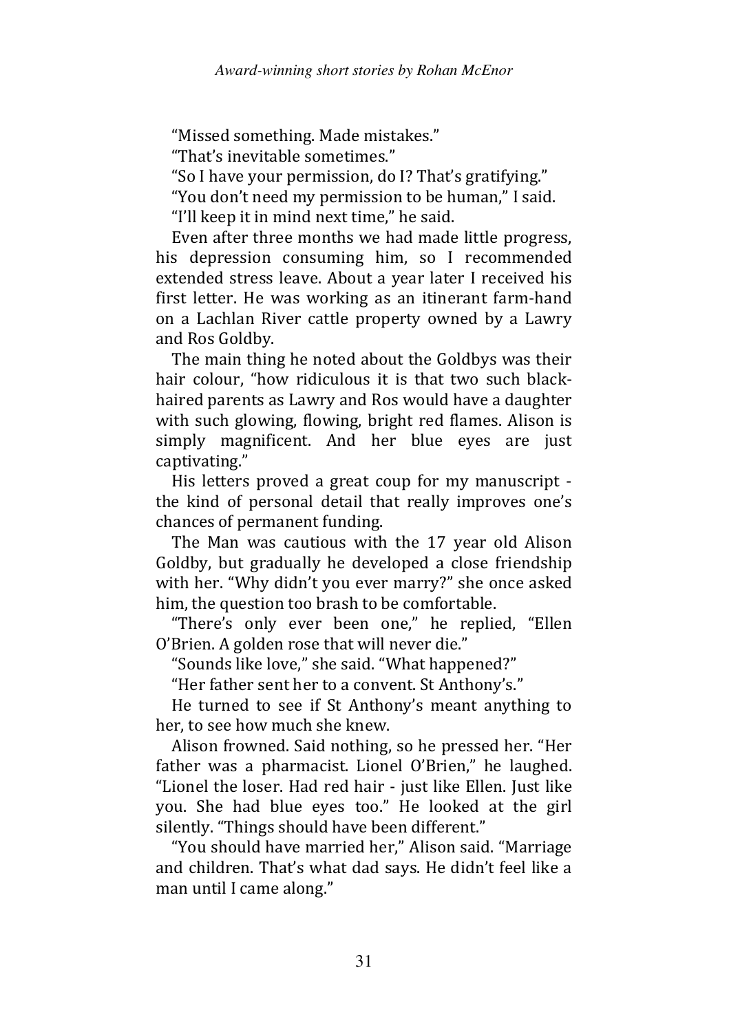"Missed something. Made mistakes."

"That's inevitable sometimes."

"So I have your permission, do I? That's gratifying."

"You don't need my permission to be human," I said.

"I'll keep it in mind next time," he said.

Even after three months we had made little progress, his depression consuming him, so I recommended extended stress leave. About a year later I received his first letter. He was working as an itinerant farm-hand on a Lachlan River cattle property owned by a Lawry and Ros Goldby.

The main thing he noted about the Goldbys was their hair colour, "how ridiculous it is that two such black-haired parents as Lawry and Ros would have a daughter with such glowing, flowing, bright red flames. Alison is simply magnificent. And her blue eyes are just captivating."

His letters proved a great coup for my manuscript - the kind of personal detail that really improves one's chances of permanent funding.

The Man was cautious with the 17 year old Alison Goldby, but gradually he developed a close friendship with her. "Why didn't you ever marry?" she once asked him, the question too brash to be comfortable.

"There's only ever been one," he replied, "Ellen O'Brien. A golden rose that will never die."

"Sounds like love," she said. "What happened?"

"Her father sent her to a convent. St Anthony's."

He turned to see if St Anthony's meant anything to her, to see how much she knew.

Alison frowned. Said nothing, so he pressed her. "Her father was a pharmacist. Lionel O'Brien," he laughed. "Lionel the loser. Had red hair - just like Ellen. Just like you. She had blue eyes too." He looked at the girl silently. "Things should have been different."

"You should have married her," Alison said. "Marriage and children. That's what dad says. He didn't feel like a man until I came along."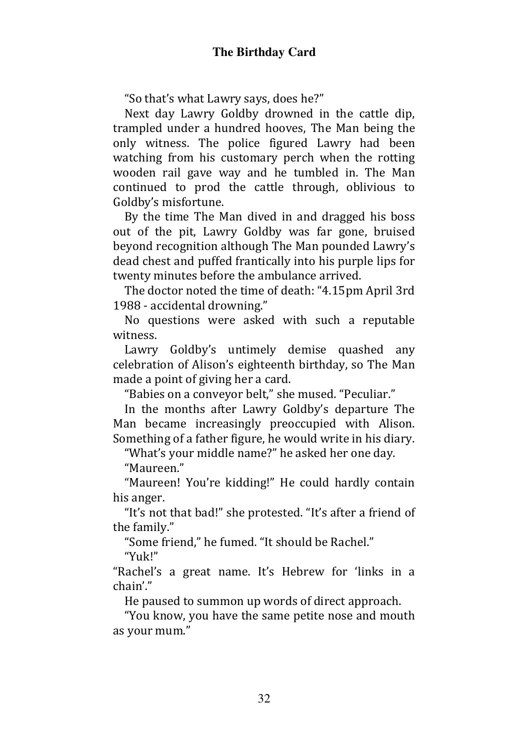“So that’s what Lawry says, does he?”

Next day Lawry Goldby drowned in the cattle dip, trampled under a hundred hooves, The Man being the only witness. The police figured Lawry had been watching from his customary perch when the rotting wooden rail gave way and he tumbled in. The Man continued to prod the cattle through, oblivious to Goldby’s misfortune.

By the time The Man dived in and dragged his boss out of the pit, Lawry Goldby was far gone, bruised beyond recognition although The Man pounded Lawry’s dead chest and puffed frantically into his purple lips for twenty minutes before the ambulance arrived.

The doctor noted the time of death: “4.15pm April 3rd 1988 - accidental drowning.”

No questions were asked with such a reputable witness.

Lawry Goldby’s untimely demise quashed any celebration of Alison’s eighteenth birthday, so The Man made a point of giving her a card.

“Babies on a conveyor belt,” she mused. “Peculiar.”

In the months after Lawry Goldby’s departure The Man became increasingly preoccupied with Alison. Something of a father figure, he would write in his diary.

“What’s your middle name?” he asked her one day.

“Maureen.”

“Maureen! You’re kidding!” He could hardly contain his anger.

“It’s not that bad!” she protested. “It’s after a friend of the family.”

“Some friend,” he fumed. “It should be Rachel.”

“Yuk!”

“Rachel’s a great name. It’s Hebrew for ‘links in a chain’.”

He paused to summon up words of direct approach.

“You know, you have the same petite nose and mouth as your mum.”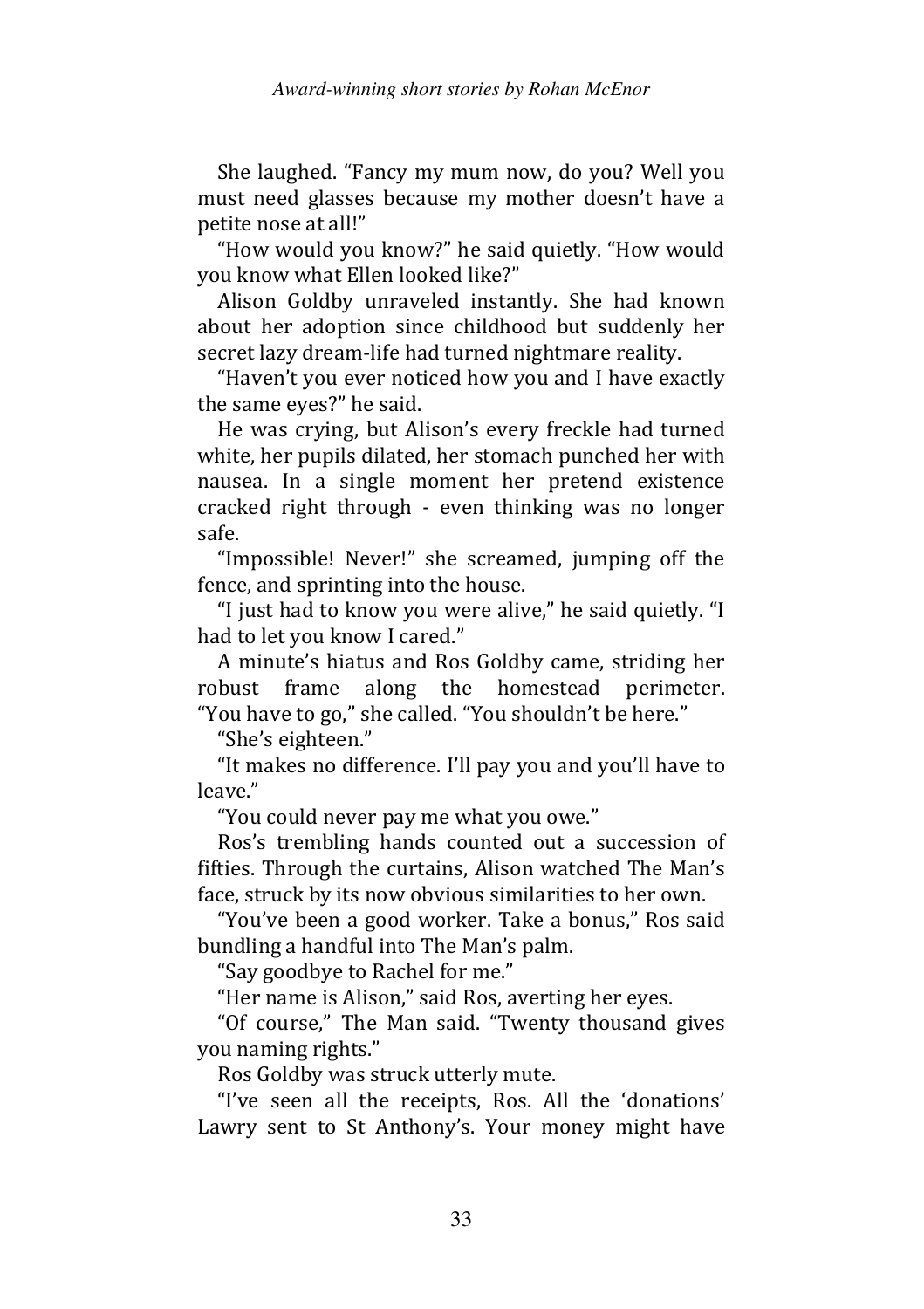She laughed. “Fancy my mum now, do you? Well you must need glasses because my mother doesn’t have a petite nose at all!”

“How would you know?” he said quietly. “How would you know what Ellen looked like?”

Alison Goldby unraveled instantly. She had known about her adoption since childhood but suddenly her secret lazy dream-life had turned nightmare reality.

“Haven’t you ever noticed how you and I have exactly the same eyes?” he said.

He was crying, but Alison’s every freckle had turned white, her pupils dilated, her stomach punched her with nausea. In a single moment her pretend existence cracked right through - even thinking was no longer safe.

“Impossible! Never!” she screamed, jumping off the fence, and sprinting into the house.

“I just had to know you were alive,” he said quietly. “I had to let you know I cared.”

A minute’s hiatus and Ros Goldby came, striding her robust frame along the homestead perimeter. “You have to go,” she called. “You shouldn’t be here.”

“She’s eighteen.”

“It makes no difference. I’ll pay you and you’ll have to leave.”

“You could never pay me what you owe.”

Ros’s trembling hands counted out a succession of fifties. Through the curtains, Alison watched The Man’s face, struck by its now obvious similarities to her own.

“You’ve been a good worker. Take a bonus,” Ros said bundling a handful into The Man’s palm.

“Say goodbye to Rachel for me.”

“Her name is Alison,” said Ros, averting her eyes.

“Of course,” The Man said. “Twenty thousand gives you naming rights.”

Ros Goldby was struck utterly mute.

“I’ve seen all the receipts, Ros. All the ‘donations’ Lawry sent to St Anthony’s. Your money might have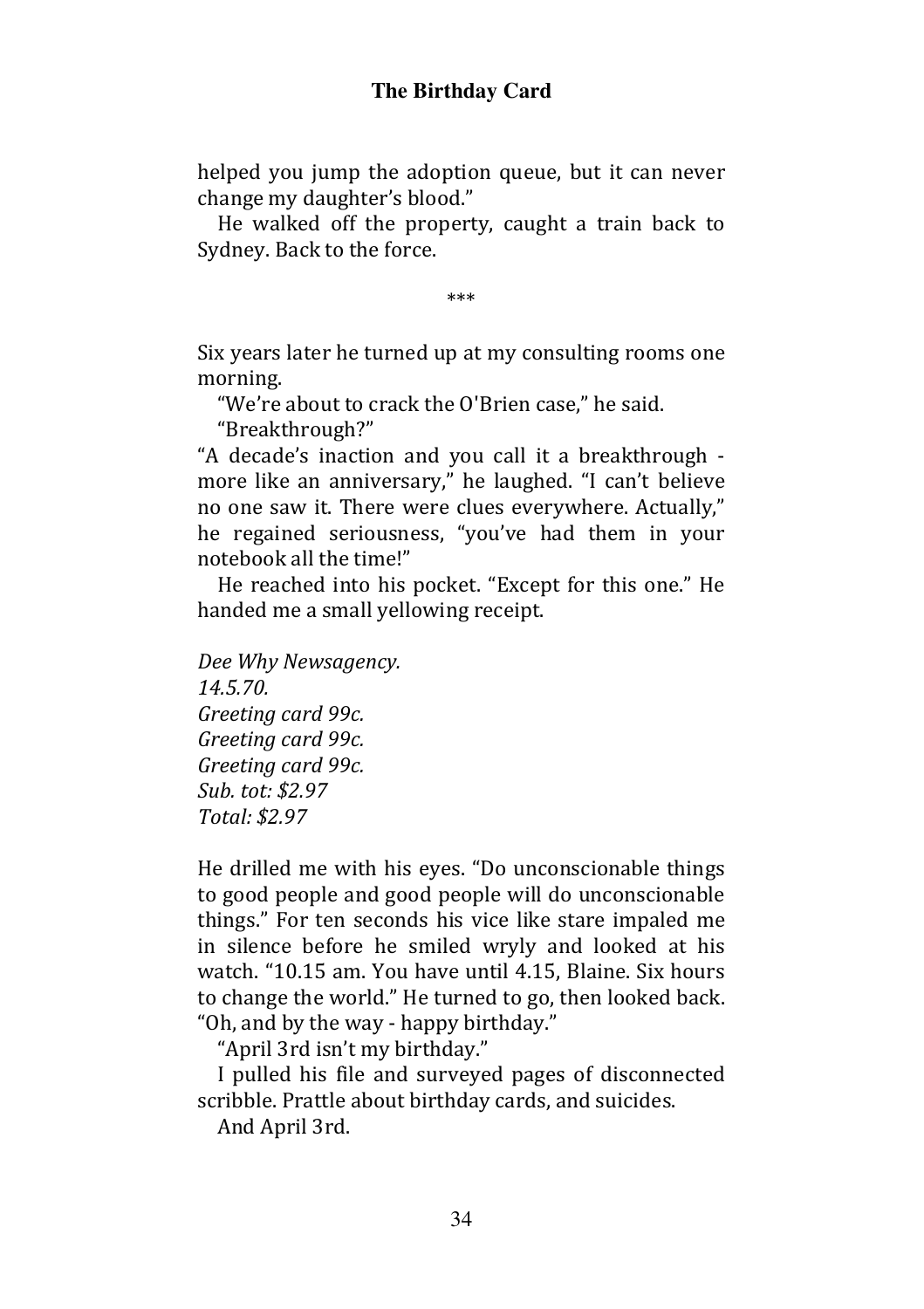helped you jump the adoption queue, but it can never change my daughter's blood."

He walked off the property, caught a train back to Sydney. Back to the force.

\*\*\*

Six years later he turned up at my consulting rooms one morning.

"We're about to crack the O'Brien case," he said.

"Breakthrough?"

"A decade's inaction and you call it a breakthrough - more like an anniversary," he laughed. "I can't believe no one saw it. There were clues everywhere. Actually," he regained seriousness, "you've had them in your notebook all the time!"

He reached into his pocket. "Except for this one." He handed me a small yellowing receipt.

*Dee Why Newsagency.*  
*14.5.70.*  
*Greeting card 99c.*  
*Greeting card 99c.*  
*Greeting card 99c.*  
*Sub. tot: $2.97*  
*Total: $2.97*

He drilled me with his eyes. "Do unconscionable things to good people and good people will do unconscionable things." For ten seconds his vice like stare impaled me in silence before he smiled wryly and looked at his watch. "10.15 am. You have until 4.15, Blaine. Six hours to change the world." He turned to go, then looked back. "Oh, and by the way - happy birthday."

"April 3rd isn't my birthday."

I pulled his file and surveyed pages of disconnected scribble. Prattle about birthday cards, and suicides.

And April 3rd.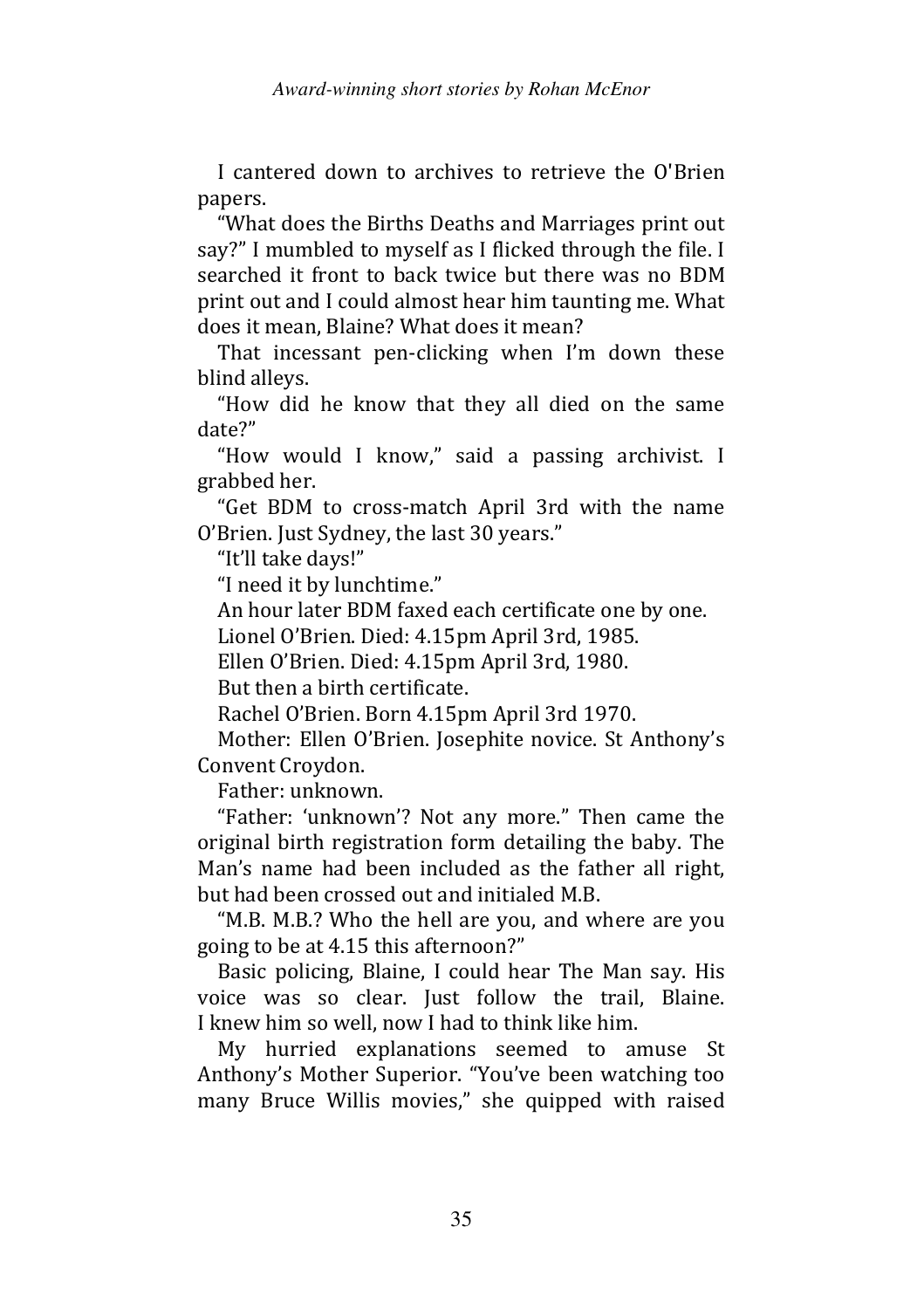I cantered down to archives to retrieve the O'Brien papers.

"What does the Births Deaths and Marriages print out say?" I mumbled to myself as I flicked through the file. I searched it front to back twice but there was no BDM print out and I could almost hear him taunting me. What does it mean, Blaine? What does it mean?

That incessant pen-clicking when I'm down these blind alleys.

"How did he know that they all died on the same date?"

"How would I know," said a passing archivist. I grabbed her.

"Get BDM to cross-match April 3rd with the name O'Brien. Just Sydney, the last 30 years."

"It'll take days!"

"I need it by lunchtime."

An hour later BDM faxed each certificate one by one.

Lionel O'Brien. Died: 4.15pm April 3rd, 1985.

Ellen O'Brien. Died: 4.15pm April 3rd, 1980.

But then a birth certificate.

Rachel O'Brien. Born 4.15pm April 3rd 1970.

Mother: Ellen O'Brien. Josephite novice. St Anthony's Convent Croydon.

Father: unknown.

"Father: 'unknown'? Not any more." Then came the original birth registration form detailing the baby. The Man's name had been included as the father all right, but had been crossed out and initialed M.B.

"M.B. M.B.? Who the hell are you, and where are you going to be at 4.15 this afternoon?"

Basic policing, Blaine, I could hear The Man say. His voice was so clear. Just follow the trail, Blaine. I knew him so well, now I had to think like him.

My hurried explanations seemed to amuse St Anthony's Mother Superior. "You've been watching too many Bruce Willis movies," she quipped with raised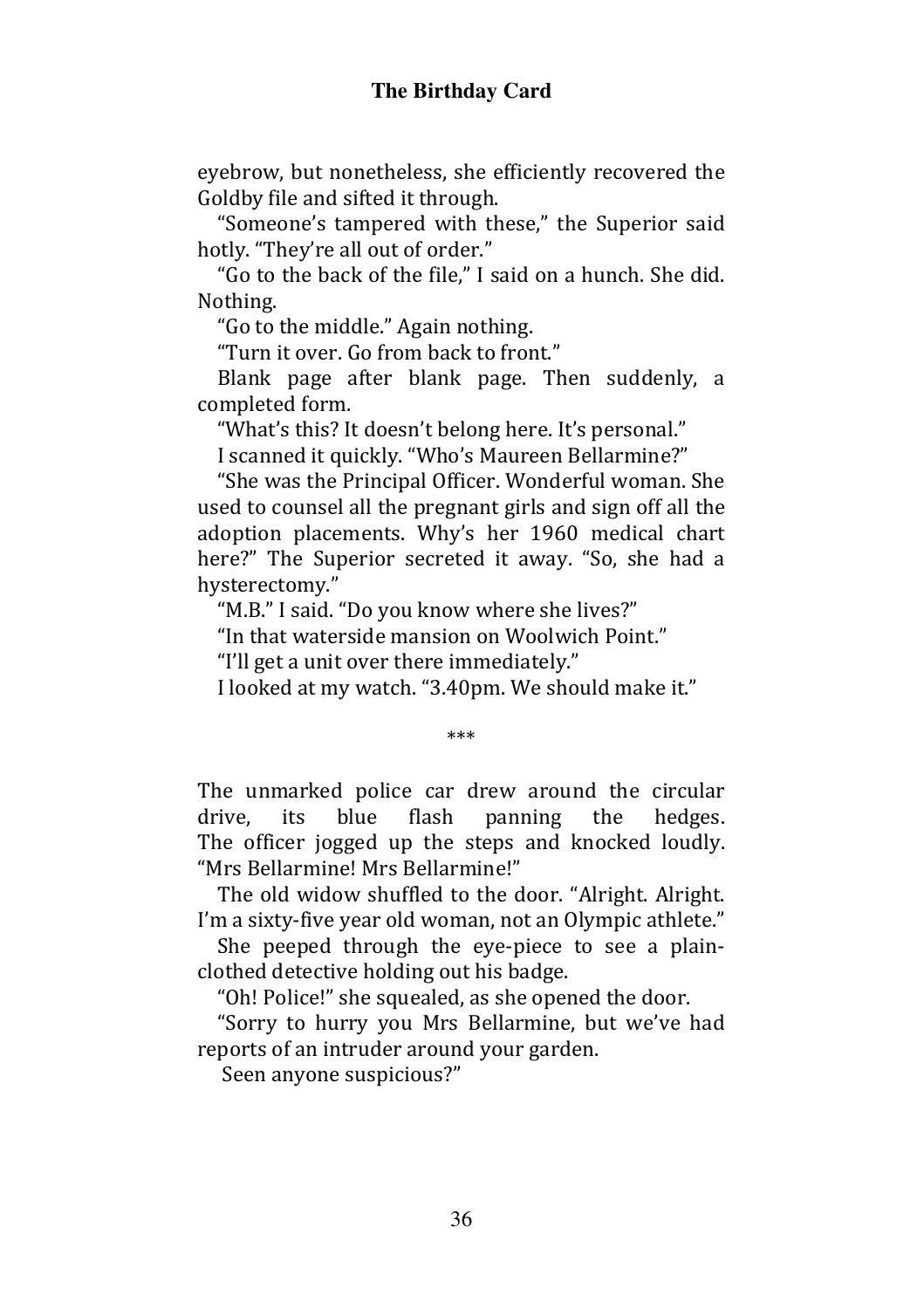eyebrow, but nonetheless, she efficiently recovered the Goldby file and sifted it through.

"Someone's tampered with these," the Superior said hotly. "They're all out of order."

"Go to the back of the file," I said on a hunch. She did. Nothing.

"Go to the middle." Again nothing.

"Turn it over. Go from back to front."

Blank page after blank page. Then suddenly, a completed form.

"What's this? It doesn't belong here. It's personal."

I scanned it quickly. "Who's Maureen Bellarmine?"

"She was the Principal Officer. Wonderful woman. She used to counsel all the pregnant girls and sign off all the adoption placements. Why's her 1960 medical chart here?" The Superior secreted it away. "So, she had a hysterectomy."

"M.B." I said. "Do you know where she lives?"

"In that waterside mansion on Woolwich Point."

"I'll get a unit over there immediately."

I looked at my watch. "3.40pm. We should make it."

\*\*\*

The unmarked police car drew around the circular drive, its blue flash panning the hedges. The officer jogged up the steps and knocked loudly. "Mrs Bellarmine! Mrs Bellarmine!"

The old widow shuffled to the door. "Alright. Alright. I'm a sixty-five year old woman, not an Olympic athlete."

She peeped through the eye-piece to see a plain-clothed detective holding out his badge.

"Oh! Police!" she squealed, as she opened the door.

"Sorry to hurry you Mrs Bellarmine, but we've had reports of an intruder around your garden.

Seen anyone suspicious?"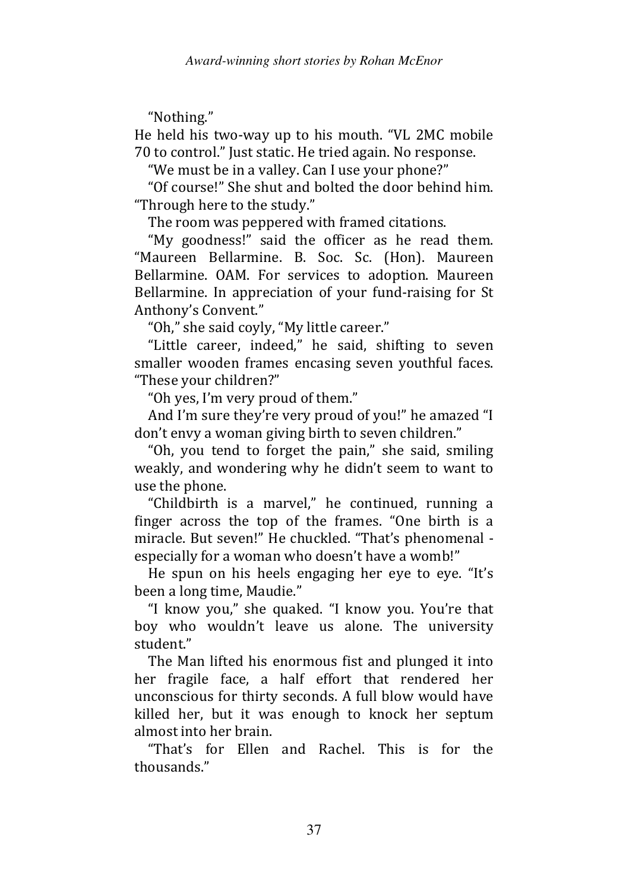"Nothing."

He held his two-way up to his mouth. "VL 2MC mobile 70 to control." Just static. He tried again. No response.

"We must be in a valley. Can I use your phone?"

"Of course!" She shut and bolted the door behind him. "Through here to the study."

The room was peppered with framed citations.

"My goodness!" said the officer as he read them. "Maureen Bellarmine. B. Soc. Sc. (Hon). Maureen Bellarmine. OAM. For services to adoption. Maureen Bellarmine. In appreciation of your fund-raising for St Anthony's Convent."

"Oh," she said coyly, "My little career."

"Little career, indeed," he said, shifting to seven smaller wooden frames encasing seven youthful faces. "These your children?"

"Oh yes, I'm very proud of them."

And I'm sure they're very proud of you!" he amazed "I don't envy a woman giving birth to seven children."

"Oh, you tend to forget the pain," she said, smiling weakly, and wondering why he didn't seem to want to use the phone.

"Childbirth is a marvel," he continued, running a finger across the top of the frames. "One birth is a miracle. But seven!" He chuckled. "That's phenomenal - especially for a woman who doesn't have a womb!"

He spun on his heels engaging her eye to eye. "It's been a long time, Maudie."

"I know you," she quaked. "I know you. You're that boy who wouldn't leave us alone. The university student."

The Man lifted his enormous fist and plunged it into her fragile face, a half effort that rendered her unconscious for thirty seconds. A full blow would have killed her, but it was enough to knock her septum almost into her brain.

"That's for Ellen and Rachel. This is for the thousands."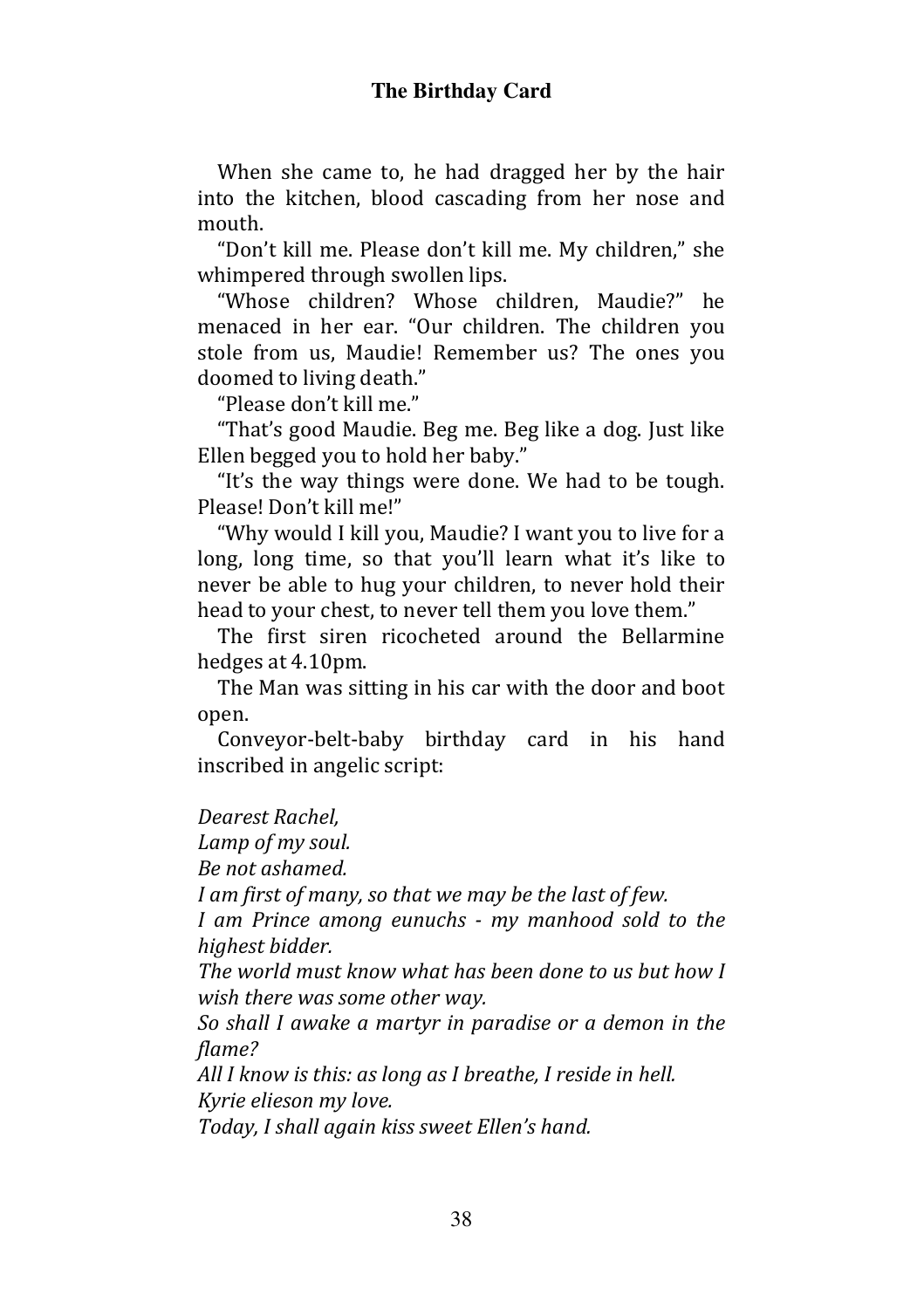When she came to, he had dragged her by the hair into the kitchen, blood cascading from her nose and mouth.

"Don't kill me. Please don't kill me. My children," she whimpered through swollen lips.

"Whose children? Whose children, Maudie?" he menaced in her ear. "Our children. The children you stole from us, Maudie! Remember us? The ones you doomed to living death."

"Please don't kill me."

"That's good Maudie. Beg me. Beg like a dog. Just like Ellen begged you to hold her baby."

"It's the way things were done. We had to be tough. Please! Don't kill me!"

"Why would I kill you, Maudie? I want you to live for a long, long time, so that you'll learn what it's like to never be able to hug your children, to never hold their head to your chest, to never tell them you love them."

The first siren ricocheted around the Bellarmine hedges at 4.10pm.

The Man was sitting in his car with the door and boot open.

Conveyor-belt-baby birthday card in his hand inscribed in angelic script:

*Dearest Rachel,*
*Lamp of my soul.*
*Be not ashamed.*
*I am first of many, so that we may be the last of few.*
*I am Prince among eunuchs - my manhood sold to the highest bidder.*
*The world must know what has been done to us but how I wish there was some other way.*
*So shall I awake a martyr in paradise or a demon in the flame?*
*All I know is this: as long as I breathe, I reside in hell.*
*Kyrie elieson my love.*
*Today, I shall again kiss sweet Ellen's hand.*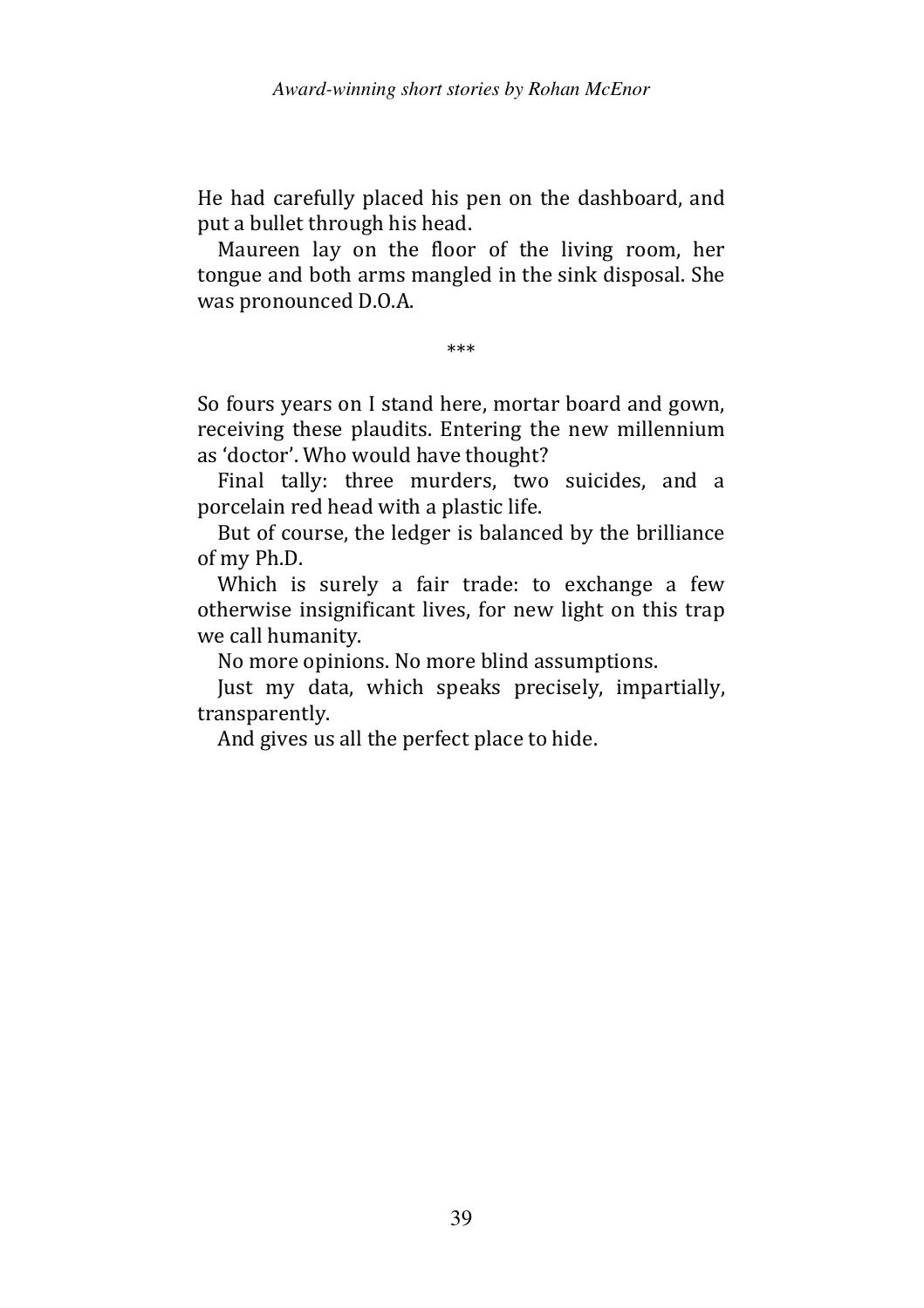He had carefully placed his pen on the dashboard, and put a bullet through his head.

Maureen lay on the floor of the living room, her tongue and both arms mangled in the sink disposal. She was pronounced D.O.A.

***

So fours years on I stand here, mortar board and gown, receiving these plaudits. Entering the new millennium as 'doctor'. Who would have thought?

Final tally: three murders, two suicides, and a porcelain red head with a plastic life.

But of course, the ledger is balanced by the brilliance of my Ph.D.

Which is surely a fair trade: to exchange a few otherwise insignificant lives, for new light on this trap we call humanity.

No more opinions. No more blind assumptions.

Just my data, which speaks precisely, impartially, transparently.

And gives us all the perfect place to hide.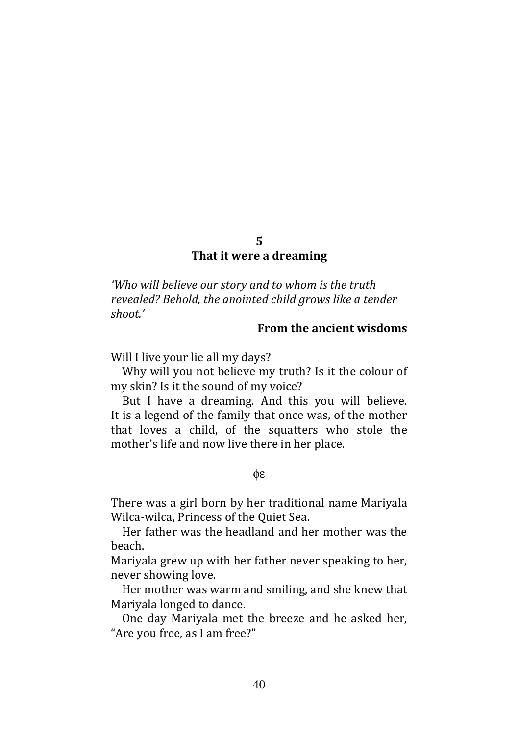## 5
## That it were a dreaming

*'Who will believe our story and to whom is the truth revealed? Behold, the anointed child grows like a tender shoot.'*

**From the ancient wisdoms**

Will I live your lie all my days?

Why will you not believe my truth? Is it the colour of my skin? Is it the sound of my voice?

But I have a dreaming. And this you will believe. It is a legend of the family that once was, of the mother that loves a child, of the squatters who stole the mother's life and now live there in her place.

ϕε

There was a girl born by her traditional name Mariyala Wilca-wilca, Princess of the Quiet Sea.

Her father was the headland and her mother was the beach.

Mariyala grew up with her father never speaking to her, never showing love.

Her mother was warm and smiling, and she knew that Mariyala longed to dance.

One day Mariyala met the breeze and he asked her, "Are you free, as I am free?"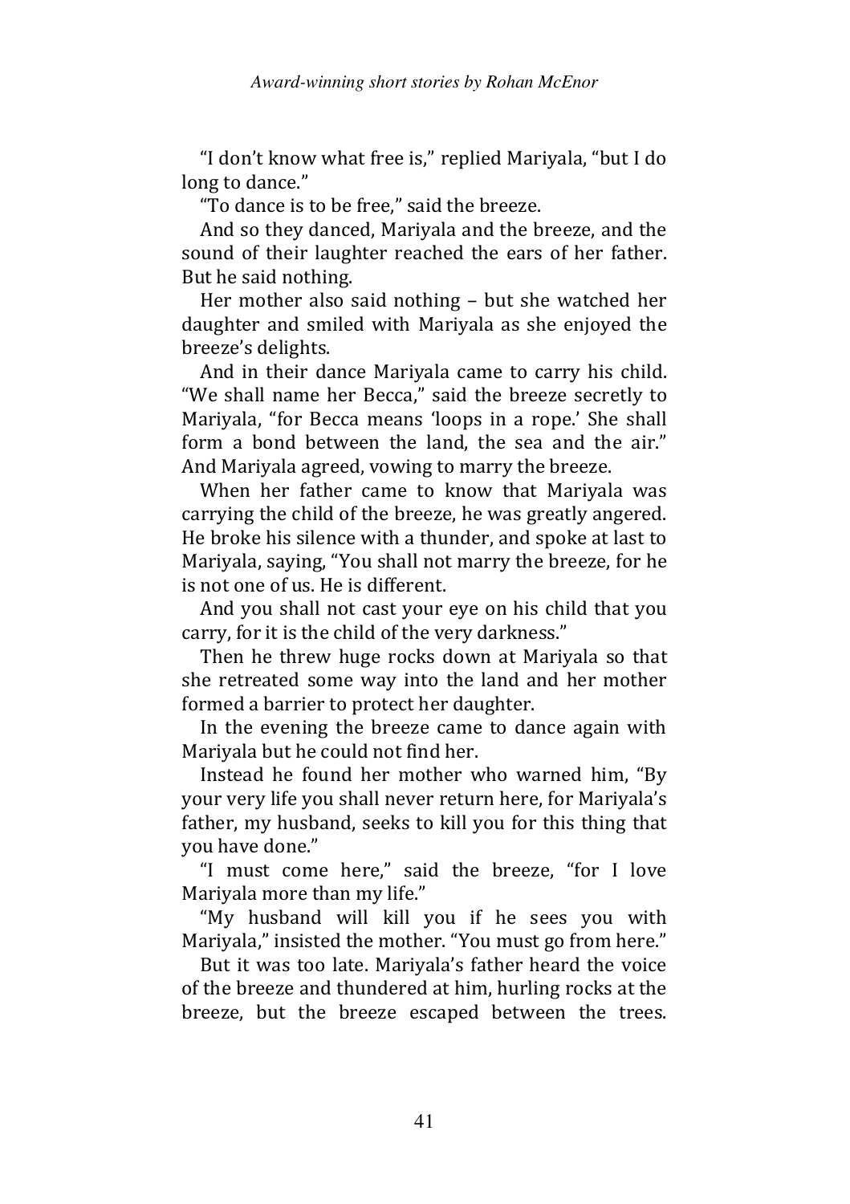"I don't know what free is," replied Mariyala, "but I do long to dance."

"To dance is to be free," said the breeze.

And so they danced, Mariyala and the breeze, and the sound of their laughter reached the ears of her father. But he said nothing.

Her mother also said nothing – but she watched her daughter and smiled with Mariyala as she enjoyed the breeze's delights.

And in their dance Mariyala came to carry his child. "We shall name her Becca," said the breeze secretly to Mariyala, "for Becca means 'loops in a rope.' She shall form a bond between the land, the sea and the air." And Mariyala agreed, vowing to marry the breeze.

When her father came to know that Mariyala was carrying the child of the breeze, he was greatly angered. He broke his silence with a thunder, and spoke at last to Mariyala, saying, "You shall not marry the breeze, for he is not one of us. He is different.

And you shall not cast your eye on his child that you carry, for it is the child of the very darkness."

Then he threw huge rocks down at Mariyala so that she retreated some way into the land and her mother formed a barrier to protect her daughter.

In the evening the breeze came to dance again with Mariyala but he could not find her.

Instead he found her mother who warned him, "By your very life you shall never return here, for Mariyala's father, my husband, seeks to kill you for this thing that you have done."

"I must come here," said the breeze, "for I love Mariyala more than my life."

"My husband will kill you if he sees you with Mariyala," insisted the mother. "You must go from here."

But it was too late. Mariyala's father heard the voice of the breeze and thundered at him, hurling rocks at the breeze, but the breeze escaped between the trees.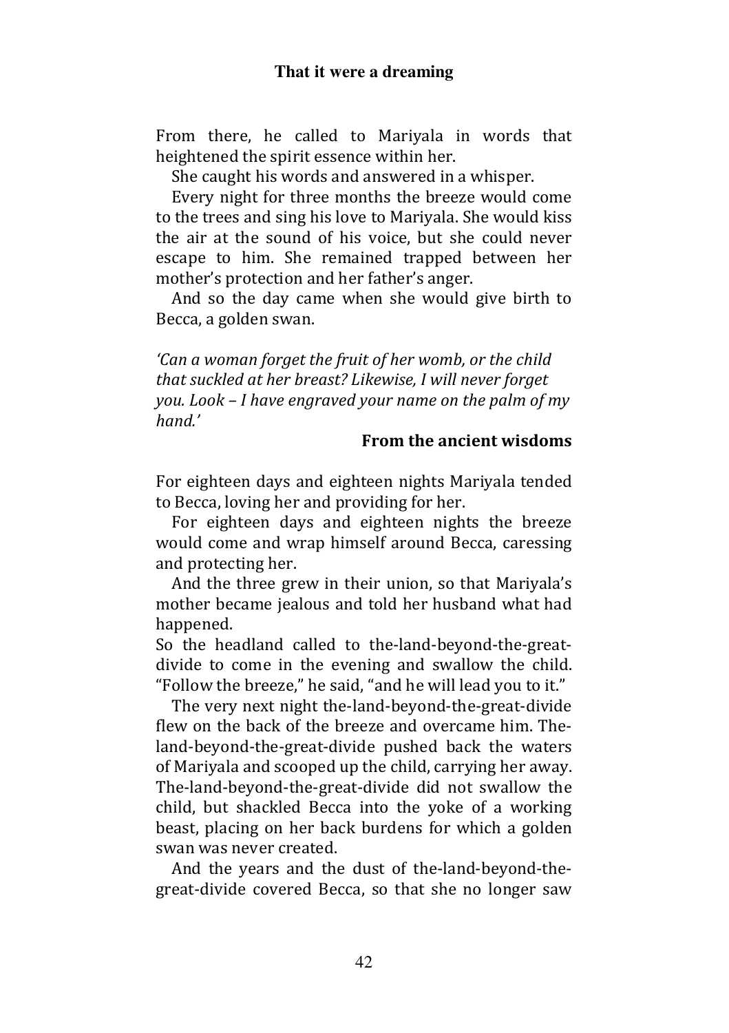From there, he called to Mariyala in words that heightened the spirit essence within her.

She caught his words and answered in a whisper.

Every night for three months the breeze would come to the trees and sing his love to Mariyala. She would kiss the air at the sound of his voice, but she could never escape to him. She remained trapped between her mother's protection and her father's anger.

And so the day came when she would give birth to Becca, a golden swan.

*'Can a woman forget the fruit of her womb, or the child that suckled at her breast? Likewise, I will never forget you. Look – I have engraved your name on the palm of my hand.'*

**From the ancient wisdoms**

For eighteen days and eighteen nights Mariyala tended to Becca, loving her and providing for her.

For eighteen days and eighteen nights the breeze would come and wrap himself around Becca, caressing and protecting her.

And the three grew in their union, so that Mariyala's mother became jealous and told her husband what had happened.

So the headland called to the-land-beyond-the-great-divide to come in the evening and swallow the child. "Follow the breeze," he said, "and he will lead you to it."

The very next night the-land-beyond-the-great-divide flew on the back of the breeze and overcame him. The-land-beyond-the-great-divide pushed back the waters of Mariyala and scooped up the child, carrying her away. The-land-beyond-the-great-divide did not swallow the child, but shackled Becca into the yoke of a working beast, placing on her back burdens for which a golden swan was never created.

And the years and the dust of the-land-beyond-the-great-divide covered Becca, so that she no longer saw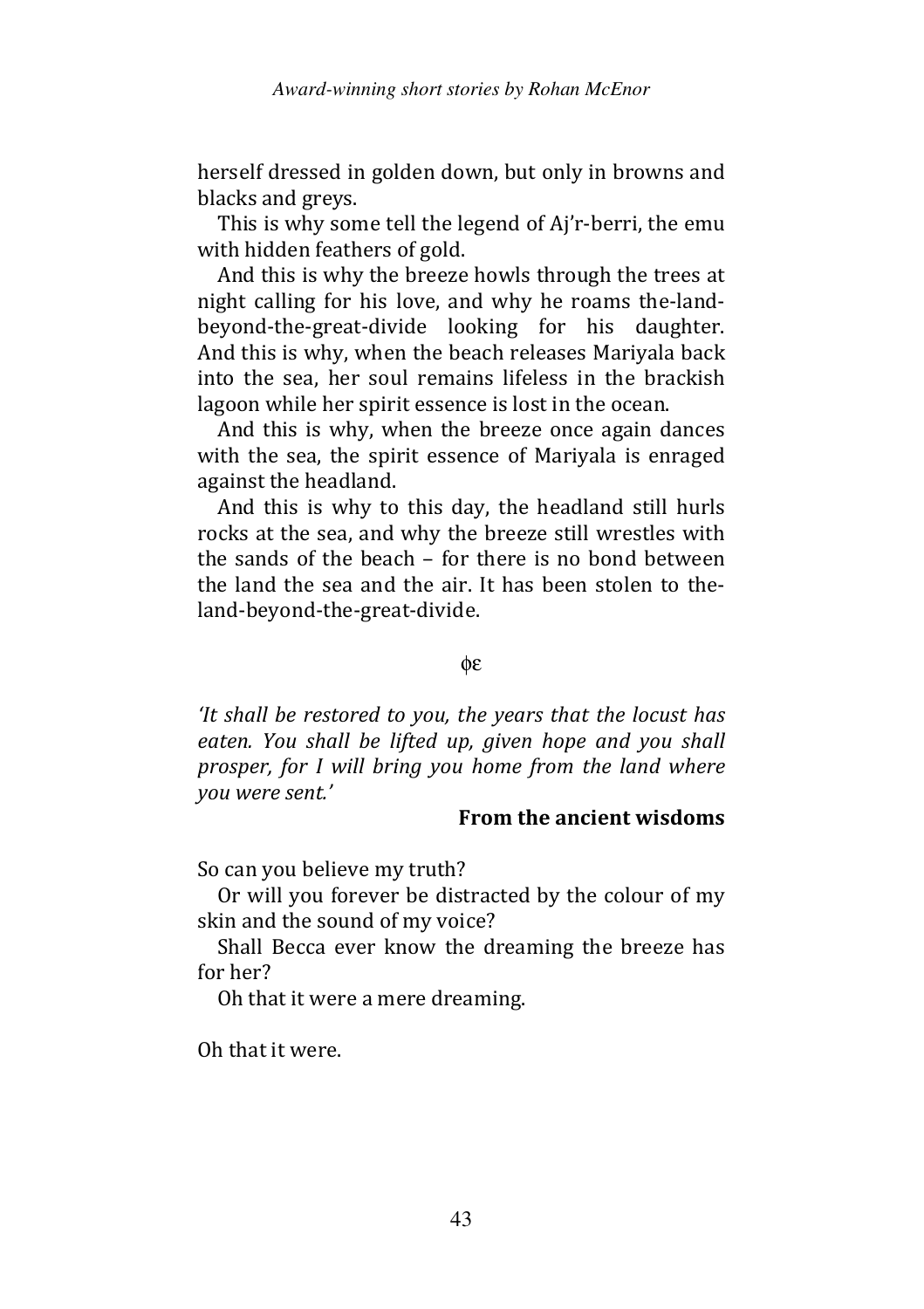herself dressed in golden down, but only in browns and blacks and greys.

This is why some tell the legend of Aj'r-berri, the emu with hidden feathers of gold.

And this is why the breeze howls through the trees at night calling for his love, and why he roams the-land-beyond-the-great-divide looking for his daughter. And this is why, when the beach releases Mariyala back into the sea, her soul remains lifeless in the brackish lagoon while her spirit essence is lost in the ocean.

And this is why, when the breeze once again dances with the sea, the spirit essence of Mariyala is enraged against the headland.

And this is why to this day, the headland still hurls rocks at the sea, and why the breeze still wrestles with the sands of the beach – for there is no bond between the land the sea and the air. It has been stolen to the-land-beyond-the-great-divide.

φε

*'It shall be restored to you, the years that the locust has eaten. You shall be lifted up, given hope and you shall prosper, for I will bring you home from the land where you were sent.'*

**From the ancient wisdoms**

So can you believe my truth?

Or will you forever be distracted by the colour of my skin and the sound of my voice?

Shall Becca ever know the dreaming the breeze has for her?

Oh that it were a mere dreaming.

Oh that it were.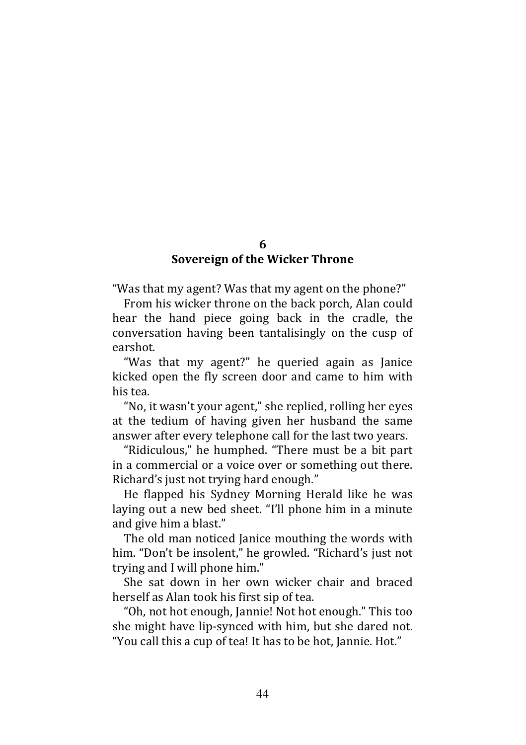# 6
# Sovereign of the Wicker Throne

"Was that my agent? Was that my agent on the phone?"

From his wicker throne on the back porch, Alan could hear the hand piece going back in the cradle, the conversation having been tantalisingly on the cusp of earshot.

"Was that my agent?" he queried again as Janice kicked open the fly screen door and came to him with his tea.

"No, it wasn't your agent," she replied, rolling her eyes at the tedium of having given her husband the same answer after every telephone call for the last two years.

"Ridiculous," he humphed. "There must be a bit part in a commercial or a voice over or something out there. Richard's just not trying hard enough."

He flapped his Sydney Morning Herald like he was laying out a new bed sheet. "I'll phone him in a minute and give him a blast."

The old man noticed Janice mouthing the words with him. "Don't be insolent," he growled. "Richard's just not trying and I will phone him."

She sat down in her own wicker chair and braced herself as Alan took his first sip of tea.

"Oh, not hot enough, Jannie! Not hot enough." This too she might have lip-synced with him, but she dared not. "You call this a cup of tea! It has to be hot, Jannie. Hot."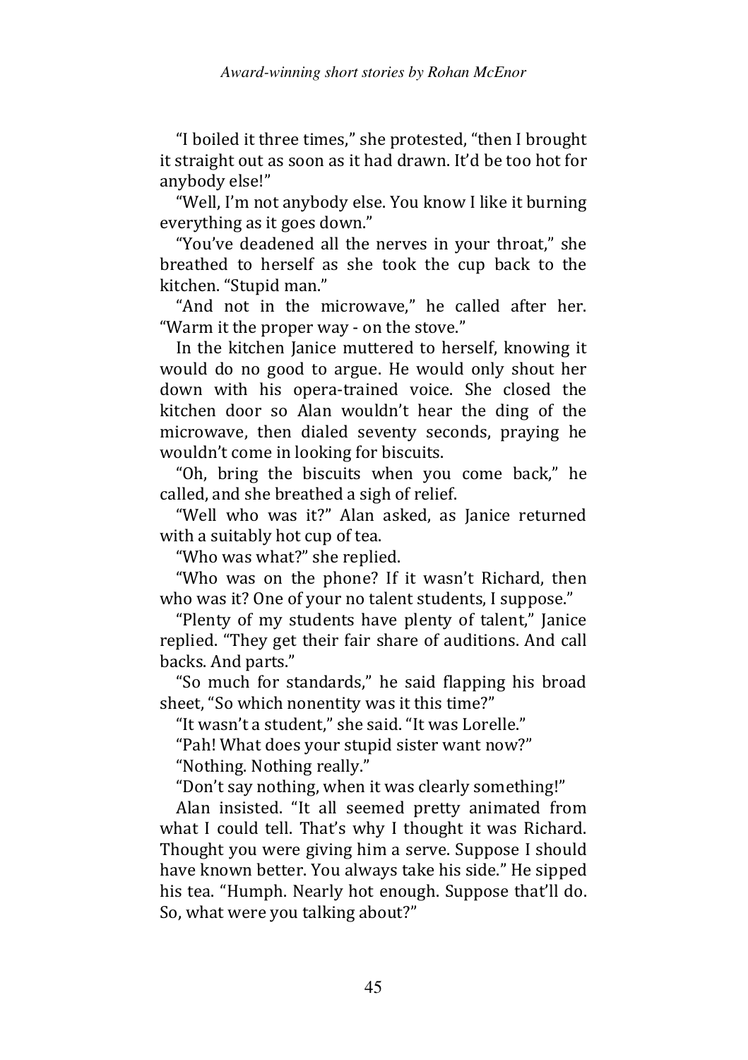"I boiled it three times," she protested, "then I brought it straight out as soon as it had drawn. It'd be too hot for anybody else!"

"Well, I'm not anybody else. You know I like it burning everything as it goes down."

"You've deadened all the nerves in your throat," she breathed to herself as she took the cup back to the kitchen. "Stupid man."

"And not in the microwave," he called after her. "Warm it the proper way - on the stove."

In the kitchen Janice muttered to herself, knowing it would do no good to argue. He would only shout her down with his opera-trained voice. She closed the kitchen door so Alan wouldn't hear the ding of the microwave, then dialed seventy seconds, praying he wouldn't come in looking for biscuits.

"Oh, bring the biscuits when you come back," he called, and she breathed a sigh of relief.

"Well who was it?" Alan asked, as Janice returned with a suitably hot cup of tea.

"Who was what?" she replied.

"Who was on the phone? If it wasn't Richard, then who was it? One of your no talent students, I suppose."

"Plenty of my students have plenty of talent," Janice replied. "They get their fair share of auditions. And call backs. And parts."

"So much for standards," he said flapping his broad sheet, "So which nonentity was it this time?"

"It wasn't a student," she said. "It was Lorelle."

"Pah! What does your stupid sister want now?"

"Nothing. Nothing really."

"Don't say nothing, when it was clearly something!"

Alan insisted. "It all seemed pretty animated from what I could tell. That's why I thought it was Richard. Thought you were giving him a serve. Suppose I should have known better. You always take his side." He sipped his tea. "Humph. Nearly hot enough. Suppose that'll do. So, what were you talking about?"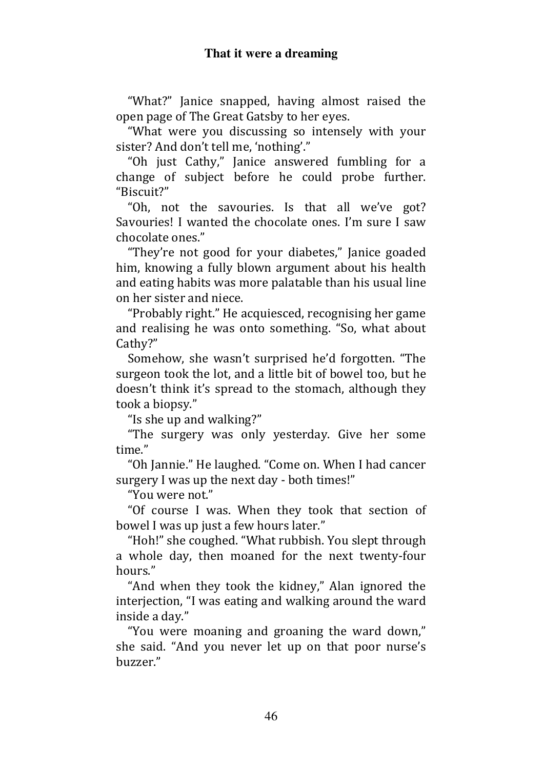"What?" Janice snapped, having almost raised the open page of The Great Gatsby to her eyes.

"What were you discussing so intensely with your sister? And don't tell me, 'nothing'."

"Oh just Cathy," Janice answered fumbling for a change of subject before he could probe further. "Biscuit?"

"Oh, not the savouries. Is that all we've got? Savouries! I wanted the chocolate ones. I'm sure I saw chocolate ones."

"They're not good for your diabetes," Janice goaded him, knowing a fully blown argument about his health and eating habits was more palatable than his usual line on her sister and niece.

"Probably right." He acquiesced, recognising her game and realising he was onto something. "So, what about Cathy?"

Somehow, she wasn't surprised he'd forgotten. "The surgeon took the lot, and a little bit of bowel too, but he doesn't think it's spread to the stomach, although they took a biopsy."

"Is she up and walking?"

"The surgery was only yesterday. Give her some time."

"Oh Jannie." He laughed. "Come on. When I had cancer surgery I was up the next day - both times!"

"You were not."

"Of course I was. When they took that section of bowel I was up just a few hours later."

"Hoh!" she coughed. "What rubbish. You slept through a whole day, then moaned for the next twenty-four hours."

"And when they took the kidney," Alan ignored the interjection, "I was eating and walking around the ward inside a day."

"You were moaning and groaning the ward down," she said. "And you never let up on that poor nurse's buzzer."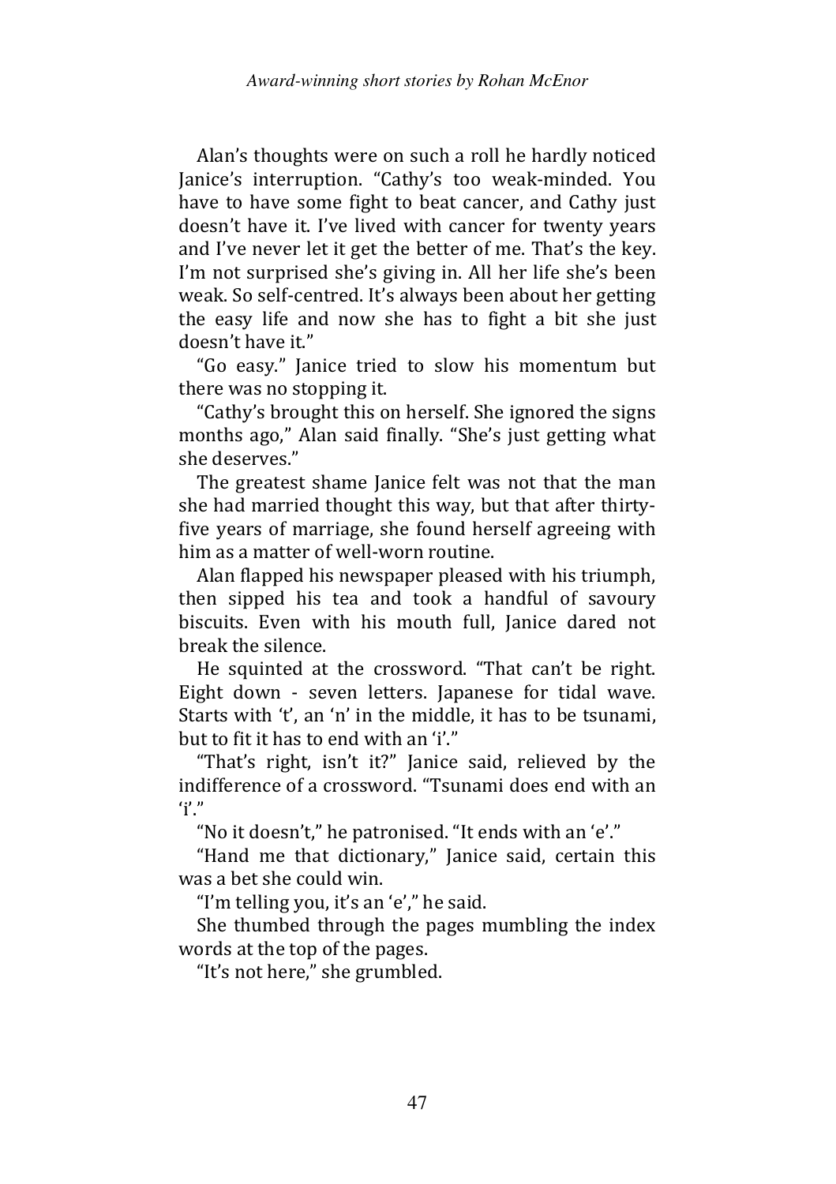Alan's thoughts were on such a roll he hardly noticed Janice's interruption. "Cathy's too weak-minded. You have to have some fight to beat cancer, and Cathy just doesn't have it. I've lived with cancer for twenty years and I've never let it get the better of me. That's the key. I'm not surprised she's giving in. All her life she's been weak. So self-centred. It's always been about her getting the easy life and now she has to fight a bit she just doesn't have it."

"Go easy." Janice tried to slow his momentum but there was no stopping it.

"Cathy's brought this on herself. She ignored the signs months ago," Alan said finally. "She's just getting what she deserves."

The greatest shame Janice felt was not that the man she had married thought this way, but that after thirty-five years of marriage, she found herself agreeing with him as a matter of well-worn routine.

Alan flapped his newspaper pleased with his triumph, then sipped his tea and took a handful of savoury biscuits. Even with his mouth full, Janice dared not break the silence.

He squinted at the crossword. "That can't be right. Eight down - seven letters. Japanese for tidal wave. Starts with 't', an 'n' in the middle, it has to be tsunami, but to fit it has to end with an 'i'."

"That's right, isn't it?" Janice said, relieved by the indifference of a crossword. "Tsunami does end with an 'i'."

"No it doesn't," he patronised. "It ends with an 'e'."

"Hand me that dictionary," Janice said, certain this was a bet she could win.

"I'm telling you, it's an 'e'," he said.

She thumbed through the pages mumbling the index words at the top of the pages.

"It's not here," she grumbled.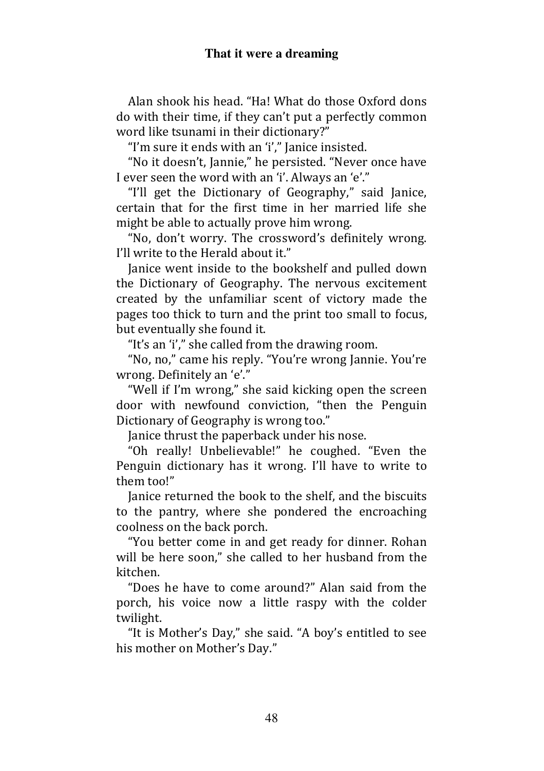Alan shook his head. “Ha! What do those Oxford dons do with their time, if they can’t put a perfectly common word like tsunami in their dictionary?”

“I’m sure it ends with an ‘i’,” Janice insisted.

“No it doesn’t, Jannie,” he persisted. “Never once have I ever seen the word with an ‘i’. Always an ‘e’.”

“I’ll get the Dictionary of Geography,” said Janice, certain that for the first time in her married life she might be able to actually prove him wrong.

“No, don’t worry. The crossword’s definitely wrong. I’ll write to the Herald about it.”

Janice went inside to the bookshelf and pulled down the Dictionary of Geography. The nervous excitement created by the unfamiliar scent of victory made the pages too thick to turn and the print too small to focus, but eventually she found it.

“It’s an ‘i’,” she called from the drawing room.

“No, no,” came his reply. “You’re wrong Jannie. You’re wrong. Definitely an ‘e’.”

“Well if I’m wrong,” she said kicking open the screen door with newfound conviction, “then the Penguin Dictionary of Geography is wrong too.”

Janice thrust the paperback under his nose.

“Oh really! Unbelievable!” he coughed. “Even the Penguin dictionary has it wrong. I’ll have to write to them too!”

Janice returned the book to the shelf, and the biscuits to the pantry, where she pondered the encroaching coolness on the back porch.

“You better come in and get ready for dinner. Rohan will be here soon,” she called to her husband from the kitchen.

“Does he have to come around?” Alan said from the porch, his voice now a little raspy with the colder twilight.

“It is Mother’s Day,” she said. “A boy’s entitled to see his mother on Mother’s Day.”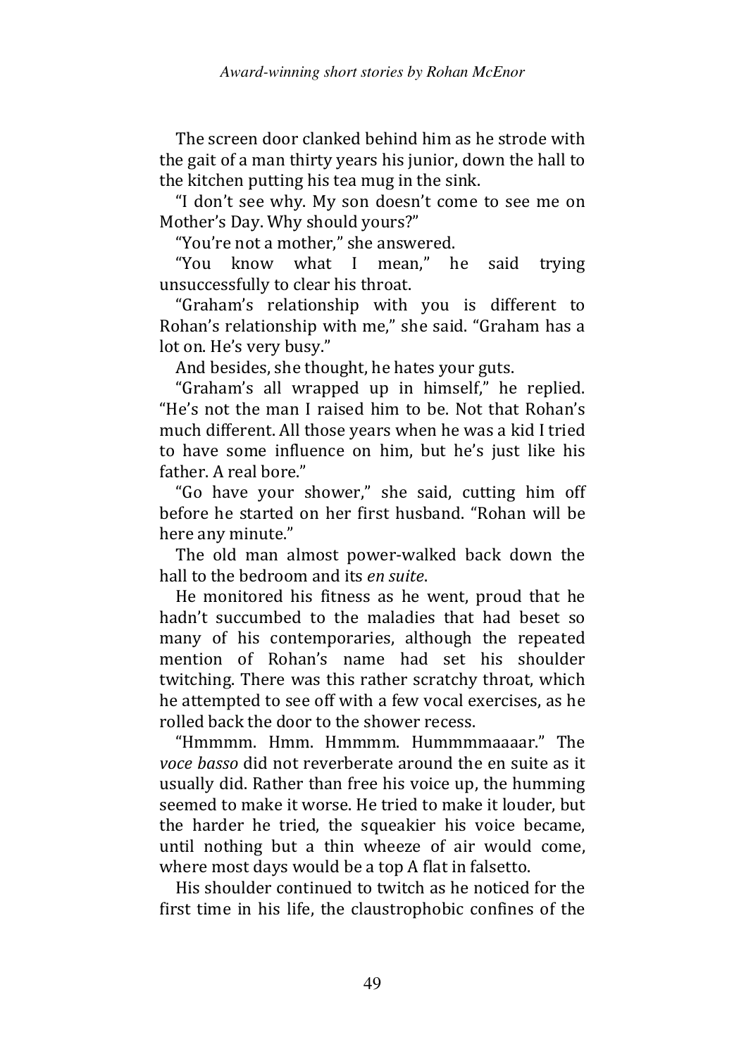The screen door clanked behind him as he strode with the gait of a man thirty years his junior, down the hall to the kitchen putting his tea mug in the sink.

"I don't see why. My son doesn't come to see me on Mother's Day. Why should yours?"

"You're not a mother," she answered.

"You know what I mean," he said trying unsuccessfully to clear his throat.

"Graham's relationship with you is different to Rohan's relationship with me," she said. "Graham has a lot on. He's very busy."

And besides, she thought, he hates your guts.

"Graham's all wrapped up in himself," he replied. "He's not the man I raised him to be. Not that Rohan's much different. All those years when he was a kid I tried to have some influence on him, but he's just like his father. A real bore."

"Go have your shower," she said, cutting him off before he started on her first husband. "Rohan will be here any minute."

The old man almost power-walked back down the hall to the bedroom and its *en suite*.

He monitored his fitness as he went, proud that he hadn't succumbed to the maladies that had beset so many of his contemporaries, although the repeated mention of Rohan's name had set his shoulder twitching. There was this rather scratchy throat, which he attempted to see off with a few vocal exercises, as he rolled back the door to the shower recess.

"Hmmmm. Hmm. Hmmmm. Hummmmaaaar." The *voce basso* did not reverberate around the en suite as it usually did. Rather than free his voice up, the humming seemed to make it worse. He tried to make it louder, but the harder he tried, the squeakier his voice became, until nothing but a thin wheeze of air would come, where most days would be a top A flat in falsetto.

His shoulder continued to twitch as he noticed for the first time in his life, the claustrophobic confines of the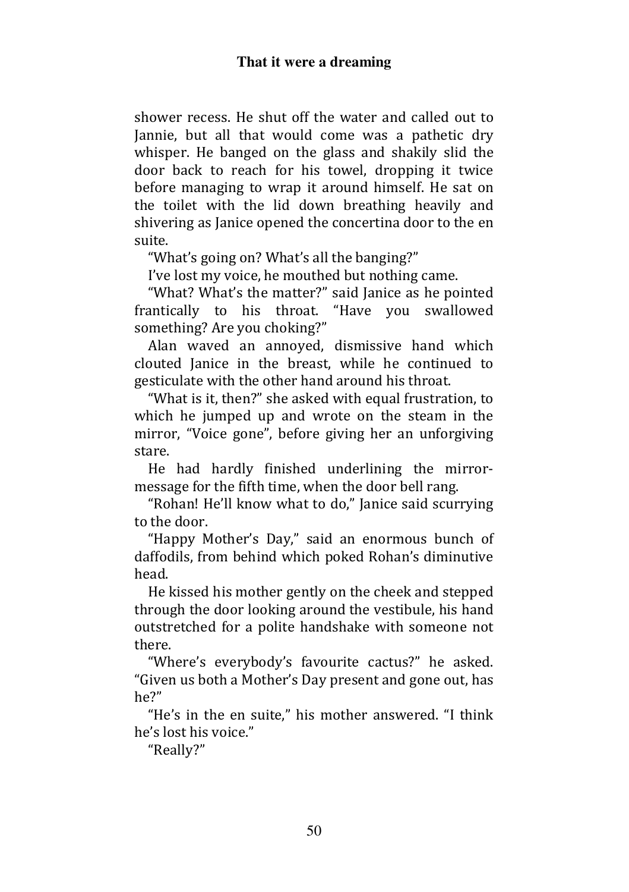shower recess. He shut off the water and called out to Jannie, but all that would come was a pathetic dry whisper. He banged on the glass and shakily slid the door back to reach for his towel, dropping it twice before managing to wrap it around himself. He sat on the toilet with the lid down breathing heavily and shivering as Janice opened the concertina door to the en suite.

"What's going on? What's all the banging?"

I've lost my voice, he mouthed but nothing came.

"What? What's the matter?" said Janice as he pointed frantically to his throat. "Have you swallowed something? Are you choking?"

Alan waved an annoyed, dismissive hand which clouted Janice in the breast, while he continued to gesticulate with the other hand around his throat.

"What is it, then?" she asked with equal frustration, to which he jumped up and wrote on the steam in the mirror, "Voice gone", before giving her an unforgiving stare.

He had hardly finished underlining the mirror-message for the fifth time, when the door bell rang.

"Rohan! He'll know what to do," Janice said scurrying to the door.

"Happy Mother's Day," said an enormous bunch of daffodils, from behind which poked Rohan's diminutive head.

He kissed his mother gently on the cheek and stepped through the door looking around the vestibule, his hand outstretched for a polite handshake with someone not there.

"Where's everybody's favourite cactus?" he asked. "Given us both a Mother's Day present and gone out, has he?"

"He's in the en suite," his mother answered. "I think he's lost his voice."

"Really?"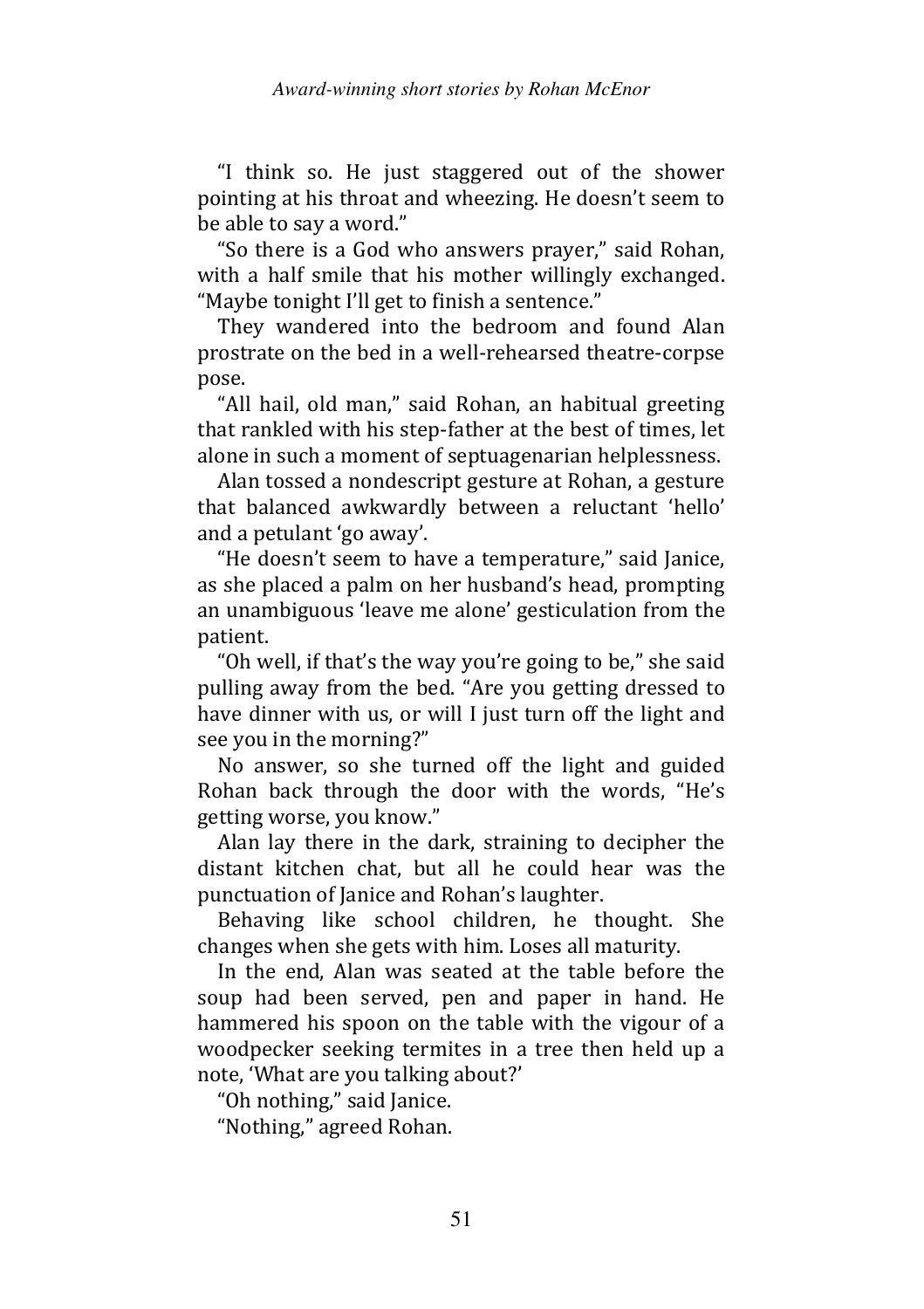"I think so. He just staggered out of the shower pointing at his throat and wheezing. He doesn't seem to be able to say a word."

"So there is a God who answers prayer," said Rohan, with a half smile that his mother willingly exchanged. "Maybe tonight I'll get to finish a sentence."

They wandered into the bedroom and found Alan prostrate on the bed in a well-rehearsed theatre-corpse pose.

"All hail, old man," said Rohan, an habitual greeting that rankled with his step-father at the best of times, let alone in such a moment of septuagenarian helplessness.

Alan tossed a nondescript gesture at Rohan, a gesture that balanced awkwardly between a reluctant 'hello' and a petulant 'go away'.

"He doesn't seem to have a temperature," said Janice, as she placed a palm on her husband's head, prompting an unambiguous 'leave me alone' gesticulation from the patient.

"Oh well, if that's the way you're going to be," she said pulling away from the bed. "Are you getting dressed to have dinner with us, or will I just turn off the light and see you in the morning?"

No answer, so she turned off the light and guided Rohan back through the door with the words, "He's getting worse, you know."

Alan lay there in the dark, straining to decipher the distant kitchen chat, but all he could hear was the punctuation of Janice and Rohan's laughter.

Behaving like school children, he thought. She changes when she gets with him. Loses all maturity.

In the end, Alan was seated at the table before the soup had been served, pen and paper in hand. He hammered his spoon on the table with the vigour of a woodpecker seeking termites in a tree then held up a note, 'What are you talking about?'

"Oh nothing," said Janice.

"Nothing," agreed Rohan.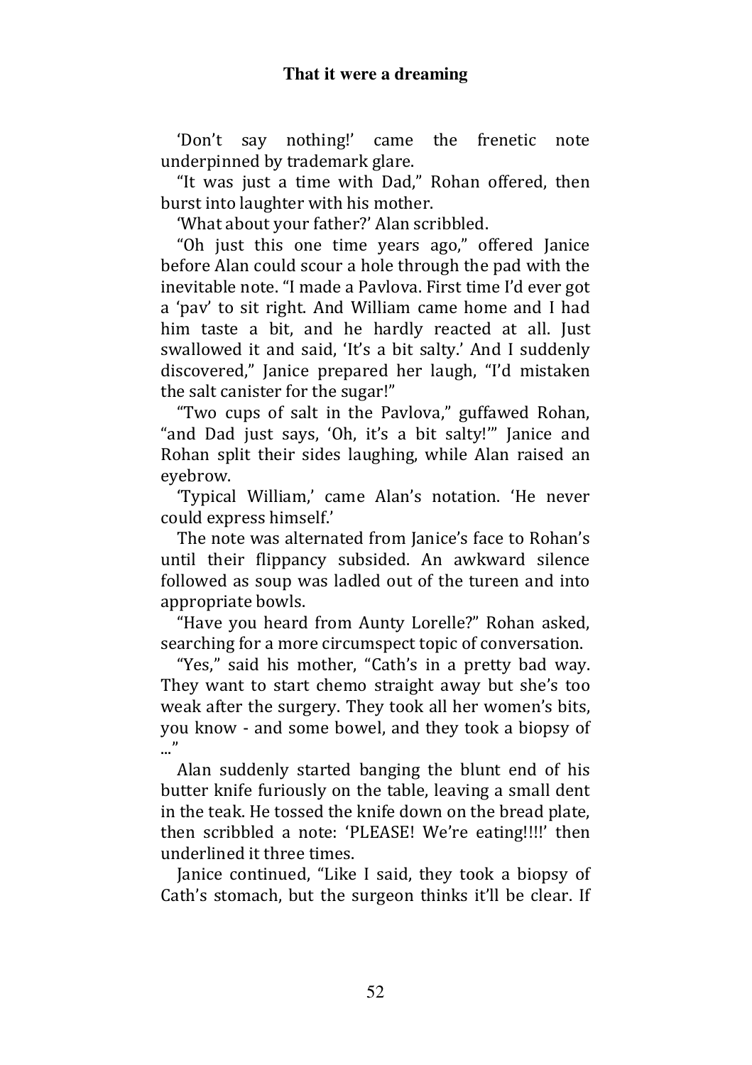'Don't say nothing!' came the frenetic note underpinned by trademark glare.

"It was just a time with Dad," Rohan offered, then burst into laughter with his mother.

'What about your father?' Alan scribbled.

"Oh just this one time years ago," offered Janice before Alan could scour a hole through the pad with the inevitable note. "I made a Pavlova. First time I'd ever got a 'pav' to sit right. And William came home and I had him taste a bit, and he hardly reacted at all. Just swallowed it and said, 'It's a bit salty.' And I suddenly discovered," Janice prepared her laugh, "I'd mistaken the salt canister for the sugar!"

"Two cups of salt in the Pavlova," guffawed Rohan, "and Dad just says, 'Oh, it's a bit salty!'" Janice and Rohan split their sides laughing, while Alan raised an eyebrow.

'Typical William,' came Alan's notation. 'He never could express himself.'

The note was alternated from Janice's face to Rohan's until their flippancy subsided. An awkward silence followed as soup was ladled out of the tureen and into appropriate bowls.

"Have you heard from Aunty Lorelle?" Rohan asked, searching for a more circumspect topic of conversation.

"Yes," said his mother, "Cath's in a pretty bad way. They want to start chemo straight away but she's too weak after the surgery. They took all her women's bits, you know - and some bowel, and they took a biopsy of ..."

Alan suddenly started banging the blunt end of his butter knife furiously on the table, leaving a small dent in the teak. He tossed the knife down on the bread plate, then scribbled a note: 'PLEASE! We're eating!!!!' then underlined it three times.

Janice continued, "Like I said, they took a biopsy of Cath's stomach, but the surgeon thinks it'll be clear. If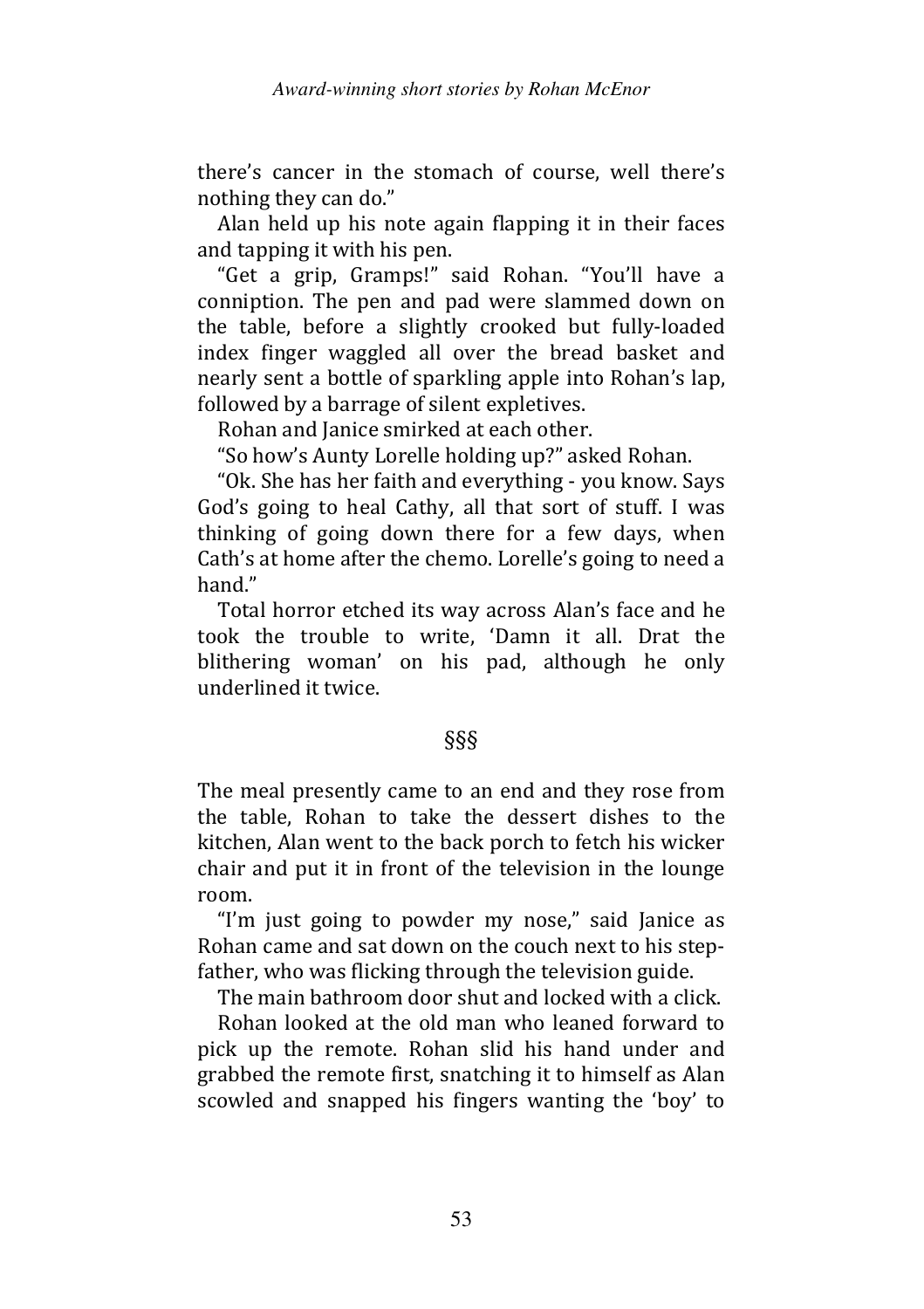there's cancer in the stomach of course, well there's nothing they can do."

Alan held up his note again flapping it in their faces and tapping it with his pen.

"Get a grip, Gramps!" said Rohan. "You'll have a conniption. The pen and pad were slammed down on the table, before a slightly crooked but fully-loaded index finger waggled all over the bread basket and nearly sent a bottle of sparkling apple into Rohan's lap, followed by a barrage of silent expletives.

Rohan and Janice smirked at each other.

"So how's Aunty Lorelle holding up?" asked Rohan.

"Ok. She has her faith and everything - you know. Says God's going to heal Cathy, all that sort of stuff. I was thinking of going down there for a few days, when Cath's at home after the chemo. Lorelle's going to need a hand."

Total horror etched its way across Alan's face and he took the trouble to write, 'Damn it all. Drat the blithering woman' on his pad, although he only underlined it twice.

§§§

The meal presently came to an end and they rose from the table, Rohan to take the dessert dishes to the kitchen, Alan went to the back porch to fetch his wicker chair and put it in front of the television in the lounge room.

"I'm just going to powder my nose," said Janice as Rohan came and sat down on the couch next to his step-father, who was flicking through the television guide.

The main bathroom door shut and locked with a click.

Rohan looked at the old man who leaned forward to pick up the remote. Rohan slid his hand under and grabbed the remote first, snatching it to himself as Alan scowled and snapped his fingers wanting the 'boy' to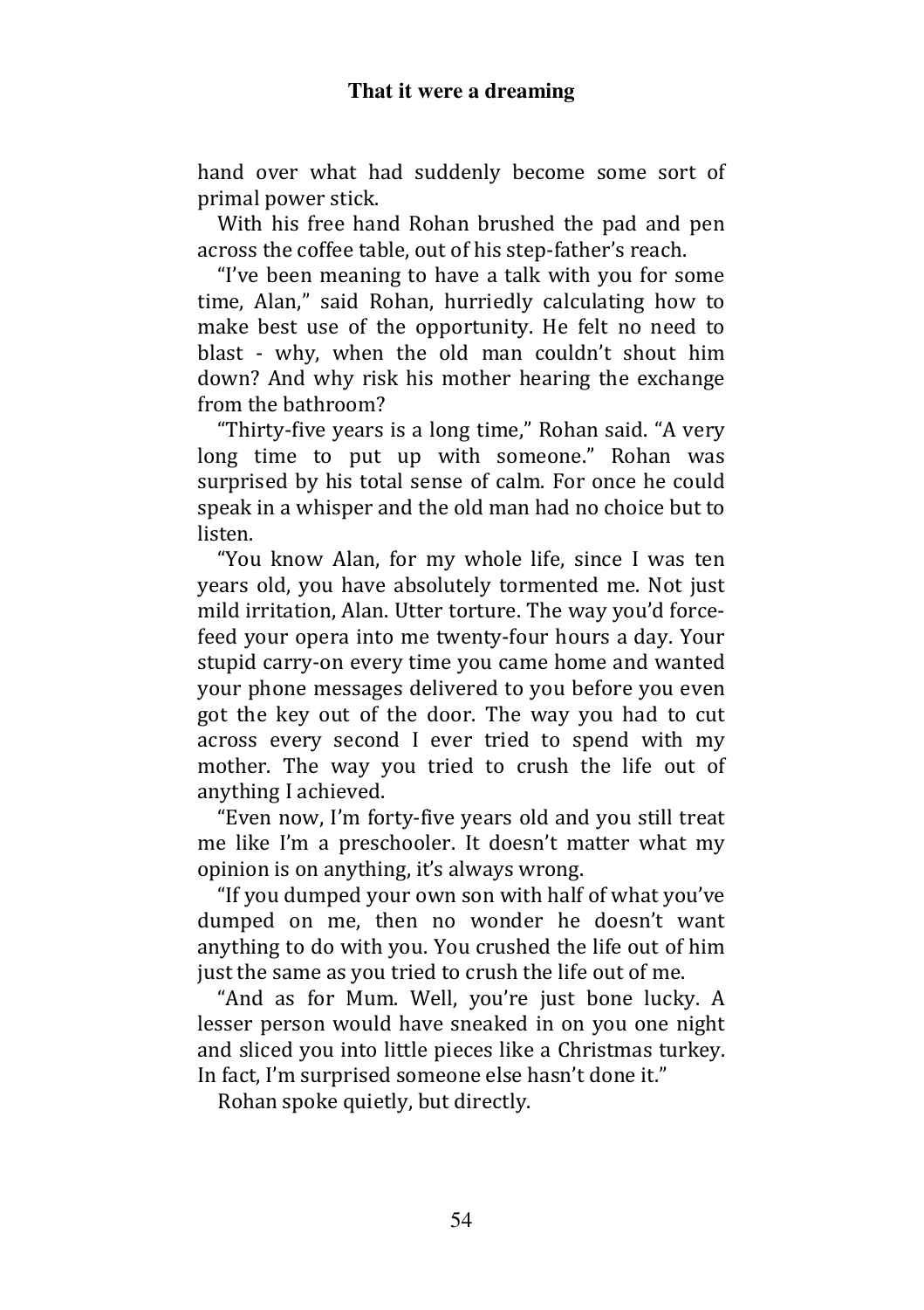hand over what had suddenly become some sort of primal power stick.

With his free hand Rohan brushed the pad and pen across the coffee table, out of his step-father's reach.

"I've been meaning to have a talk with you for some time, Alan," said Rohan, hurriedly calculating how to make best use of the opportunity. He felt no need to blast - why, when the old man couldn't shout him down? And why risk his mother hearing the exchange from the bathroom?

"Thirty-five years is a long time," Rohan said. "A very long time to put up with someone." Rohan was surprised by his total sense of calm. For once he could speak in a whisper and the old man had no choice but to listen.

"You know Alan, for my whole life, since I was ten years old, you have absolutely tormented me. Not just mild irritation, Alan. Utter torture. The way you'd force-feed your opera into me twenty-four hours a day. Your stupid carry-on every time you came home and wanted your phone messages delivered to you before you even got the key out of the door. The way you had to cut across every second I ever tried to spend with my mother. The way you tried to crush the life out of anything I achieved.

"Even now, I'm forty-five years old and you still treat me like I'm a preschooler. It doesn't matter what my opinion is on anything, it's always wrong.

"If you dumped your own son with half of what you've dumped on me, then no wonder he doesn't want anything to do with you. You crushed the life out of him just the same as you tried to crush the life out of me.

"And as for Mum. Well, you're just bone lucky. A lesser person would have sneaked in on you one night and sliced you into little pieces like a Christmas turkey. In fact, I'm surprised someone else hasn't done it."

Rohan spoke quietly, but directly.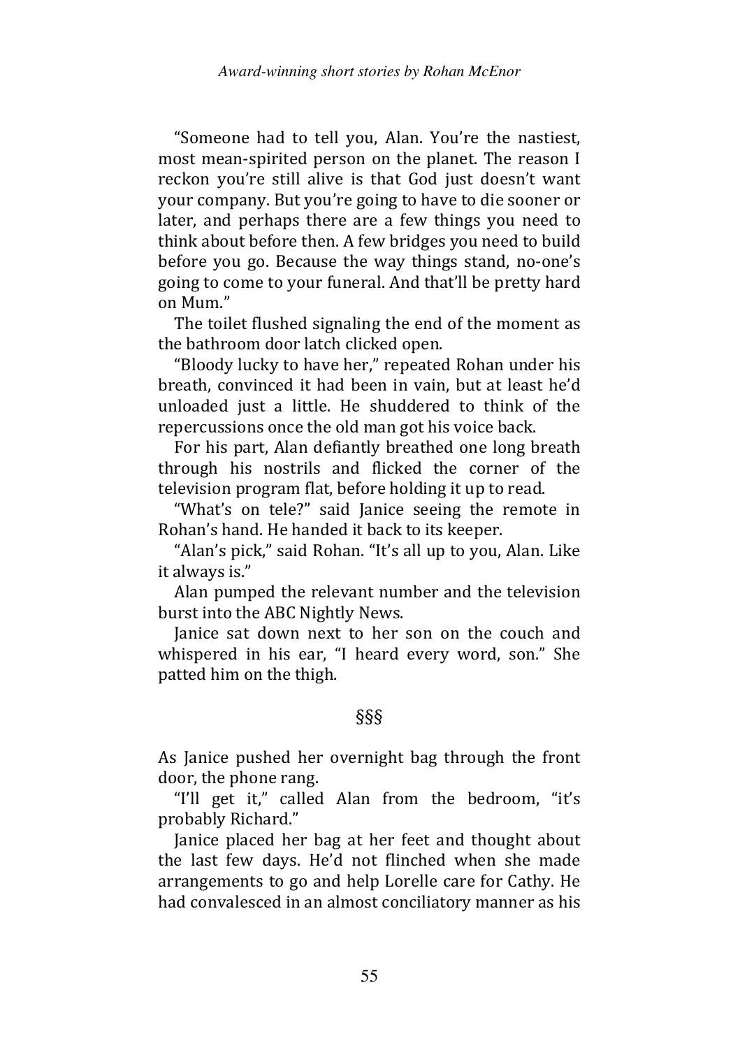"Someone had to tell you, Alan. You're the nastiest, most mean-spirited person on the planet. The reason I reckon you're still alive is that God just doesn't want your company. But you're going to have to die sooner or later, and perhaps there are a few things you need to think about before then. A few bridges you need to build before you go. Because the way things stand, no-one's going to come to your funeral. And that'll be pretty hard on Mum."

The toilet flushed signaling the end of the moment as the bathroom door latch clicked open.

"Bloody lucky to have her," repeated Rohan under his breath, convinced it had been in vain, but at least he'd unloaded just a little. He shuddered to think of the repercussions once the old man got his voice back.

For his part, Alan defiantly breathed one long breath through his nostrils and flicked the corner of the television program flat, before holding it up to read.

"What's on tele?" said Janice seeing the remote in Rohan's hand. He handed it back to its keeper.

"Alan's pick," said Rohan. "It's all up to you, Alan. Like it always is."

Alan pumped the relevant number and the television burst into the ABC Nightly News.

Janice sat down next to her son on the couch and whispered in his ear, "I heard every word, son." She patted him on the thigh.

§§§

As Janice pushed her overnight bag through the front door, the phone rang.

"I'll get it," called Alan from the bedroom, "it's probably Richard."

Janice placed her bag at her feet and thought about the last few days. He'd not flinched when she made arrangements to go and help Lorelle care for Cathy. He had convalesced in an almost conciliatory manner as his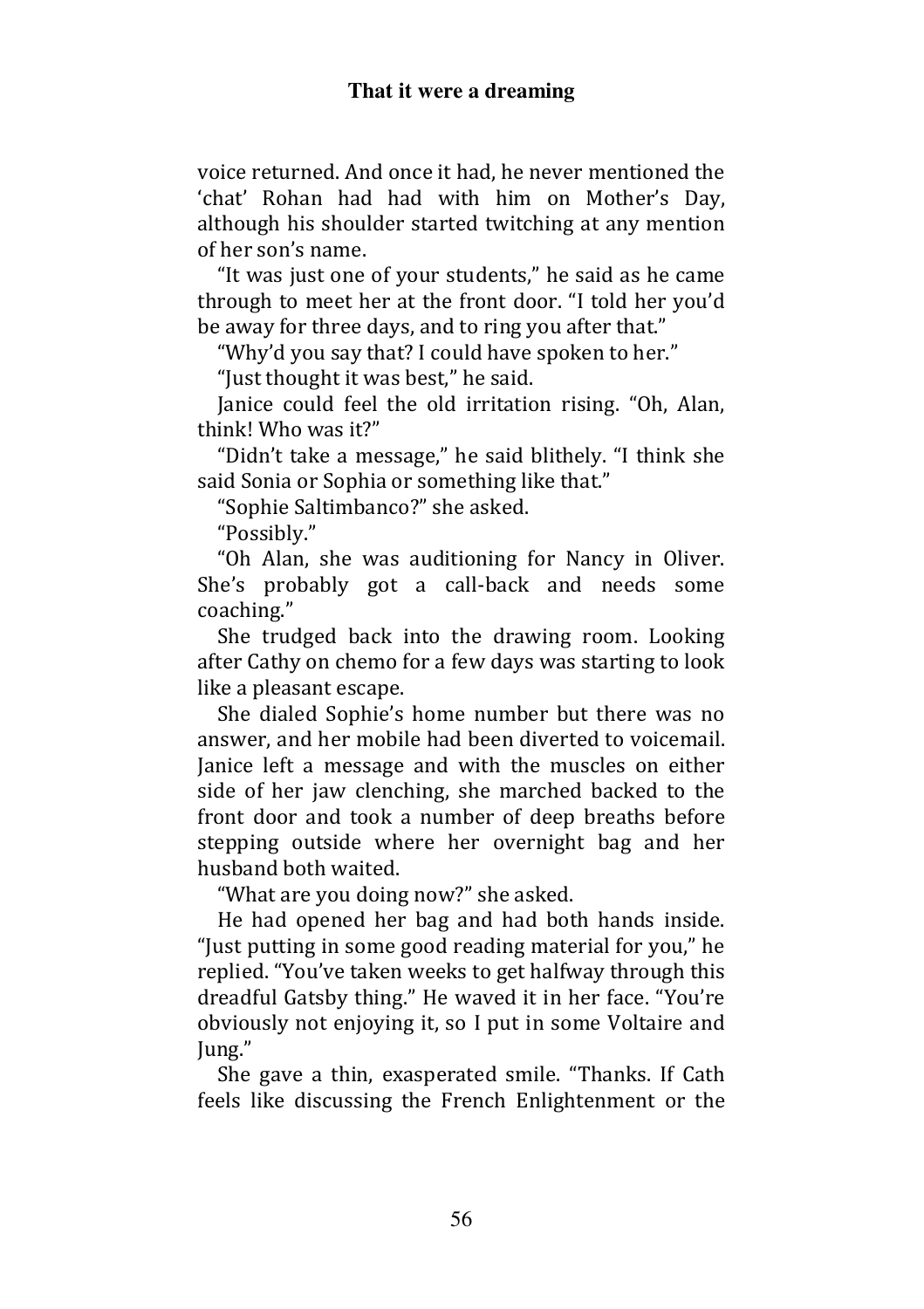voice returned. And once it had, he never mentioned the 'chat' Rohan had had with him on Mother's Day, although his shoulder started twitching at any mention of her son's name.

"It was just one of your students," he said as he came through to meet her at the front door. "I told her you'd be away for three days, and to ring you after that."

"Why'd you say that? I could have spoken to her."

"Just thought it was best," he said.

Janice could feel the old irritation rising. "Oh, Alan, think! Who was it?"

"Didn't take a message," he said blithely. "I think she said Sonia or Sophia or something like that."

"Sophie Saltimbanco?" she asked.

"Possibly."

"Oh Alan, she was auditioning for Nancy in Oliver. She's probably got a call-back and needs some coaching."

She trudged back into the drawing room. Looking after Cathy on chemo for a few days was starting to look like a pleasant escape.

She dialed Sophie's home number but there was no answer, and her mobile had been diverted to voicemail. Janice left a message and with the muscles on either side of her jaw clenching, she marched backed to the front door and took a number of deep breaths before stepping outside where her overnight bag and her husband both waited.

"What are you doing now?" she asked.

He had opened her bag and had both hands inside. "Just putting in some good reading material for you," he replied. "You've taken weeks to get halfway through this dreadful Gatsby thing." He waved it in her face. "You're obviously not enjoying it, so I put in some Voltaire and Jung."

She gave a thin, exasperated smile. "Thanks. If Cath feels like discussing the French Enlightenment or the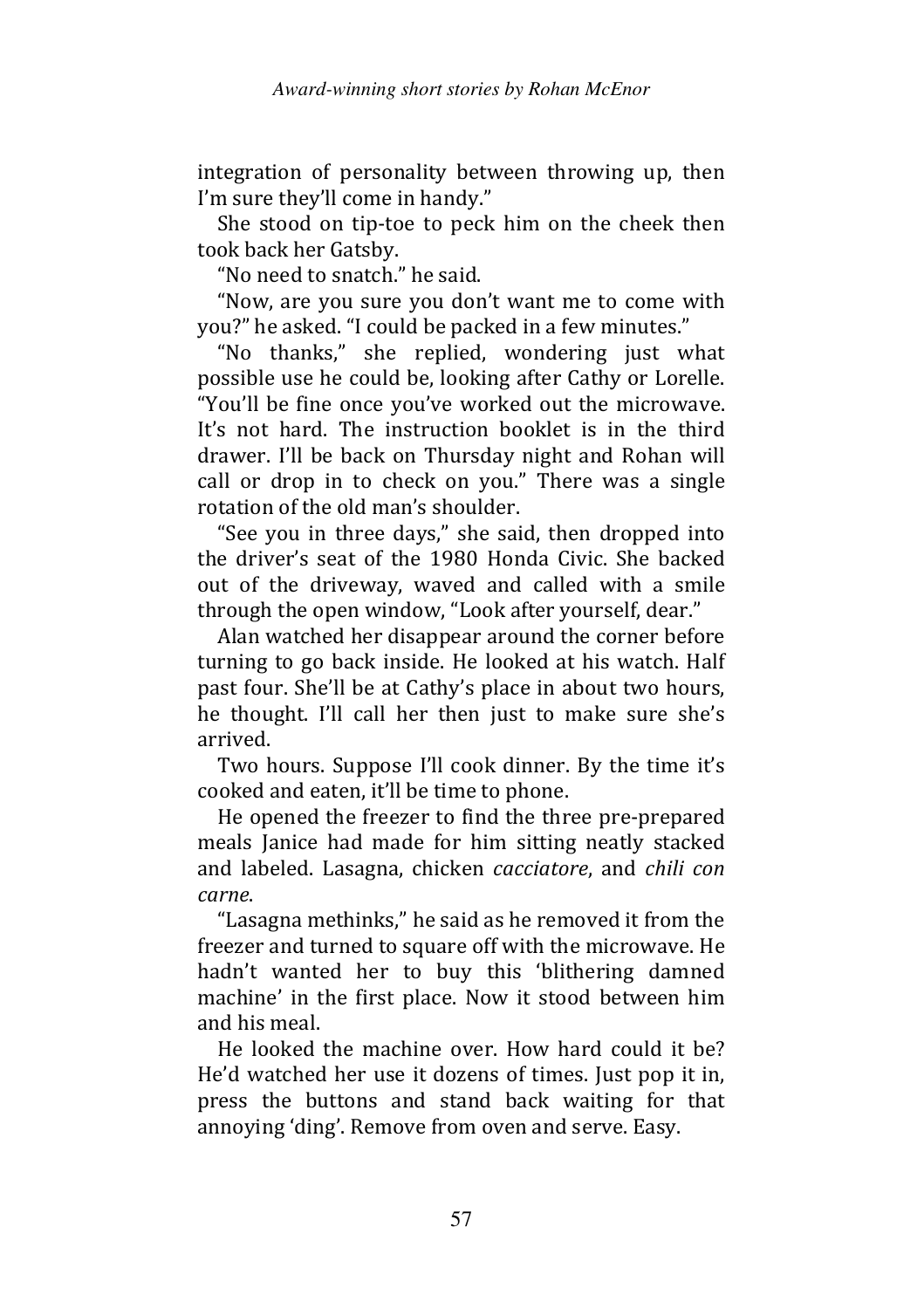integration of personality between throwing up, then I'm sure they'll come in handy."

She stood on tip-toe to peck him on the cheek then took back her Gatsby.

"No need to snatch." he said.

"Now, are you sure you don't want me to come with you?" he asked. "I could be packed in a few minutes."

"No thanks," she replied, wondering just what possible use he could be, looking after Cathy or Lorelle. "You'll be fine once you've worked out the microwave. It's not hard. The instruction booklet is in the third drawer. I'll be back on Thursday night and Rohan will call or drop in to check on you." There was a single rotation of the old man's shoulder.

"See you in three days," she said, then dropped into the driver's seat of the 1980 Honda Civic. She backed out of the driveway, waved and called with a smile through the open window, "Look after yourself, dear."

Alan watched her disappear around the corner before turning to go back inside. He looked at his watch. Half past four. She'll be at Cathy's place in about two hours, he thought. I'll call her then just to make sure she's arrived.

Two hours. Suppose I'll cook dinner. By the time it's cooked and eaten, it'll be time to phone.

He opened the freezer to find the three pre-prepared meals Janice had made for him sitting neatly stacked and labeled. Lasagna, chicken *cacciatore*, and *chili con carne*.

"Lasagna methinks," he said as he removed it from the freezer and turned to square off with the microwave. He hadn't wanted her to buy this 'blithering damned machine' in the first place. Now it stood between him and his meal.

He looked the machine over. How hard could it be? He'd watched her use it dozens of times. Just pop it in, press the buttons and stand back waiting for that annoying 'ding'. Remove from oven and serve. Easy.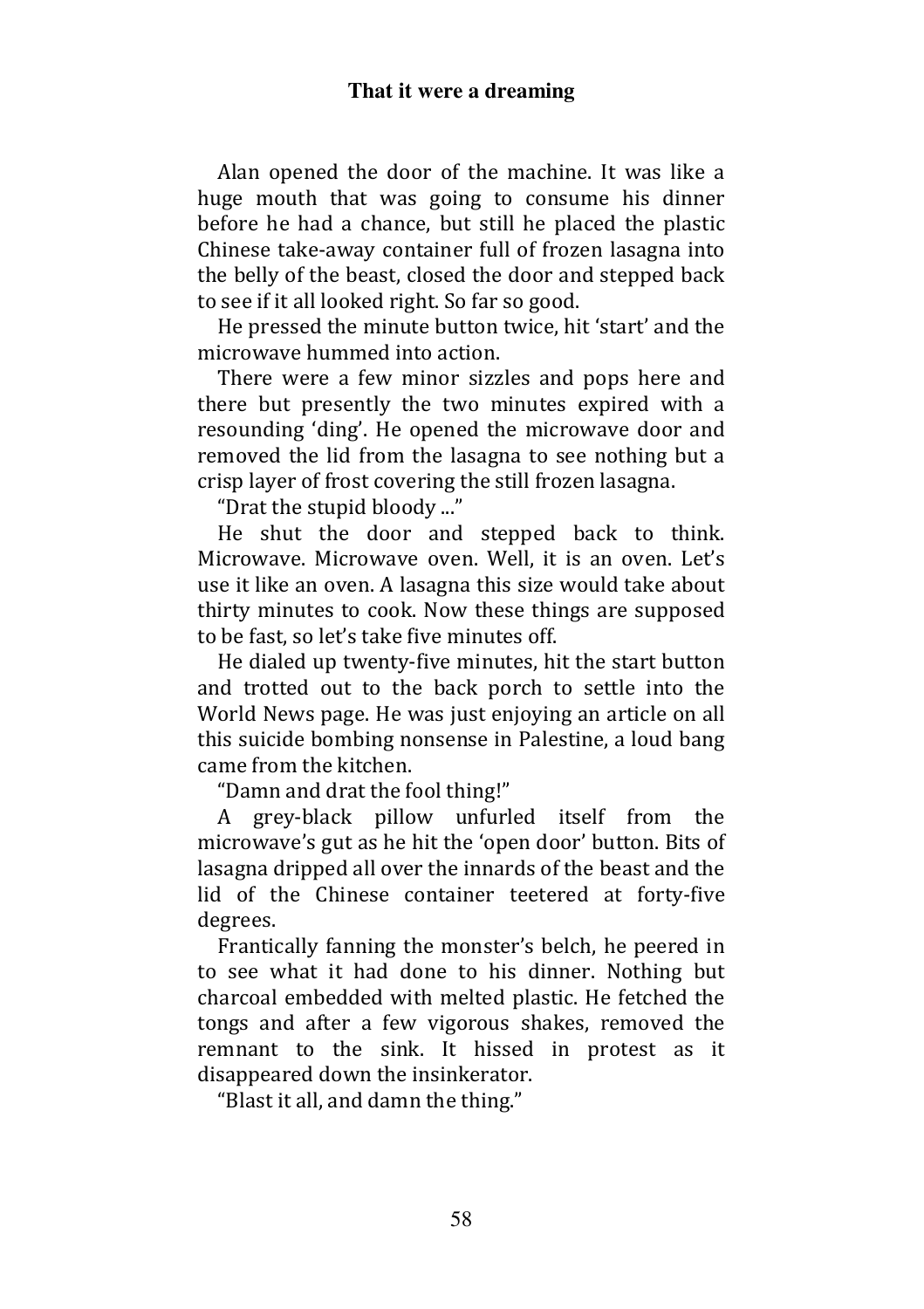Alan opened the door of the machine. It was like a huge mouth that was going to consume his dinner before he had a chance, but still he placed the plastic Chinese take-away container full of frozen lasagna into the belly of the beast, closed the door and stepped back to see if it all looked right. So far so good.

He pressed the minute button twice, hit 'start' and the microwave hummed into action.

There were a few minor sizzles and pops here and there but presently the two minutes expired with a resounding 'ding'. He opened the microwave door and removed the lid from the lasagna to see nothing but a crisp layer of frost covering the still frozen lasagna.

"Drat the stupid bloody ..."

He shut the door and stepped back to think. Microwave. Microwave oven. Well, it is an oven. Let's use it like an oven. A lasagna this size would take about thirty minutes to cook. Now these things are supposed to be fast, so let's take five minutes off.

He dialed up twenty-five minutes, hit the start button and trotted out to the back porch to settle into the World News page. He was just enjoying an article on all this suicide bombing nonsense in Palestine, a loud bang came from the kitchen.

"Damn and drat the fool thing!"

A grey-black pillow unfurled itself from the microwave's gut as he hit the 'open door' button. Bits of lasagna dripped all over the innards of the beast and the lid of the Chinese container teetered at forty-five degrees.

Frantically fanning the monster's belch, he peered in to see what it had done to his dinner. Nothing but charcoal embedded with melted plastic. He fetched the tongs and after a few vigorous shakes, removed the remnant to the sink. It hissed in protest as it disappeared down the insinkerator.

"Blast it all, and damn the thing."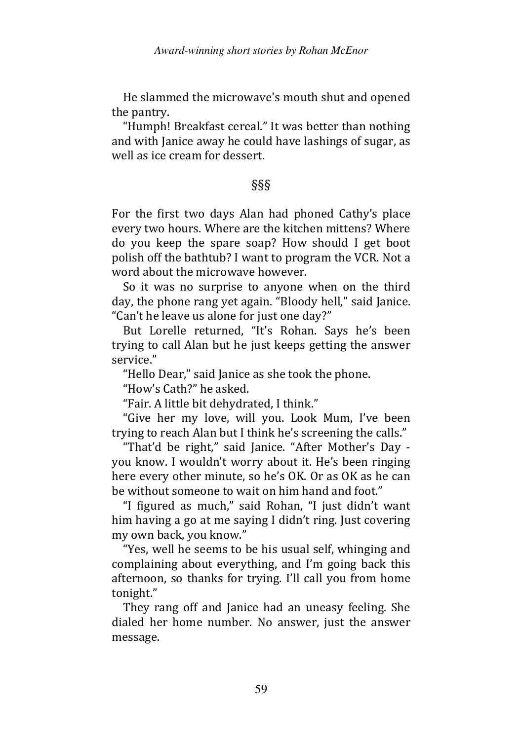He slammed the microwave's mouth shut and opened the pantry.

“Humph! Breakfast cereal.” It was better than nothing and with Janice away he could have lashings of sugar, as well as ice cream for dessert.

§§§

For the first two days Alan had phoned Cathy’s place every two hours. Where are the kitchen mittens? Where do you keep the spare soap? How should I get boot polish off the bathtub? I want to program the VCR. Not a word about the microwave however.

So it was no surprise to anyone when on the third day, the phone rang yet again. “Bloody hell,” said Janice. “Can’t he leave us alone for just one day?”

But Lorelle returned, “It’s Rohan. Says he’s been trying to call Alan but he just keeps getting the answer service.”

“Hello Dear,” said Janice as she took the phone.

“How’s Cath?” he asked.

“Fair. A little bit dehydrated, I think.”

“Give her my love, will you. Look Mum, I’ve been trying to reach Alan but I think he’s screening the calls.”

“That’d be right,” said Janice. “After Mother’s Day - you know. I wouldn’t worry about it. He’s been ringing here every other minute, so he’s OK. Or as OK as he can be without someone to wait on him hand and foot.”

“I figured as much,” said Rohan, “I just didn’t want him having a go at me saying I didn’t ring. Just covering my own back, you know.”

“Yes, well he seems to be his usual self, whinging and complaining about everything, and I’m going back this afternoon, so thanks for trying. I’ll call you from home tonight.”

They rang off and Janice had an uneasy feeling. She dialed her home number. No answer, just the answer message.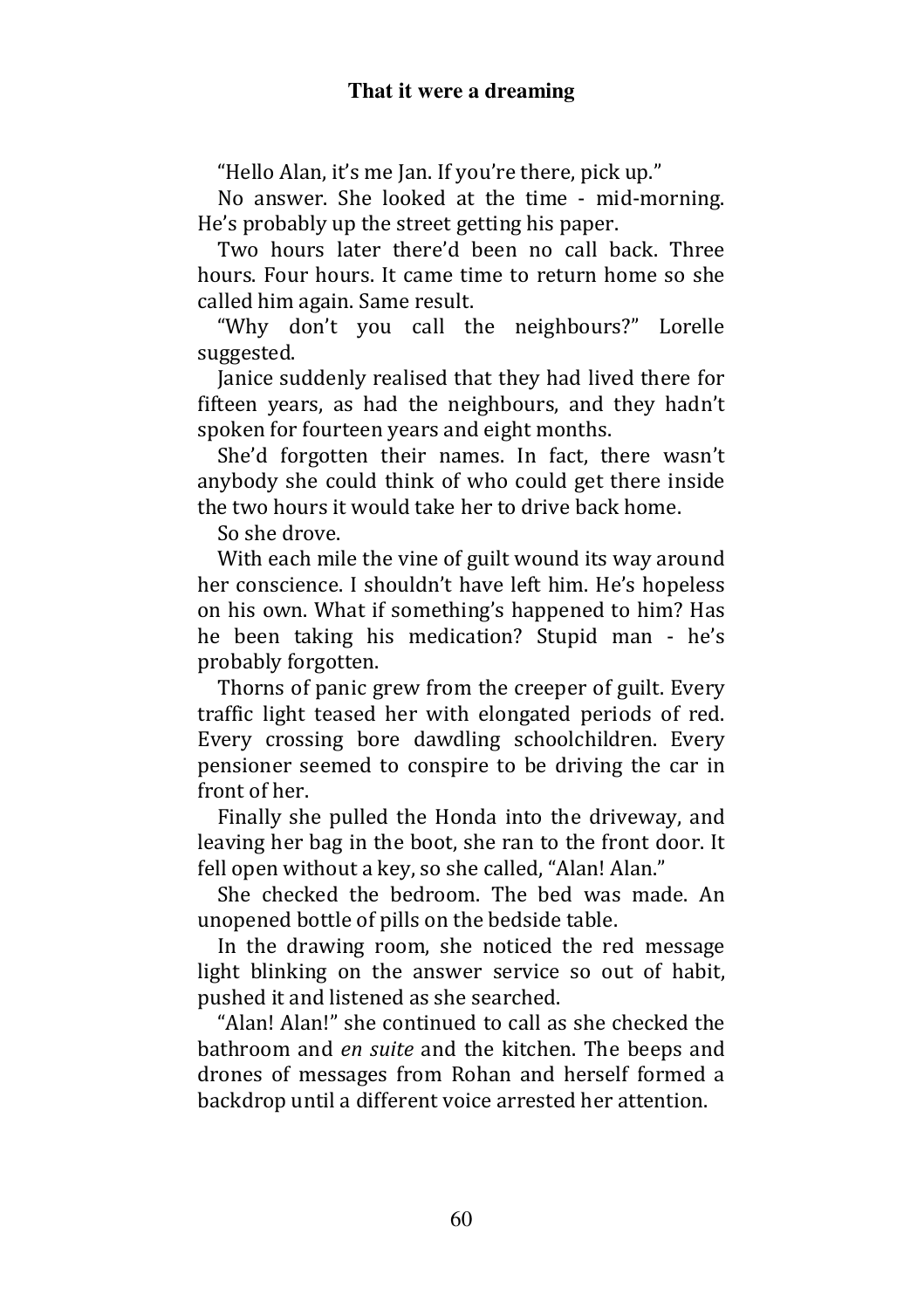"Hello Alan, it's me Jan. If you're there, pick up."

No answer. She looked at the time - mid-morning. He's probably up the street getting his paper.

Two hours later there'd been no call back. Three hours. Four hours. It came time to return home so she called him again. Same result.

"Why don't you call the neighbours?" Lorelle suggested.

Janice suddenly realised that they had lived there for fifteen years, as had the neighbours, and they hadn't spoken for fourteen years and eight months.

She'd forgotten their names. In fact, there wasn't anybody she could think of who could get there inside the two hours it would take her to drive back home.

So she drove.

With each mile the vine of guilt wound its way around her conscience. I shouldn't have left him. He's hopeless on his own. What if something's happened to him? Has he been taking his medication? Stupid man - he's probably forgotten.

Thorns of panic grew from the creeper of guilt. Every traffic light teased her with elongated periods of red. Every crossing bore dawdling schoolchildren. Every pensioner seemed to conspire to be driving the car in front of her.

Finally she pulled the Honda into the driveway, and leaving her bag in the boot, she ran to the front door. It fell open without a key, so she called, "Alan! Alan."

She checked the bedroom. The bed was made. An unopened bottle of pills on the bedside table.

In the drawing room, she noticed the red message light blinking on the answer service so out of habit, pushed it and listened as she searched.

"Alan! Alan!" she continued to call as she checked the bathroom and *en suite* and the kitchen. The beeps and drones of messages from Rohan and herself formed a backdrop until a different voice arrested her attention.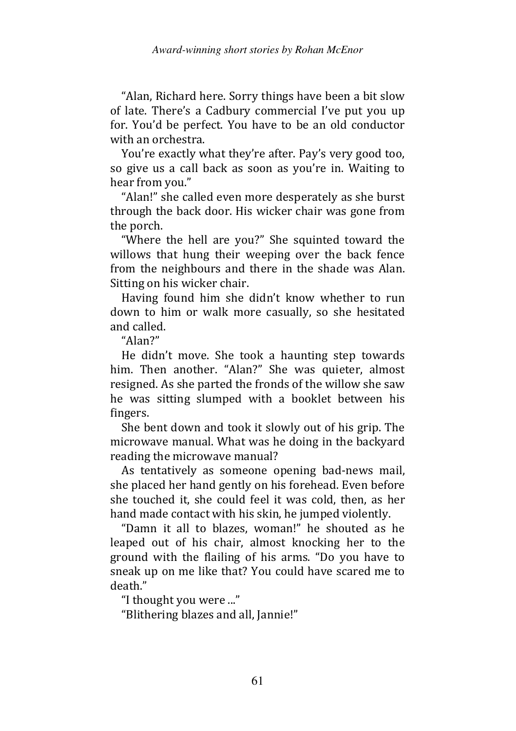"Alan, Richard here. Sorry things have been a bit slow of late. There's a Cadbury commercial I've put you up for. You'd be perfect. You have to be an old conductor with an orchestra.

You're exactly what they're after. Pay's very good too, so give us a call back as soon as you're in. Waiting to hear from you."

"Alan!" she called even more desperately as she burst through the back door. His wicker chair was gone from the porch.

"Where the hell are you?" She squinted toward the willows that hung their weeping over the back fence from the neighbours and there in the shade was Alan. Sitting on his wicker chair.

Having found him she didn't know whether to run down to him or walk more casually, so she hesitated and called.

"Alan?"

He didn't move. She took a haunting step towards him. Then another. "Alan?" She was quieter, almost resigned. As she parted the fronds of the willow she saw he was sitting slumped with a booklet between his fingers.

She bent down and took it slowly out of his grip. The microwave manual. What was he doing in the backyard reading the microwave manual?

As tentatively as someone opening bad-news mail, she placed her hand gently on his forehead. Even before she touched it, she could feel it was cold, then, as her hand made contact with his skin, he jumped violently.

"Damn it all to blazes, woman!" he shouted as he leaped out of his chair, almost knocking her to the ground with the flailing of his arms. "Do you have to sneak up on me like that? You could have scared me to death."

"I thought you were ..."

"Blithering blazes and all, Jannie!"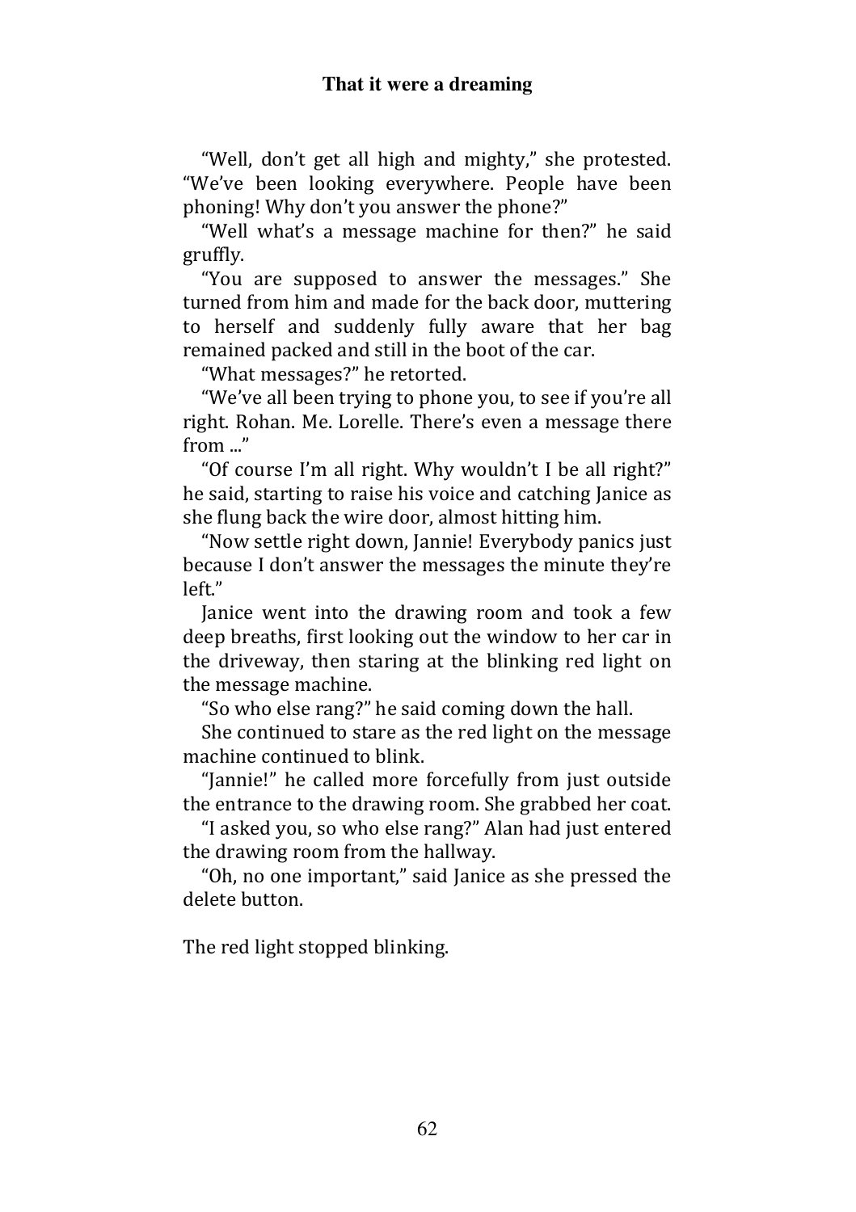"Well, don't get all high and mighty," she protested. "We've been looking everywhere. People have been phoning! Why don't you answer the phone?"

"Well what's a message machine for then?" he said gruffly.

"You are supposed to answer the messages." She turned from him and made for the back door, muttering to herself and suddenly fully aware that her bag remained packed and still in the boot of the car.

"What messages?" he retorted.

"We've all been trying to phone you, to see if you're all right. Rohan. Me. Lorelle. There's even a message there from ..."

"Of course I'm all right. Why wouldn't I be all right?" he said, starting to raise his voice and catching Janice as she flung back the wire door, almost hitting him.

"Now settle right down, Jannie! Everybody panics just because I don't answer the messages the minute they're left."

Janice went into the drawing room and took a few deep breaths, first looking out the window to her car in the driveway, then staring at the blinking red light on the message machine.

"So who else rang?" he said coming down the hall.

She continued to stare as the red light on the message machine continued to blink.

"Jannie!" he called more forcefully from just outside the entrance to the drawing room. She grabbed her coat.

"I asked you, so who else rang?" Alan had just entered the drawing room from the hallway.

"Oh, no one important," said Janice as she pressed the delete button.

The red light stopped blinking.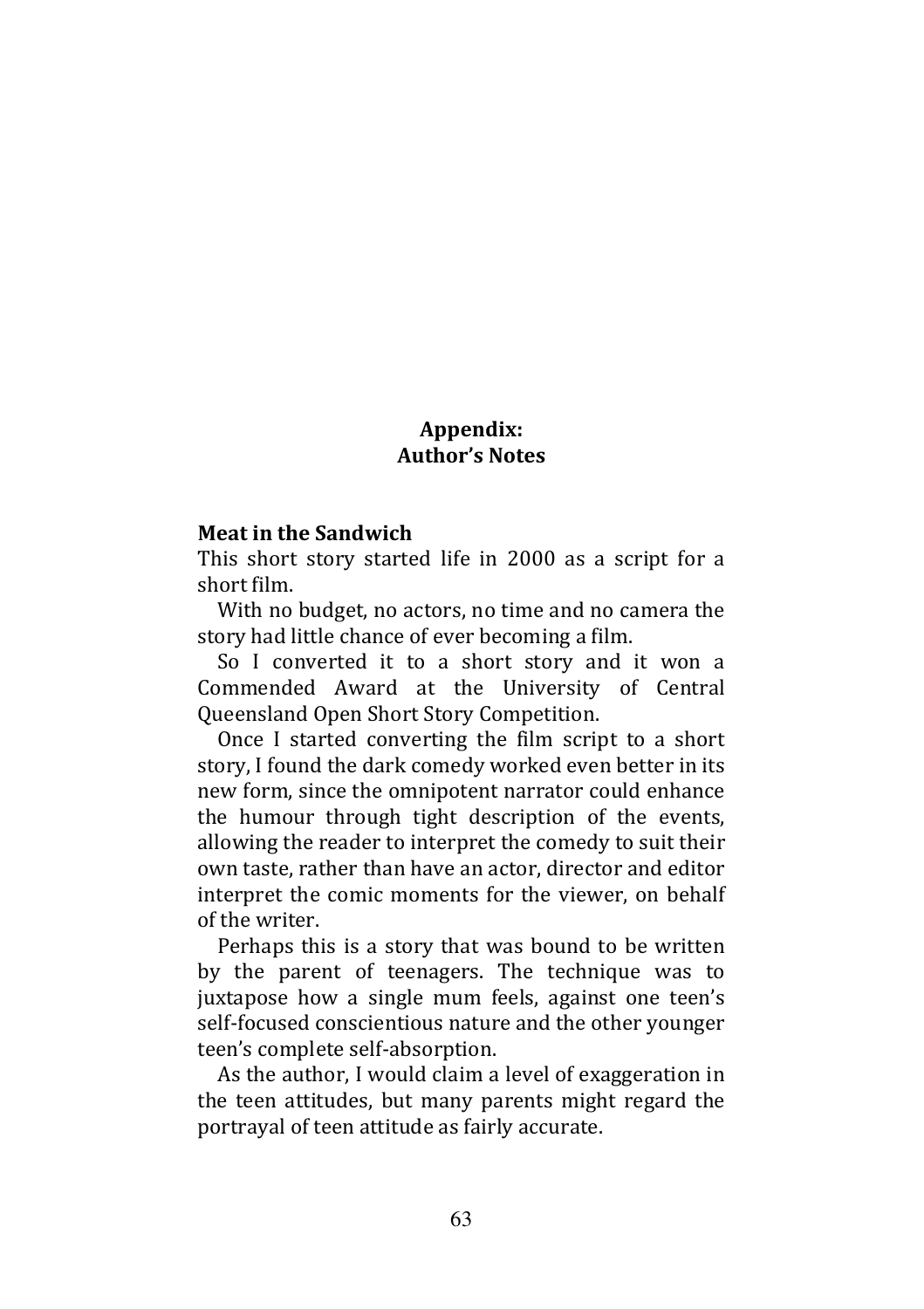# Appendix: Author's Notes

## Meat in the Sandwich

This short story started life in 2000 as a script for a short film.

With no budget, no actors, no time and no camera the story had little chance of ever becoming a film.

So I converted it to a short story and it won a Commended Award at the University of Central Queensland Open Short Story Competition.

Once I started converting the film script to a short story, I found the dark comedy worked even better in its new form, since the omnipotent narrator could enhance the humour through tight description of the events, allowing the reader to interpret the comedy to suit their own taste, rather than have an actor, director and editor interpret the comic moments for the viewer, on behalf of the writer.

Perhaps this is a story that was bound to be written by the parent of teenagers. The technique was to juxtapose how a single mum feels, against one teen's self-focused conscientious nature and the other younger teen's complete self-absorption.

As the author, I would claim a level of exaggeration in the teen attitudes, but many parents might regard the portrayal of teen attitude as fairly accurate.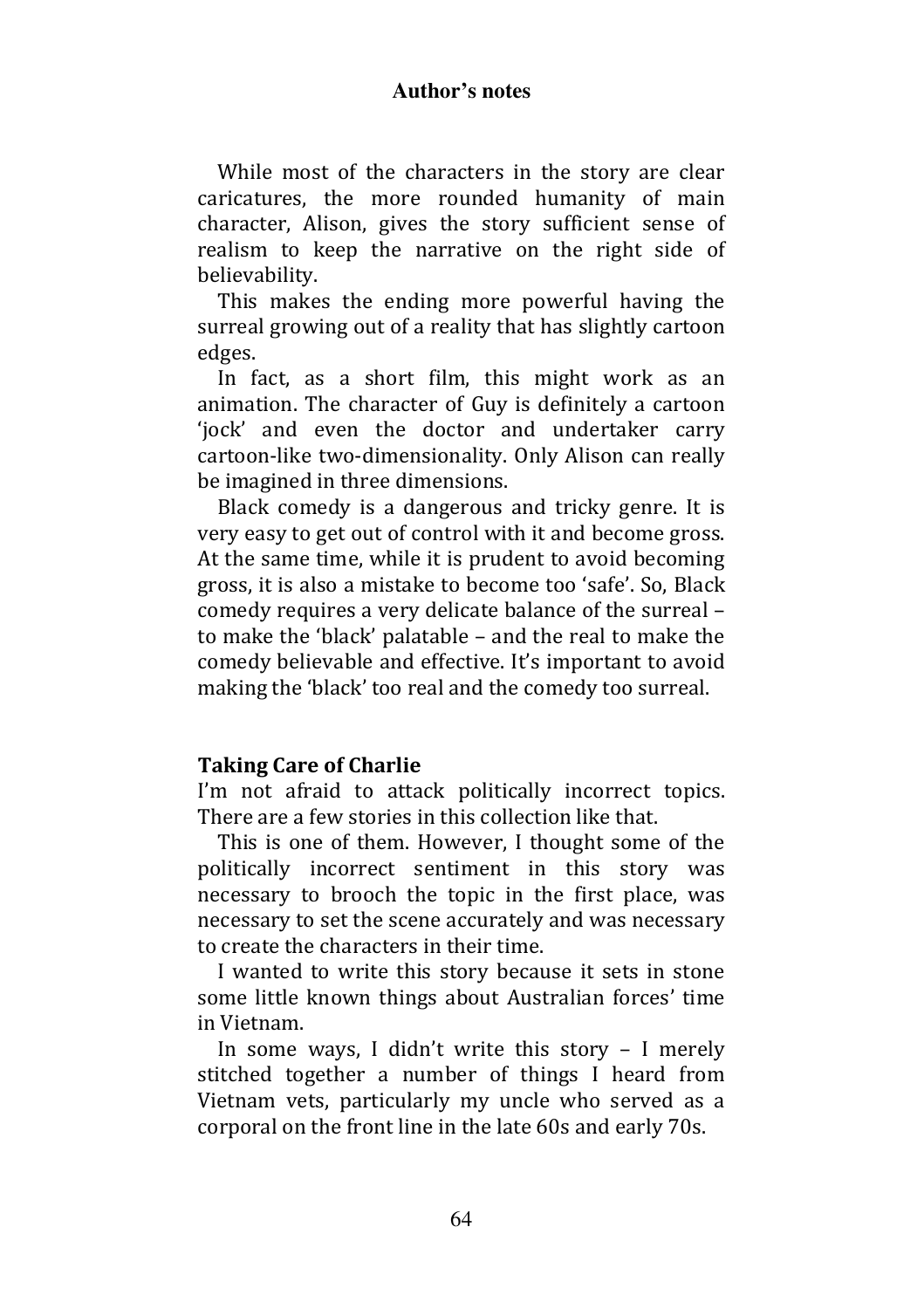## Author's notes

While most of the characters in the story are clear caricatures, the more rounded humanity of main character, Alison, gives the story sufficient sense of realism to keep the narrative on the right side of believability.

This makes the ending more powerful having the surreal growing out of a reality that has slightly cartoon edges.

In fact, as a short film, this might work as an animation. The character of Guy is definitely a cartoon 'jock' and even the doctor and undertaker carry cartoon-like two-dimensionality. Only Alison can really be imagined in three dimensions.

Black comedy is a dangerous and tricky genre. It is very easy to get out of control with it and become gross. At the same time, while it is prudent to avoid becoming gross, it is also a mistake to become too 'safe'. So, Black comedy requires a very delicate balance of the surreal – to make the 'black' palatable – and the real to make the comedy believable and effective. It's important to avoid making the 'black' too real and the comedy too surreal.

### Taking Care of Charlie

I'm not afraid to attack politically incorrect topics. There are a few stories in this collection like that.

This is one of them. However, I thought some of the politically incorrect sentiment in this story was necessary to brooch the topic in the first place, was necessary to set the scene accurately and was necessary to create the characters in their time.

I wanted to write this story because it sets in stone some little known things about Australian forces' time in Vietnam.

In some ways, I didn't write this story – I merely stitched together a number of things I heard from Vietnam vets, particularly my uncle who served as a corporal on the front line in the late 60s and early 70s.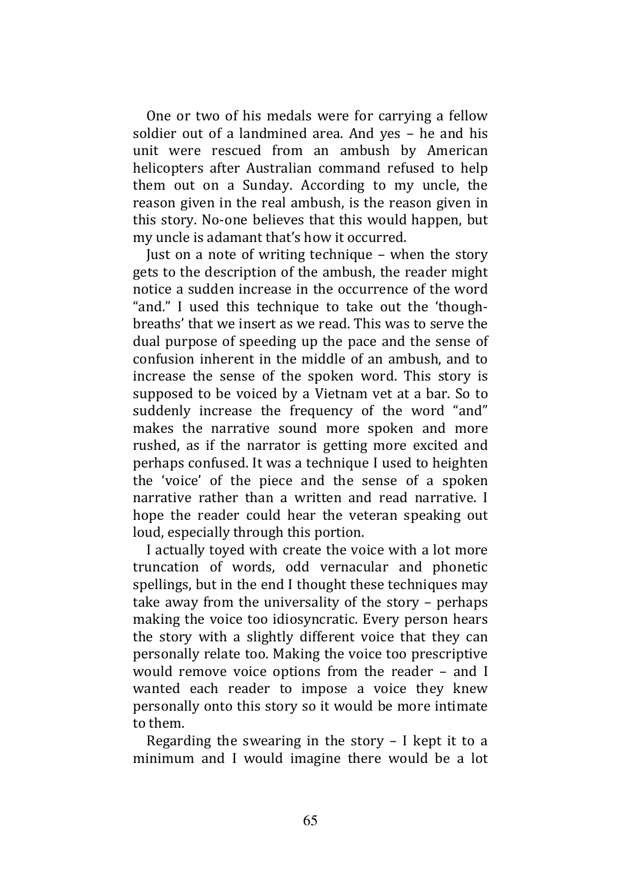One or two of his medals were for carrying a fellow soldier out of a landmined area. And yes – he and his unit were rescued from an ambush by American helicopters after Australian command refused to help them out on a Sunday. According to my uncle, the reason given in the real ambush, is the reason given in this story. No-one believes that this would happen, but my uncle is adamant that's how it occurred.

Just on a note of writing technique – when the story gets to the description of the ambush, the reader might notice a sudden increase in the occurrence of the word "and." I used this technique to take out the 'though-breaths' that we insert as we read. This was to serve the dual purpose of speeding up the pace and the sense of confusion inherent in the middle of an ambush, and to increase the sense of the spoken word. This story is supposed to be voiced by a Vietnam vet at a bar. So to suddenly increase the frequency of the word "and" makes the narrative sound more spoken and more rushed, as if the narrator is getting more excited and perhaps confused. It was a technique I used to heighten the 'voice' of the piece and the sense of a spoken narrative rather than a written and read narrative. I hope the reader could hear the veteran speaking out loud, especially through this portion.

I actually toyed with create the voice with a lot more truncation of words, odd vernacular and phonetic spellings, but in the end I thought these techniques may take away from the universality of the story – perhaps making the voice too idiosyncratic. Every person hears the story with a slightly different voice that they can personally relate too. Making the voice too prescriptive would remove voice options from the reader – and I wanted each reader to impose a voice they knew personally onto this story so it would be more intimate to them.

Regarding the swearing in the story – I kept it to a minimum and I would imagine there would be a lot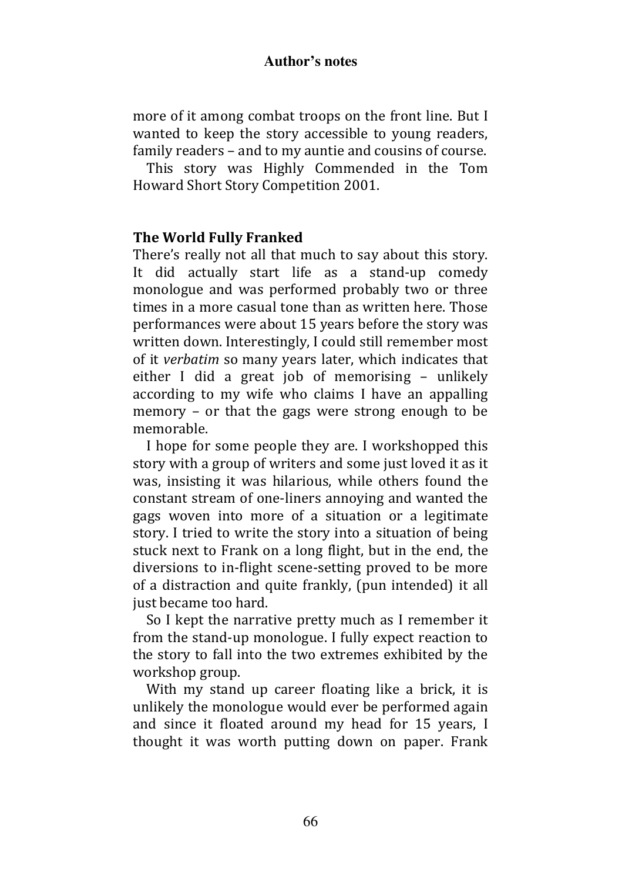more of it among combat troops on the front line. But I wanted to keep the story accessible to young readers, family readers – and to my auntie and cousins of course.

This story was Highly Commended in the Tom Howard Short Story Competition 2001.

### The World Fully Franked

There's really not all that much to say about this story. It did actually start life as a stand-up comedy monologue and was performed probably two or three times in a more casual tone than as written here. Those performances were about 15 years before the story was written down. Interestingly, I could still remember most of it *verbatim* so many years later, which indicates that either I did a great job of memorising – unlikely according to my wife who claims I have an appalling memory – or that the gags were strong enough to be memorable.

I hope for some people they are. I workshopped this story with a group of writers and some just loved it as it was, insisting it was hilarious, while others found the constant stream of one-liners annoying and wanted the gags woven into more of a situation or a legitimate story. I tried to write the story into a situation of being stuck next to Frank on a long flight, but in the end, the diversions to in-flight scene-setting proved to be more of a distraction and quite frankly, (pun intended) it all just became too hard.

So I kept the narrative pretty much as I remember it from the stand-up monologue. I fully expect reaction to the story to fall into the two extremes exhibited by the workshop group.

With my stand up career floating like a brick, it is unlikely the monologue would ever be performed again and since it floated around my head for 15 years, I thought it was worth putting down on paper. Frank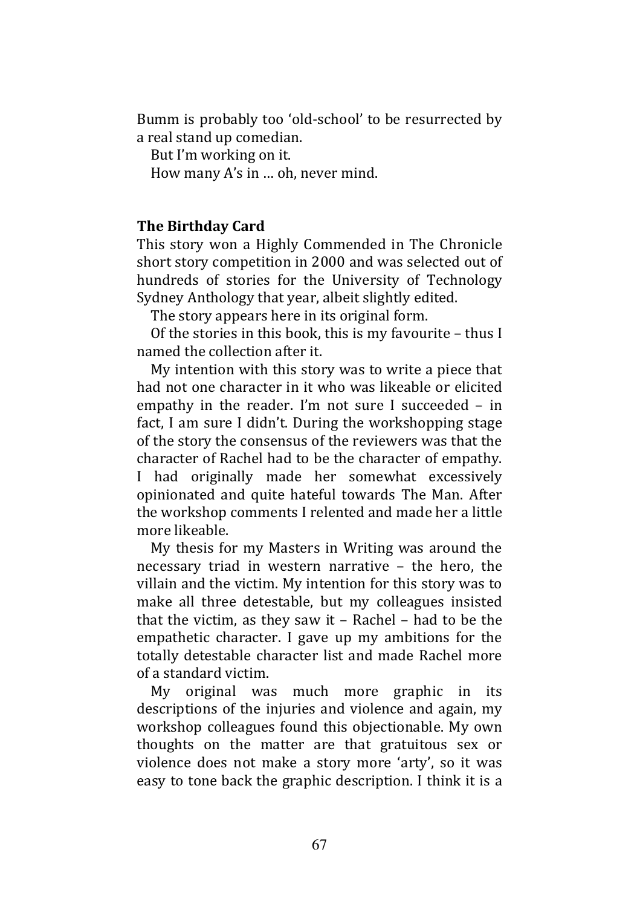Bumm is probably too 'old-school' to be resurrected by a real stand up comedian.

But I'm working on it.

How many A's in … oh, never mind.

**The Birthday Card**

This story won a Highly Commended in The Chronicle short story competition in 2000 and was selected out of hundreds of stories for the University of Technology Sydney Anthology that year, albeit slightly edited.

The story appears here in its original form.

Of the stories in this book, this is my favourite – thus I named the collection after it.

My intention with this story was to write a piece that had not one character in it who was likeable or elicited empathy in the reader. I'm not sure I succeeded – in fact, I am sure I didn't. During the workshopping stage of the story the consensus of the reviewers was that the character of Rachel had to be the character of empathy. I had originally made her somewhat excessively opinionated and quite hateful towards The Man. After the workshop comments I relented and made her a little more likeable.

My thesis for my Masters in Writing was around the necessary triad in western narrative – the hero, the villain and the victim. My intention for this story was to make all three detestable, but my colleagues insisted that the victim, as they saw it – Rachel – had to be the empathetic character. I gave up my ambitions for the totally detestable character list and made Rachel more of a standard victim.

My original was much more graphic in its descriptions of the injuries and violence and again, my workshop colleagues found this objectionable. My own thoughts on the matter are that gratuitous sex or violence does not make a story more 'arty', so it was easy to tone back the graphic description. I think it is a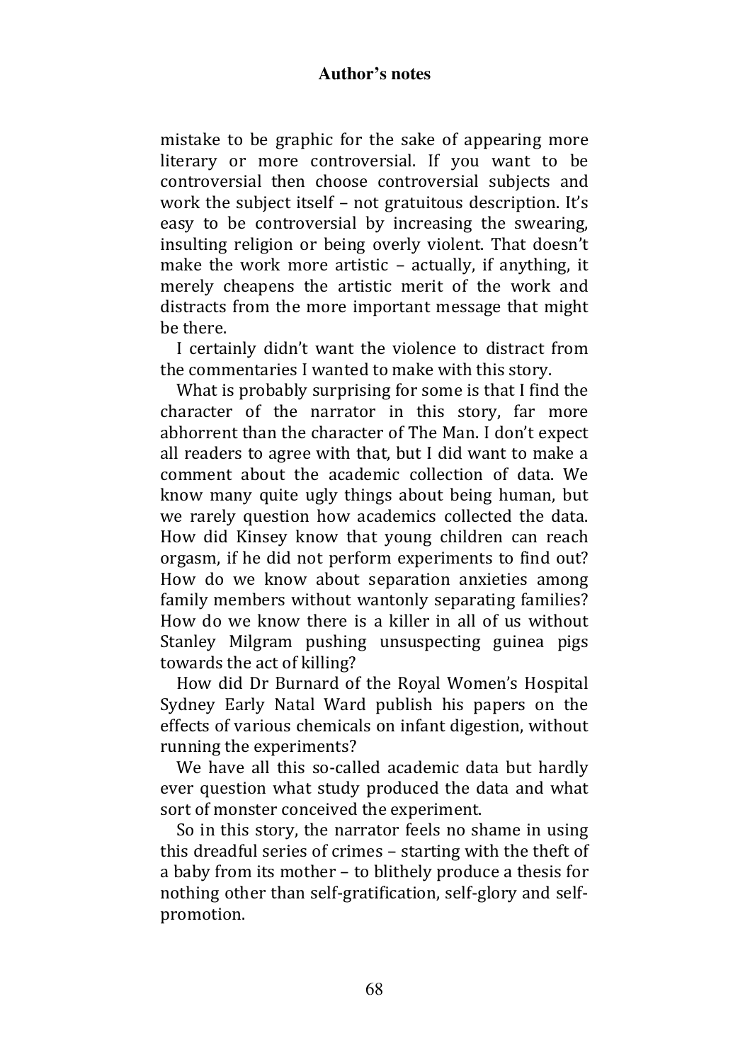mistake to be graphic for the sake of appearing more literary or more controversial. If you want to be controversial then choose controversial subjects and work the subject itself – not gratuitous description. It's easy to be controversial by increasing the swearing, insulting religion or being overly violent. That doesn't make the work more artistic – actually, if anything, it merely cheapens the artistic merit of the work and distracts from the more important message that might be there.

I certainly didn't want the violence to distract from the commentaries I wanted to make with this story.

What is probably surprising for some is that I find the character of the narrator in this story, far more abhorrent than the character of The Man. I don't expect all readers to agree with that, but I did want to make a comment about the academic collection of data. We know many quite ugly things about being human, but we rarely question how academics collected the data. How did Kinsey know that young children can reach orgasm, if he did not perform experiments to find out? How do we know about separation anxieties among family members without wantonly separating families? How do we know there is a killer in all of us without Stanley Milgram pushing unsuspecting guinea pigs towards the act of killing?

How did Dr Burnard of the Royal Women's Hospital Sydney Early Natal Ward publish his papers on the effects of various chemicals on infant digestion, without running the experiments?

We have all this so-called academic data but hardly ever question what study produced the data and what sort of monster conceived the experiment.

So in this story, the narrator feels no shame in using this dreadful series of crimes – starting with the theft of a baby from its mother – to blithely produce a thesis for nothing other than self-gratification, self-glory and self-promotion.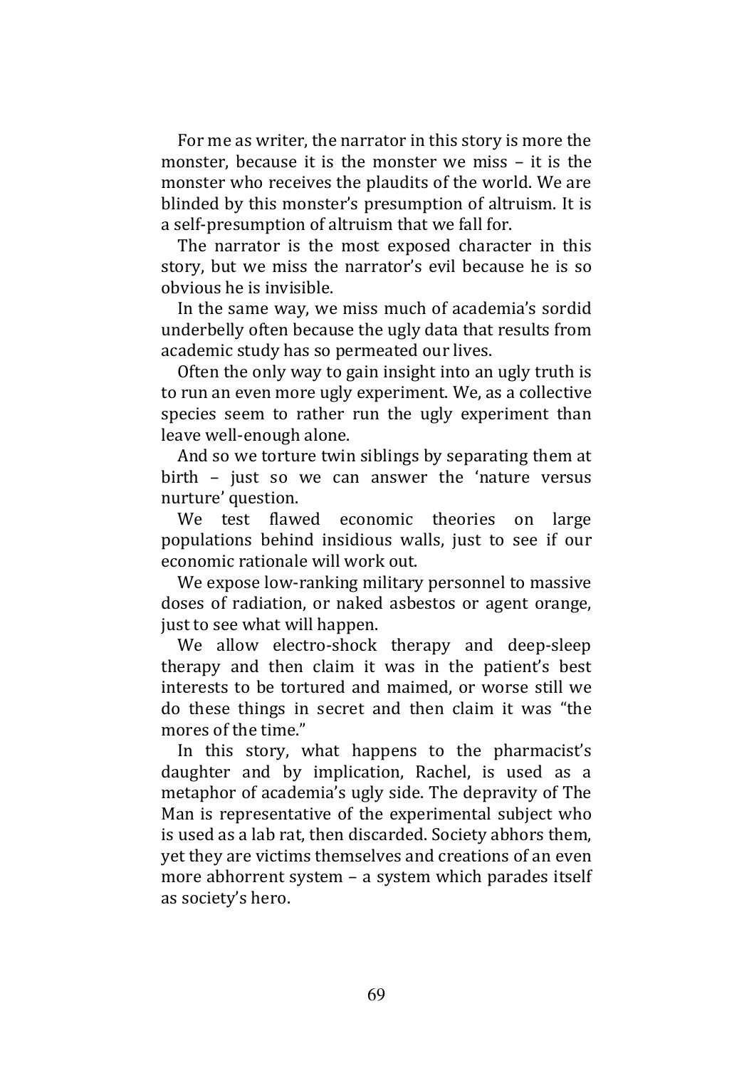For me as writer, the narrator in this story is more the monster, because it is the monster we miss – it is the monster who receives the plaudits of the world. We are blinded by this monster's presumption of altruism. It is a self-presumption of altruism that we fall for.

The narrator is the most exposed character in this story, but we miss the narrator's evil because he is so obvious he is invisible.

In the same way, we miss much of academia's sordid underbelly often because the ugly data that results from academic study has so permeated our lives.

Often the only way to gain insight into an ugly truth is to run an even more ugly experiment. We, as a collective species seem to rather run the ugly experiment than leave well-enough alone.

And so we torture twin siblings by separating them at birth – just so we can answer the 'nature versus nurture' question.

We test flawed economic theories on large populations behind insidious walls, just to see if our economic rationale will work out.

We expose low-ranking military personnel to massive doses of radiation, or naked asbestos or agent orange, just to see what will happen.

We allow electro-shock therapy and deep-sleep therapy and then claim it was in the patient's best interests to be tortured and maimed, or worse still we do these things in secret and then claim it was "the mores of the time."

In this story, what happens to the pharmacist's daughter and by implication, Rachel, is used as a metaphor of academia's ugly side. The depravity of The Man is representative of the experimental subject who is used as a lab rat, then discarded. Society abhors them, yet they are victims themselves and creations of an even more abhorrent system – a system which parades itself as society's hero.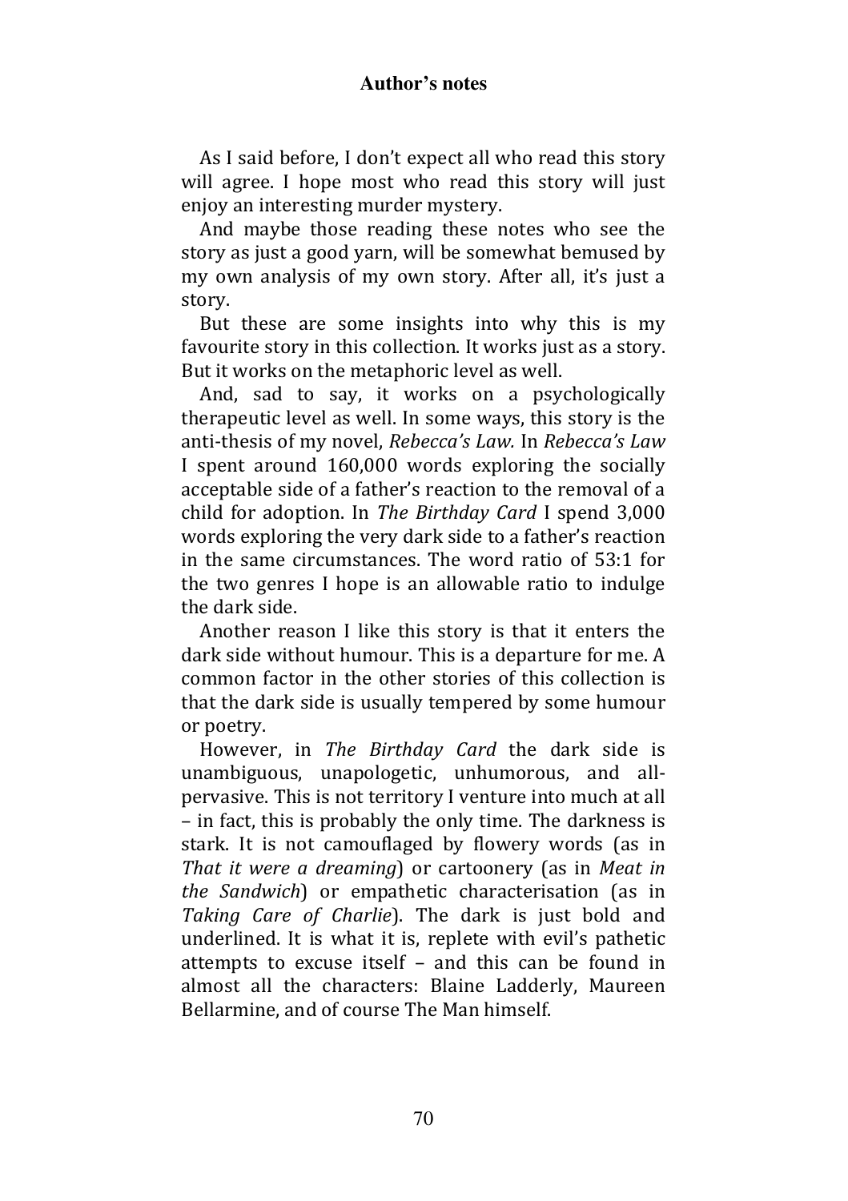## Author's notes

As I said before, I don't expect all who read this story will agree. I hope most who read this story will just enjoy an interesting murder mystery.

And maybe those reading these notes who see the story as just a good yarn, will be somewhat bemused by my own analysis of my own story. After all, it's just a story.

But these are some insights into why this is my favourite story in this collection. It works just as a story. But it works on the metaphoric level as well.

And, sad to say, it works on a psychologically therapeutic level as well. In some ways, this story is the anti-thesis of my novel, *Rebecca's Law.* In *Rebecca's Law* I spent around 160,000 words exploring the socially acceptable side of a father's reaction to the removal of a child for adoption. In *The Birthday Card* I spend 3,000 words exploring the very dark side to a father's reaction in the same circumstances. The word ratio of 53:1 for the two genres I hope is an allowable ratio to indulge the dark side.

Another reason I like this story is that it enters the dark side without humour. This is a departure for me. A common factor in the other stories of this collection is that the dark side is usually tempered by some humour or poetry.

However, in *The Birthday Card* the dark side is unambiguous, unapologetic, unhumorous, and all-pervasive. This is not territory I venture into much at all – in fact, this is probably the only time. The darkness is stark. It is not camouflaged by flowery words (as in *That it were a dreaming*) or cartoonery (as in *Meat in the Sandwich*) or empathetic characterisation (as in *Taking Care of Charlie*). The dark is just bold and underlined. It is what it is, replete with evil's pathetic attempts to excuse itself – and this can be found in almost all the characters: Blaine Ladderly, Maureen Bellarmine, and of course The Man himself.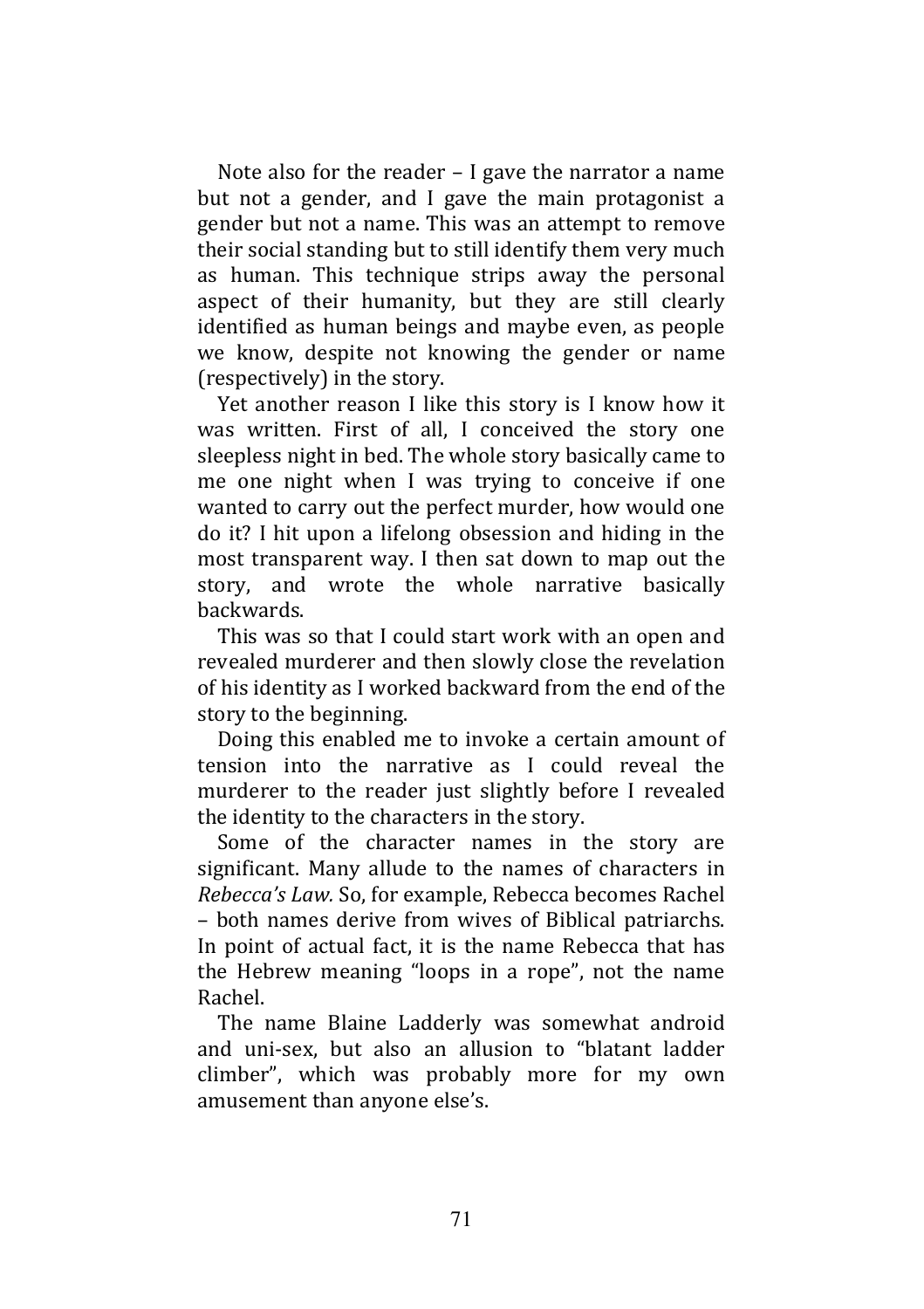Note also for the reader – I gave the narrator a name but not a gender, and I gave the main protagonist a gender but not a name. This was an attempt to remove their social standing but to still identify them very much as human. This technique strips away the personal aspect of their humanity, but they are still clearly identified as human beings and maybe even, as people we know, despite not knowing the gender or name (respectively) in the story.

Yet another reason I like this story is I know how it was written. First of all, I conceived the story one sleepless night in bed. The whole story basically came to me one night when I was trying to conceive if one wanted to carry out the perfect murder, how would one do it? I hit upon a lifelong obsession and hiding in the most transparent way. I then sat down to map out the story, and wrote the whole narrative basically backwards.

This was so that I could start work with an open and revealed murderer and then slowly close the revelation of his identity as I worked backward from the end of the story to the beginning.

Doing this enabled me to invoke a certain amount of tension into the narrative as I could reveal the murderer to the reader just slightly before I revealed the identity to the characters in the story.

Some of the character names in the story are significant. Many allude to the names of characters in *Rebecca's Law.* So, for example, Rebecca becomes Rachel – both names derive from wives of Biblical patriarchs. In point of actual fact, it is the name Rebecca that has the Hebrew meaning "loops in a rope", not the name Rachel.

The name Blaine Ladderly was somewhat android and uni-sex, but also an allusion to "blatant ladder climber", which was probably more for my own amusement than anyone else's.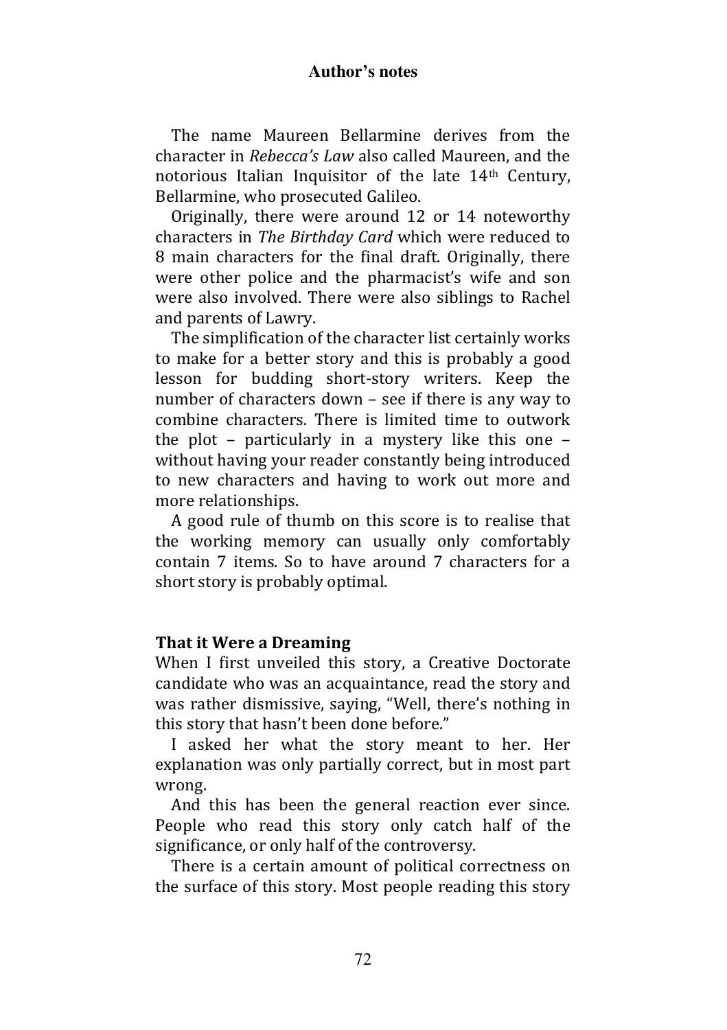## Author's notes

The name Maureen Bellarmine derives from the character in *Rebecca's Law* also called Maureen, and the notorious Italian Inquisitor of the late 14th Century, Bellarmine, who prosecuted Galileo.

Originally, there were around 12 or 14 noteworthy characters in *The Birthday Card* which were reduced to 8 main characters for the final draft. Originally, there were other police and the pharmacist's wife and son were also involved. There were also siblings to Rachel and parents of Lawry.

The simplification of the character list certainly works to make for a better story and this is probably a good lesson for budding short-story writers. Keep the number of characters down – see if there is any way to combine characters. There is limited time to outwork the plot – particularly in a mystery like this one – without having your reader constantly being introduced to new characters and having to work out more and more relationships.

A good rule of thumb on this score is to realise that the working memory can usually only comfortably contain 7 items. So to have around 7 characters for a short story is probably optimal.

### That it Were a Dreaming

When I first unveiled this story, a Creative Doctorate candidate who was an acquaintance, read the story and was rather dismissive, saying, "Well, there's nothing in this story that hasn't been done before."

I asked her what the story meant to her. Her explanation was only partially correct, but in most part wrong.

And this has been the general reaction ever since. People who read this story only catch half of the significance, or only half of the controversy.

There is a certain amount of political correctness on the surface of this story. Most people reading this story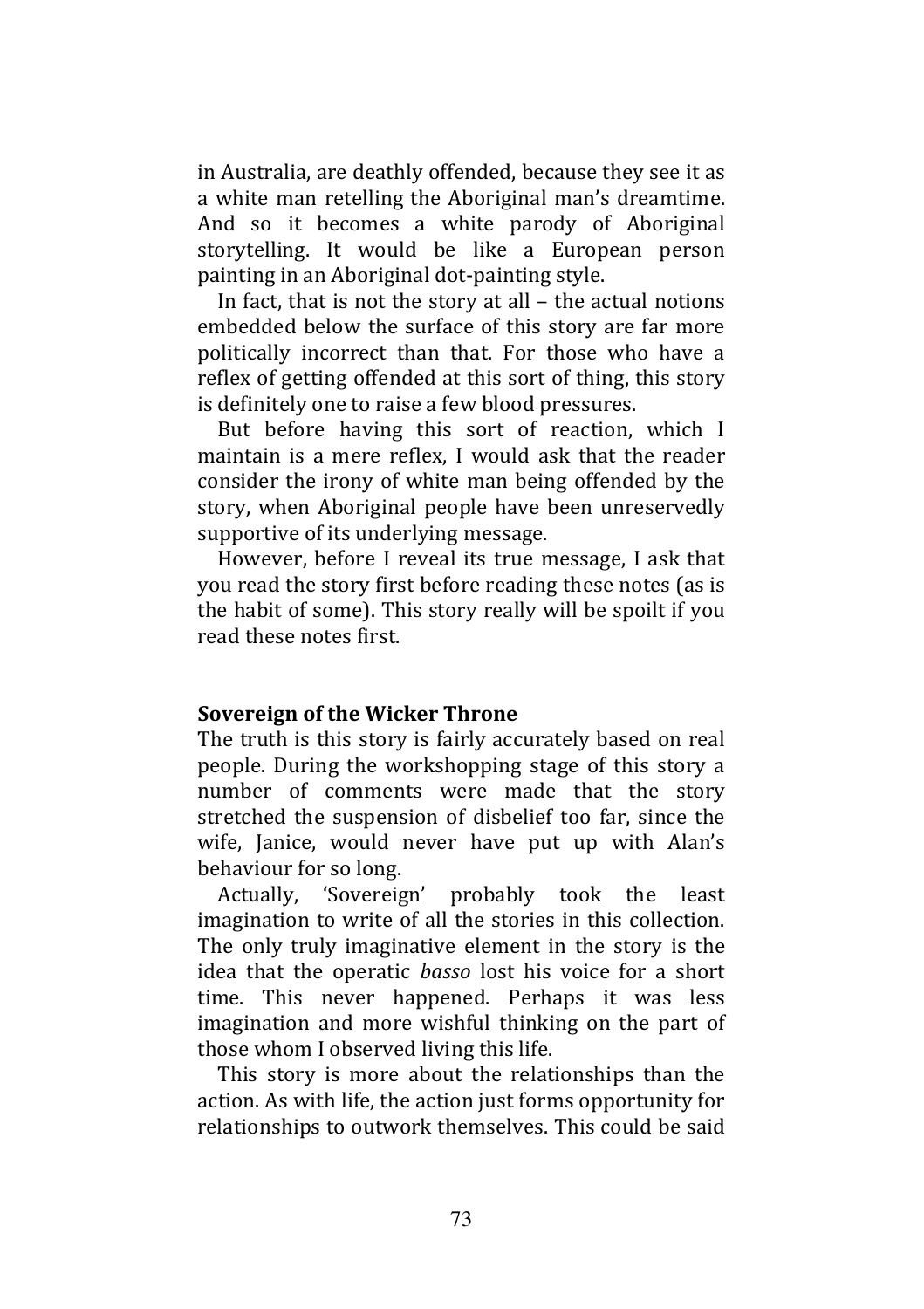in Australia, are deathly offended, because they see it as a white man retelling the Aboriginal man's dreamtime. And so it becomes a white parody of Aboriginal storytelling. It would be like a European person painting in an Aboriginal dot-painting style.

In fact, that is not the story at all – the actual notions embedded below the surface of this story are far more politically incorrect than that. For those who have a reflex of getting offended at this sort of thing, this story is definitely one to raise a few blood pressures.

But before having this sort of reaction, which I maintain is a mere reflex, I would ask that the reader consider the irony of white man being offended by the story, when Aboriginal people have been unreservedly supportive of its underlying message.

However, before I reveal its true message, I ask that you read the story first before reading these notes (as is the habit of some). This story really will be spoilt if you read these notes first.

**Sovereign of the Wicker Throne**

The truth is this story is fairly accurately based on real people. During the workshopping stage of this story a number of comments were made that the story stretched the suspension of disbelief too far, since the wife, Janice, would never have put up with Alan's behaviour for so long.

Actually, 'Sovereign' probably took the least imagination to write of all the stories in this collection. The only truly imaginative element in the story is the idea that the operatic *basso* lost his voice for a short time. This never happened. Perhaps it was less imagination and more wishful thinking on the part of those whom I observed living this life.

This story is more about the relationships than the action. As with life, the action just forms opportunity for relationships to outwork themselves. This could be said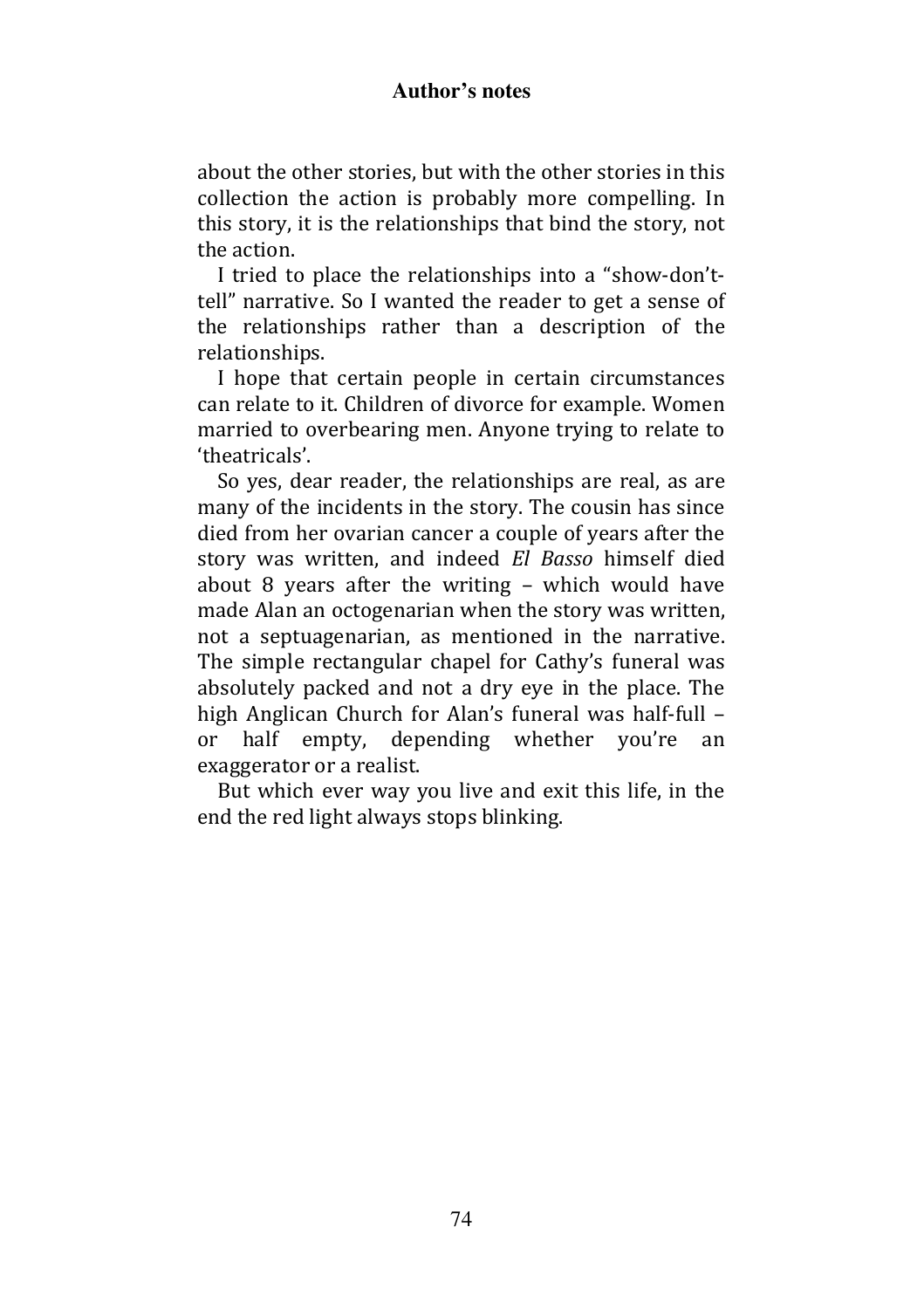about the other stories, but with the other stories in this collection the action is probably more compelling. In this story, it is the relationships that bind the story, not the action.

I tried to place the relationships into a "show-don't-tell" narrative. So I wanted the reader to get a sense of the relationships rather than a description of the relationships.

I hope that certain people in certain circumstances can relate to it. Children of divorce for example. Women married to overbearing men. Anyone trying to relate to 'theatricals'.

So yes, dear reader, the relationships are real, as are many of the incidents in the story. The cousin has since died from her ovarian cancer a couple of years after the story was written, and indeed *El Basso* himself died about 8 years after the writing – which would have made Alan an octogenarian when the story was written, not a septuagenarian, as mentioned in the narrative. The simple rectangular chapel for Cathy's funeral was absolutely packed and not a dry eye in the place. The high Anglican Church for Alan's funeral was half-full – or half empty, depending whether you're an exaggerator or a realist.

But which ever way you live and exit this life, in the end the red light always stops blinking.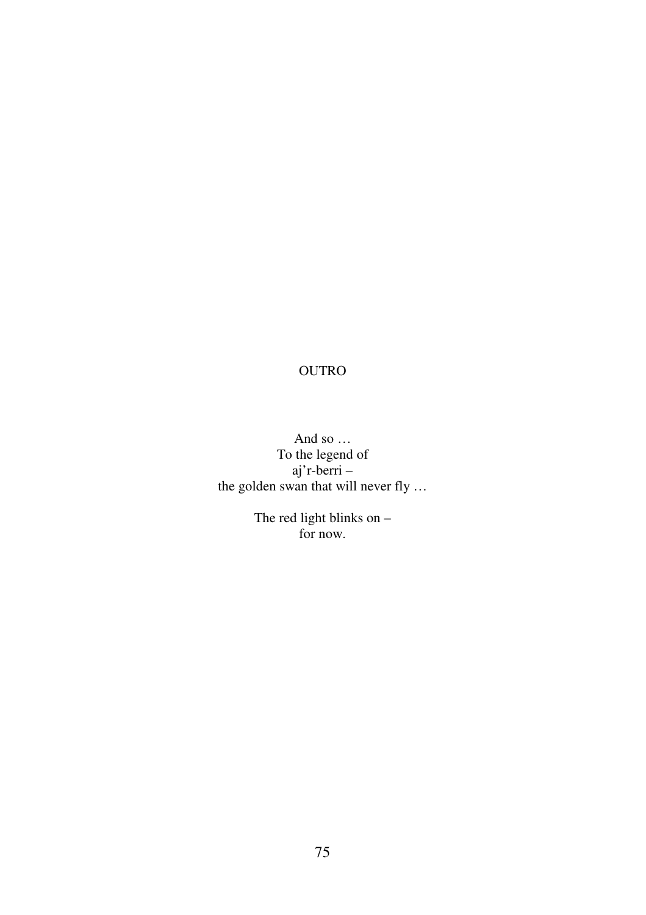# OUTRO

And so …
To the legend of
aj'r-berri –
the golden swan that will never fly …

The red light blinks on –
for now.